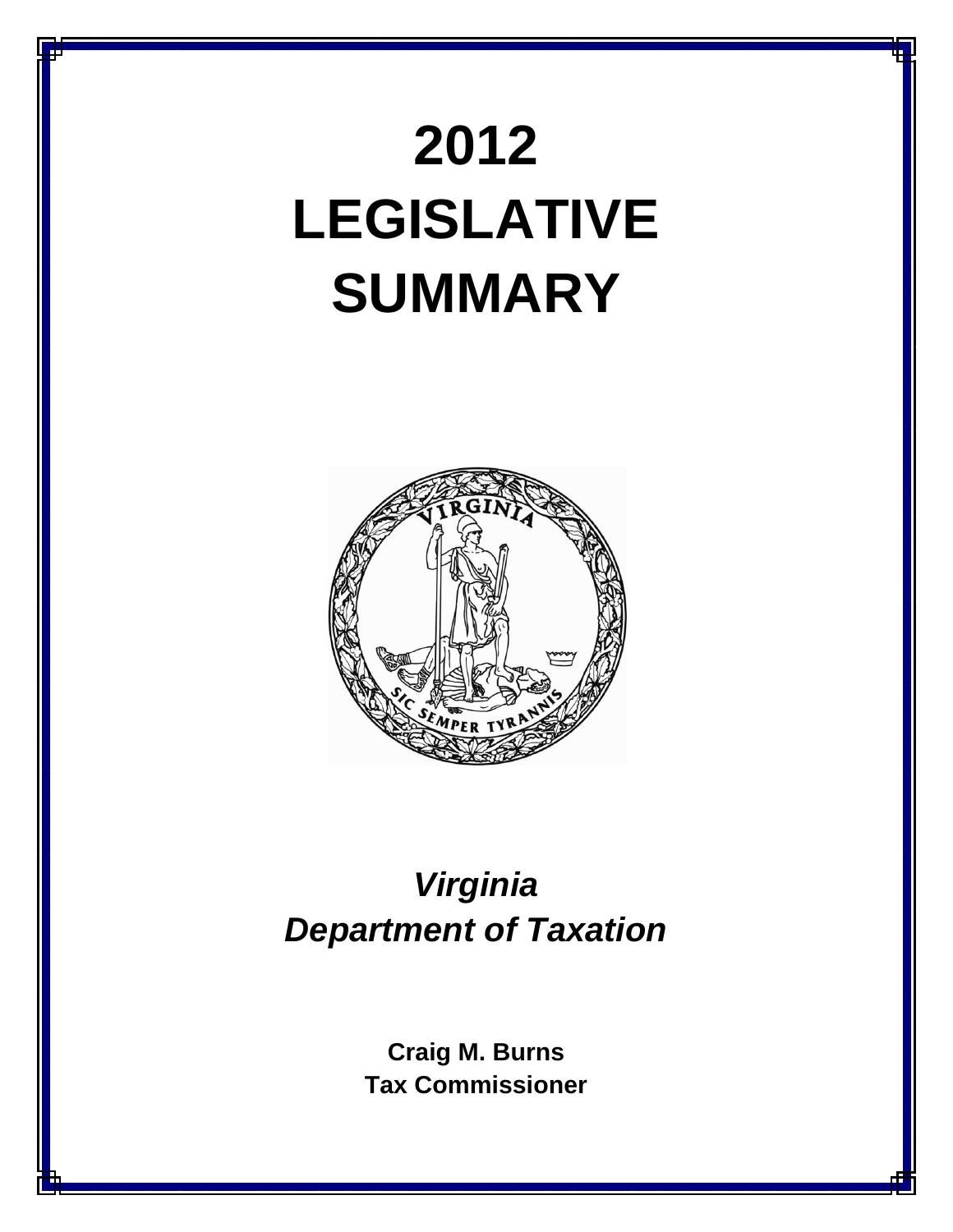# 2012 LEGISLATIVE SUMMARY

***Virginia Department of Taxation***

**Craig M. Burns**
**Tax Commissioner**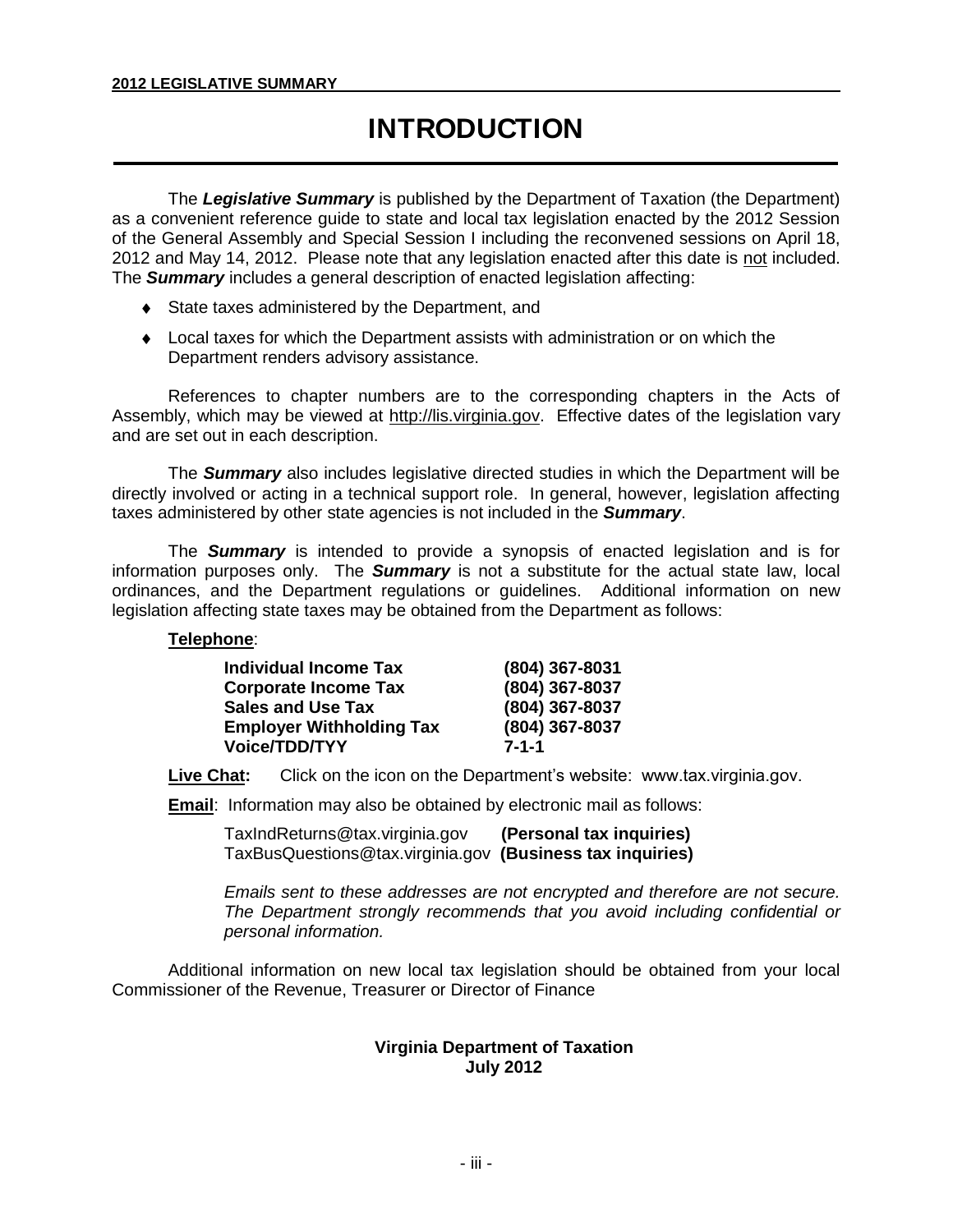# INTRODUCTION

The ***Legislative Summary*** is published by the Department of Taxation (the Department) as a convenient reference guide to state and local tax legislation enacted by the 2012 Session of the General Assembly and Special Session I including the reconvened sessions on April 18, 2012 and May 14, 2012. Please note that any legislation enacted after this date is not included. The ***Summary*** includes a general description of enacted legislation affecting:

- State taxes administered by the Department, and
- Local taxes for which the Department assists with administration or on which the Department renders advisory assistance.

References to chapter numbers are to the corresponding chapters in the Acts of Assembly, which may be viewed at http://lis.virginia.gov. Effective dates of the legislation vary and are set out in each description.

The ***Summary*** also includes legislative directed studies in which the Department will be directly involved or acting in a technical support role. In general, however, legislation affecting taxes administered by other state agencies is not included in the ***Summary***.

The ***Summary*** is intended to provide a synopsis of enacted legislation and is for information purposes only. The ***Summary*** is not a substitute for the actual state law, local ordinances, and the Department regulations or guidelines. Additional information on new legislation affecting state taxes may be obtained from the Department as follows:

**Telephone**:

| | |
|---|---|
| **Individual Income Tax** | **(804) 367-8031** |
| **Corporate Income Tax** | **(804) 367-8037** |
| **Sales and Use Tax** | **(804) 367-8037** |
| **Employer Withholding Tax** | **(804) 367-8037** |
| **Voice/TDD/TYY** | **7-1-1** |

**Live Chat:** Click on the icon on the Department's website: www.tax.virginia.gov.

**Email**: Information may also be obtained by electronic mail as follows:

TaxIndReturns@tax.virginia.gov **(Personal tax inquiries)**
TaxBusQuestions@tax.virginia.gov **(Business tax inquiries)**

*Emails sent to these addresses are not encrypted and therefore are not secure. The Department strongly recommends that you avoid including confidential or personal information.*

Additional information on new local tax legislation should be obtained from your local Commissioner of the Revenue, Treasurer or Director of Finance

**Virginia Department of Taxation**
**July 2012**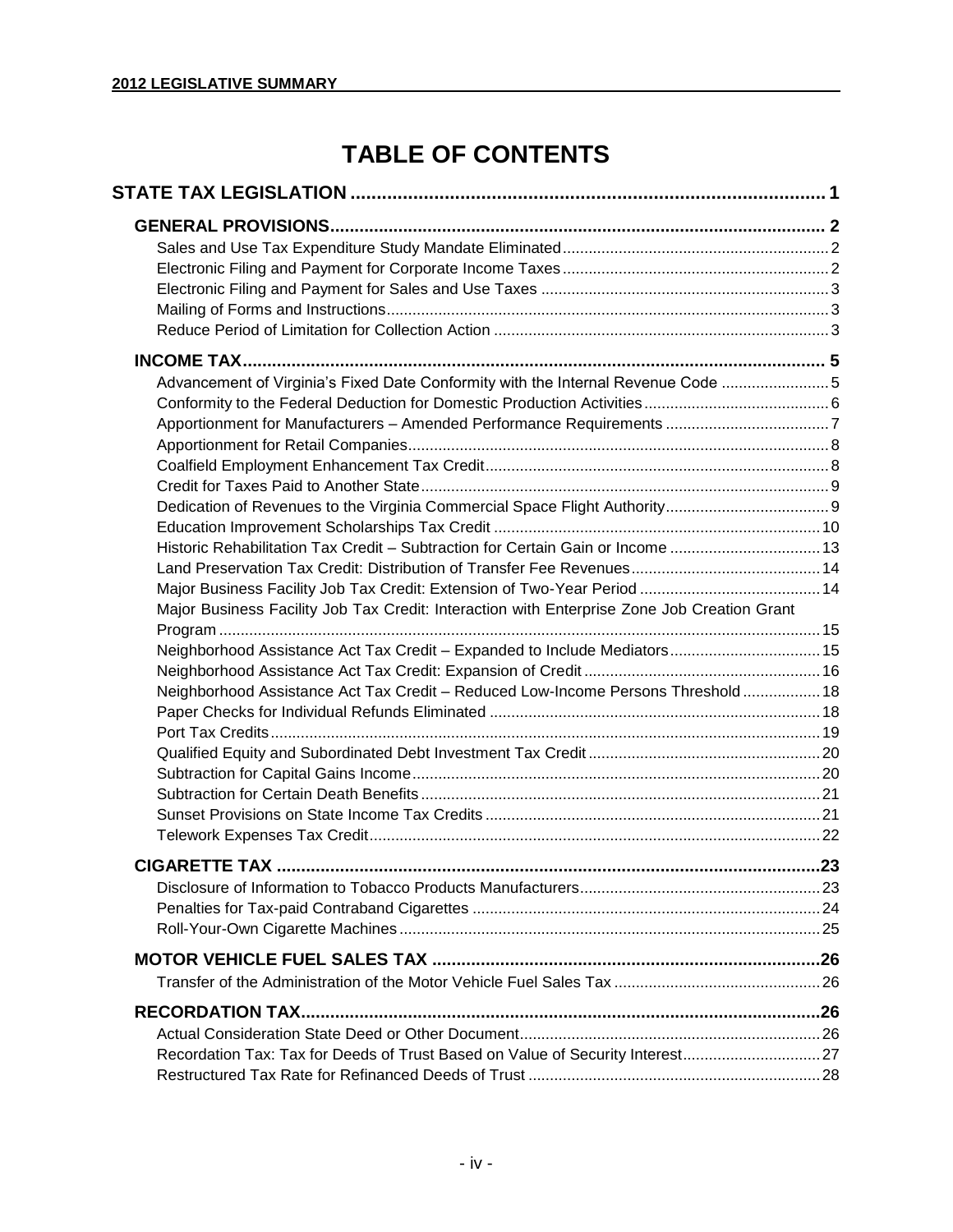# TABLE OF CONTENTS

**STATE TAX LEGISLATION** ........................................................................................... 1

**GENERAL PROVISIONS** ........................................................................................... 2

Sales and Use Tax Expenditure Study Mandate Eliminated ........................................................ 2

Electronic Filing and Payment for Corporate Income Taxes ........................................................ 2

Electronic Filing and Payment for Sales and Use Taxes ........................................................ 3

Mailing of Forms and Instructions ........................................................ 3

Reduce Period of Limitation for Collection Action ........................................................ 3

**INCOME TAX** ........................................................................................... 5

Advancement of Virginia's Fixed Date Conformity with the Internal Revenue Code ........................ 5

Conformity to the Federal Deduction for Domestic Production Activities ........................................ 6

Apportionment for Manufacturers – Amended Performance Requirements ........................................ 7

Apportionment for Retail Companies ........................................................ 8

Coalfield Employment Enhancement Tax Credit ........................................................ 8

Credit for Taxes Paid to Another State ........................................................ 9

Dedication of Revenues to the Virginia Commercial Space Flight Authority ........................................ 9

Education Improvement Scholarships Tax Credit ........................................................ 10

Historic Rehabilitation Tax Credit – Subtraction for Certain Gain or Income ........................................ 13

Land Preservation Tax Credit: Distribution of Transfer Fee Revenues ........................................ 14

Major Business Facility Job Tax Credit: Extension of Two-Year Period ........................................ 14

Major Business Facility Job Tax Credit: Interaction with Enterprise Zone Job Creation Grant Program ........................................................ 15

Neighborhood Assistance Act Tax Credit – Expanded to Include Mediators ........................................ 15

Neighborhood Assistance Act Tax Credit: Expansion of Credit ........................................ 16

Neighborhood Assistance Act Tax Credit – Reduced Low-Income Persons Threshold ........................ 18

Paper Checks for Individual Refunds Eliminated ........................................................ 18

Port Tax Credits ........................................................ 19

Qualified Equity and Subordinated Debt Investment Tax Credit ........................................ 20

Subtraction for Capital Gains Income ........................................................ 20

Subtraction for Certain Death Benefits ........................................................ 21

Sunset Provisions on State Income Tax Credits ........................................................ 21

Telework Expenses Tax Credit ........................................................ 22

**CIGARETTE TAX** ........................................................................................... 23

Disclosure of Information to Tobacco Products Manufacturers ........................................ 23

Penalties for Tax-paid Contraband Cigarettes ........................................................ 24

Roll-Your-Own Cigarette Machines ........................................................ 25

**MOTOR VEHICLE FUEL SALES TAX** ........................................................................................... 26

Transfer of the Administration of the Motor Vehicle Fuel Sales Tax ........................................ 26

**RECORDATION TAX** ........................................................................................... 26

Actual Consideration State Deed or Other Document ........................................................ 26

Recordation Tax: Tax for Deeds of Trust Based on Value of Security Interest ........................................ 27

Restructured Tax Rate for Refinanced Deeds of Trust ........................................................ 28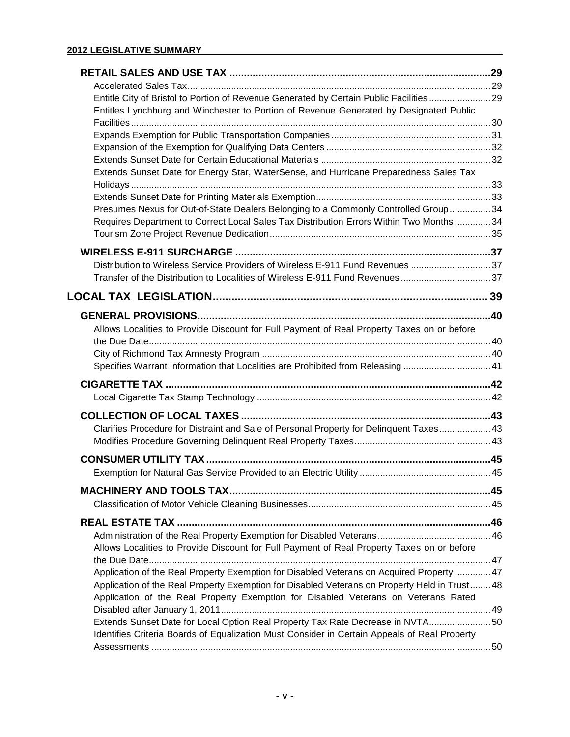**RETAIL SALES AND USE TAX** ..... 29

- Accelerated Sales Tax ..... 29
- Entitle City of Bristol to Portion of Revenue Generated by Certain Public Facilities ..... 29
- Entitles Lynchburg and Winchester to Portion of Revenue Generated by Designated Public Facilities ..... 30
- Expands Exemption for Public Transportation Companies ..... 31
- Expansion of the Exemption for Qualifying Data Centers ..... 32
- Extends Sunset Date for Certain Educational Materials ..... 32
- Extends Sunset Date for Energy Star, WaterSense, and Hurricane Preparedness Sales Tax Holidays ..... 33
- Extends Sunset Date for Printing Materials Exemption ..... 33
- Presumes Nexus for Out-of-State Dealers Belonging to a Commonly Controlled Group ..... 34
- Requires Department to Correct Local Sales Tax Distribution Errors Within Two Months ..... 34
- Tourism Zone Project Revenue Dedication ..... 35

**WIRELESS E-911 SURCHARGE** ..... 37

- Distribution to Wireless Service Providers of Wireless E-911 Fund Revenues ..... 37
- Transfer of the Distribution to Localities of Wireless E-911 Fund Revenues ..... 37

**LOCAL TAX LEGISLATION** ..... 39

**GENERAL PROVISIONS** ..... 40

- Allows Localities to Provide Discount for Full Payment of Real Property Taxes on or before the Due Date ..... 40
- City of Richmond Tax Amnesty Program ..... 40
- Specifies Warrant Information that Localities are Prohibited from Releasing ..... 41

**CIGARETTE TAX** ..... 42

- Local Cigarette Tax Stamp Technology ..... 42

**COLLECTION OF LOCAL TAXES** ..... 43

- Clarifies Procedure for Distraint and Sale of Personal Property for Delinquent Taxes ..... 43
- Modifies Procedure Governing Delinquent Real Property Taxes ..... 43

**CONSUMER UTILITY TAX** ..... 45

- Exemption for Natural Gas Service Provided to an Electric Utility ..... 45

**MACHINERY AND TOOLS TAX** ..... 45

- Classification of Motor Vehicle Cleaning Businesses ..... 45

**REAL ESTATE TAX** ..... 46

- Administration of the Real Property Exemption for Disabled Veterans ..... 46
- Allows Localities to Provide Discount for Full Payment of Real Property Taxes on or before the Due Date ..... 47
- Application of the Real Property Exemption for Disabled Veterans on Acquired Property ..... 47
- Application of the Real Property Exemption for Disabled Veterans on Property Held in Trust ..... 48
- Application of the Real Property Exemption for Disabled Veterans on Veterans Rated Disabled after January 1, 2011 ..... 49
- Extends Sunset Date for Local Option Real Property Tax Rate Decrease in NVTA ..... 50
- Identifies Criteria Boards of Equalization Must Consider in Certain Appeals of Real Property Assessments ..... 50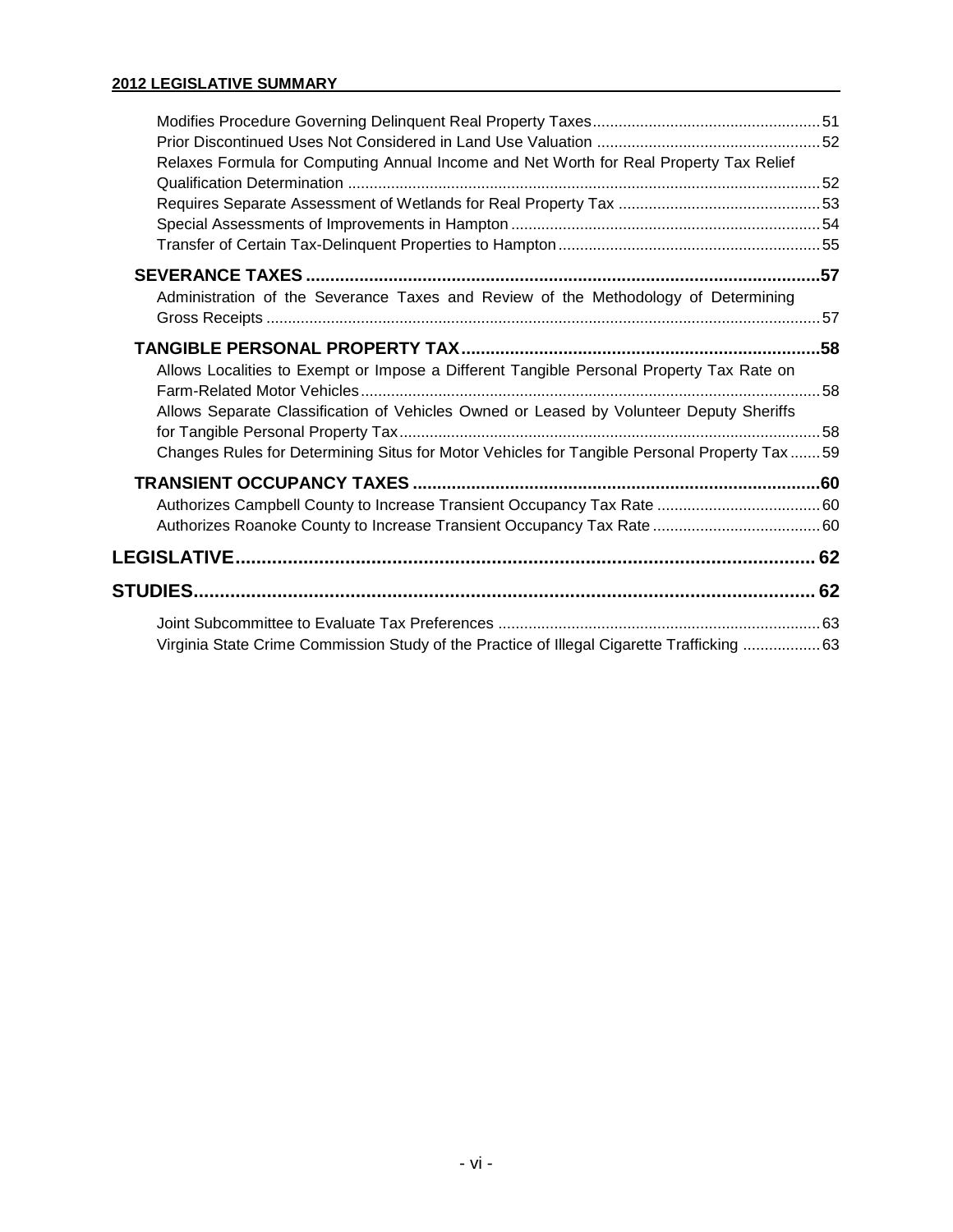Modifies Procedure Governing Delinquent Real Property Taxes....51
Prior Discontinued Uses Not Considered in Land Use Valuation ....52
Relaxes Formula for Computing Annual Income and Net Worth for Real Property Tax Relief Qualification Determination ....52
Requires Separate Assessment of Wetlands for Real Property Tax ....53
Special Assessments of Improvements in Hampton ....54
Transfer of Certain Tax-Delinquent Properties to Hampton ....55

**SEVERANCE TAXES ....57**

Administration of the Severance Taxes and Review of the Methodology of Determining Gross Receipts ....57

**TANGIBLE PERSONAL PROPERTY TAX ....58**

Allows Localities to Exempt or Impose a Different Tangible Personal Property Tax Rate on Farm-Related Motor Vehicles ....58
Allows Separate Classification of Vehicles Owned or Leased by Volunteer Deputy Sheriffs for Tangible Personal Property Tax ....58
Changes Rules for Determining Situs for Motor Vehicles for Tangible Personal Property Tax ....59

**TRANSIENT OCCUPANCY TAXES ....60**

Authorizes Campbell County to Increase Transient Occupancy Tax Rate ....60
Authorizes Roanoke County to Increase Transient Occupancy Tax Rate ....60

**LEGISLATIVE ....62**

**STUDIES ....62**

Joint Subcommittee to Evaluate Tax Preferences ....63
Virginia State Crime Commission Study of the Practice of Illegal Cigarette Trafficking ....63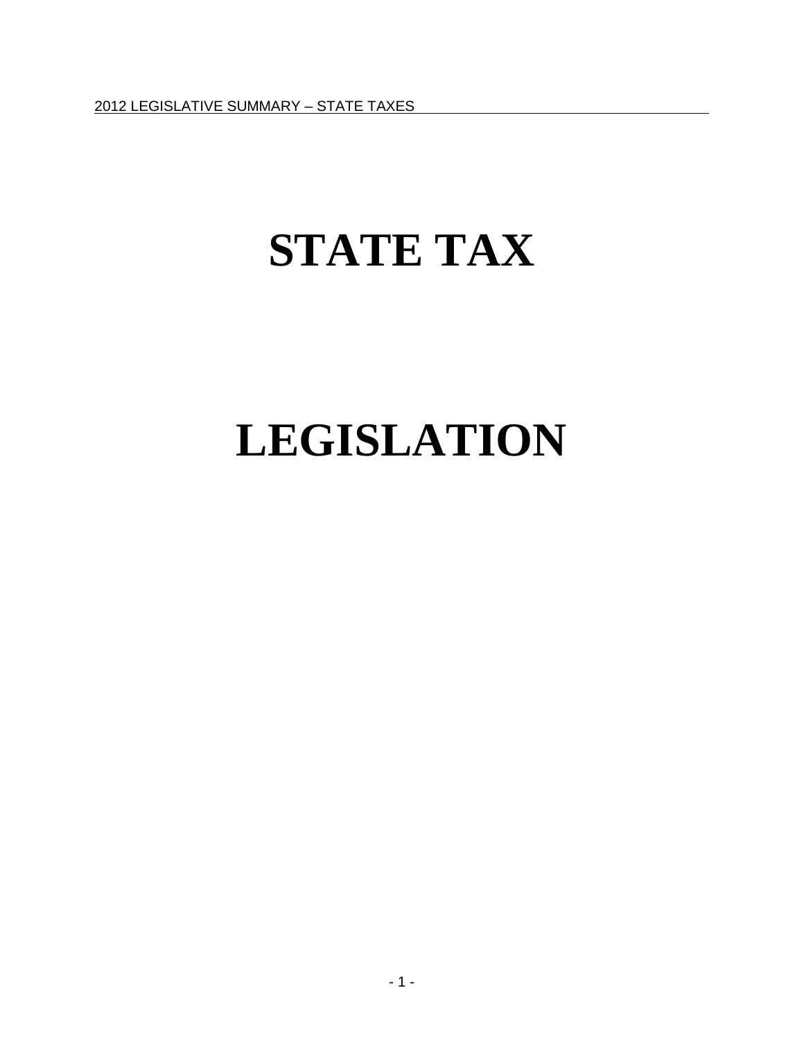# STATE TAX

# LEGISLATION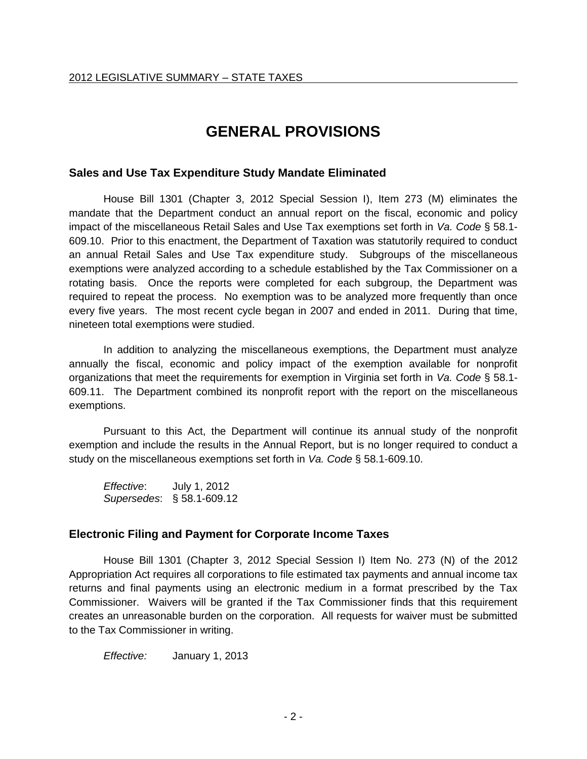# GENERAL PROVISIONS

### Sales and Use Tax Expenditure Study Mandate Eliminated

House Bill 1301 (Chapter 3, 2012 Special Session I), Item 273 (M) eliminates the mandate that the Department conduct an annual report on the fiscal, economic and policy impact of the miscellaneous Retail Sales and Use Tax exemptions set forth in *Va. Code* § 58.1-609.10. Prior to this enactment, the Department of Taxation was statutorily required to conduct an annual Retail Sales and Use Tax expenditure study. Subgroups of the miscellaneous exemptions were analyzed according to a schedule established by the Tax Commissioner on a rotating basis. Once the reports were completed for each subgroup, the Department was required to repeat the process. No exemption was to be analyzed more frequently than once every five years. The most recent cycle began in 2007 and ended in 2011. During that time, nineteen total exemptions were studied.

In addition to analyzing the miscellaneous exemptions, the Department must analyze annually the fiscal, economic and policy impact of the exemption available for nonprofit organizations that meet the requirements for exemption in Virginia set forth in *Va. Code* § 58.1-609.11. The Department combined its nonprofit report with the report on the miscellaneous exemptions.

Pursuant to this Act, the Department will continue its annual study of the nonprofit exemption and include the results in the Annual Report, but is no longer required to conduct a study on the miscellaneous exemptions set forth in *Va. Code* § 58.1-609.10.

*Effective*: July 1, 2012
*Supersedes*: § 58.1-609.12

### Electronic Filing and Payment for Corporate Income Taxes

House Bill 1301 (Chapter 3, 2012 Special Session I) Item No. 273 (N) of the 2012 Appropriation Act requires all corporations to file estimated tax payments and annual income tax returns and final payments using an electronic medium in a format prescribed by the Tax Commissioner. Waivers will be granted if the Tax Commissioner finds that this requirement creates an unreasonable burden on the corporation. All requests for waiver must be submitted to the Tax Commissioner in writing.

*Effective:* January 1, 2013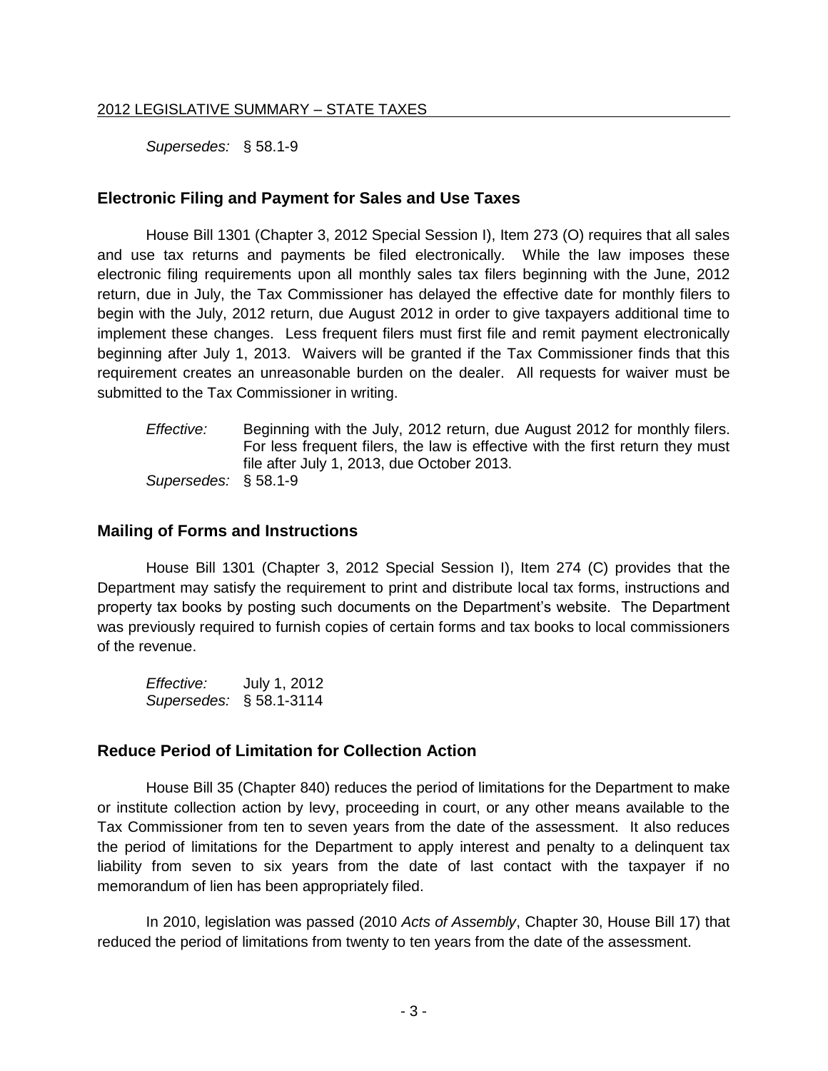*Supersedes:* § 58.1-9

## Electronic Filing and Payment for Sales and Use Taxes

House Bill 1301 (Chapter 3, 2012 Special Session I), Item 273 (O) requires that all sales and use tax returns and payments be filed electronically. While the law imposes these electronic filing requirements upon all monthly sales tax filers beginning with the June, 2012 return, due in July, the Tax Commissioner has delayed the effective date for monthly filers to begin with the July, 2012 return, due August 2012 in order to give taxpayers additional time to implement these changes. Less frequent filers must first file and remit payment electronically beginning after July 1, 2013. Waivers will be granted if the Tax Commissioner finds that this requirement creates an unreasonable burden on the dealer. All requests for waiver must be submitted to the Tax Commissioner in writing.

*Effective:* Beginning with the July, 2012 return, due August 2012 for monthly filers. For less frequent filers, the law is effective with the first return they must file after July 1, 2013, due October 2013.
*Supersedes:* § 58.1-9

## Mailing of Forms and Instructions

House Bill 1301 (Chapter 3, 2012 Special Session I), Item 274 (C) provides that the Department may satisfy the requirement to print and distribute local tax forms, instructions and property tax books by posting such documents on the Department's website. The Department was previously required to furnish copies of certain forms and tax books to local commissioners of the revenue.

*Effective:* July 1, 2012
*Supersedes:* § 58.1-3114

## Reduce Period of Limitation for Collection Action

House Bill 35 (Chapter 840) reduces the period of limitations for the Department to make or institute collection action by levy, proceeding in court, or any other means available to the Tax Commissioner from ten to seven years from the date of the assessment. It also reduces the period of limitations for the Department to apply interest and penalty to a delinquent tax liability from seven to six years from the date of last contact with the taxpayer if no memorandum of lien has been appropriately filed.

In 2010, legislation was passed (2010 *Acts of Assembly*, Chapter 30, House Bill 17) that reduced the period of limitations from twenty to ten years from the date of the assessment.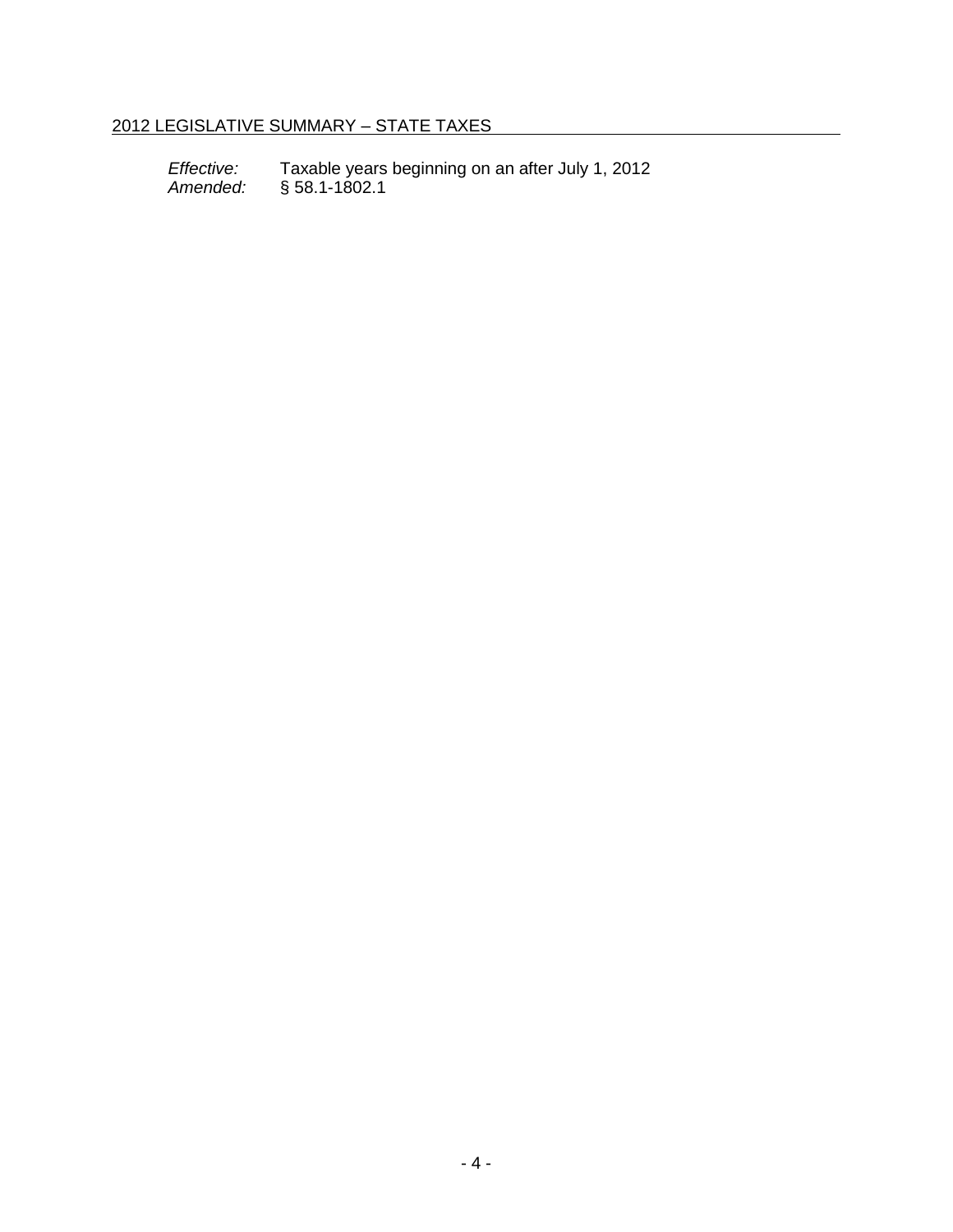*Effective:* Taxable years beginning on an after July 1, 2012
*Amended:* § 58.1-1802.1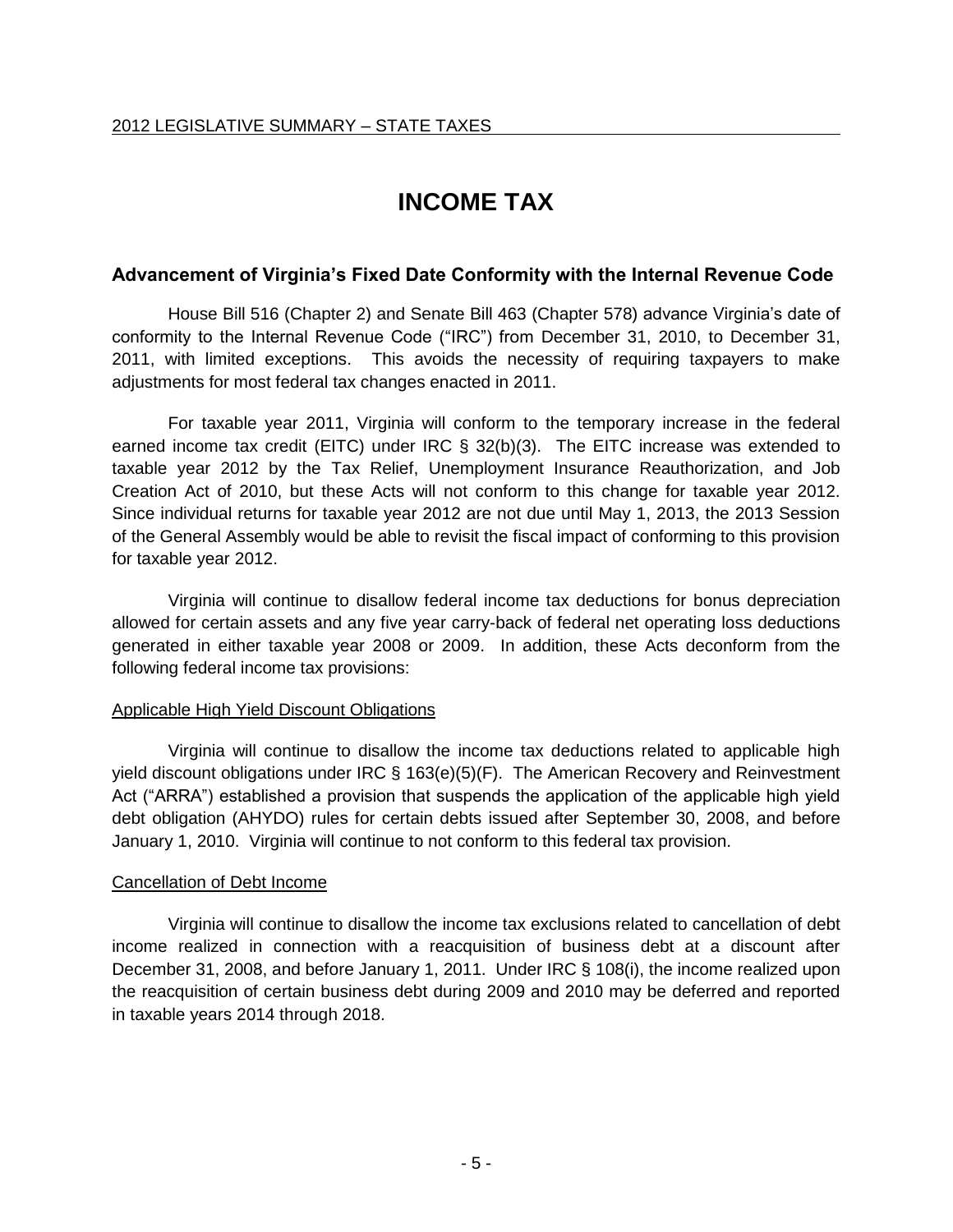# INCOME TAX

## Advancement of Virginia's Fixed Date Conformity with the Internal Revenue Code

House Bill 516 (Chapter 2) and Senate Bill 463 (Chapter 578) advance Virginia's date of conformity to the Internal Revenue Code ("IRC") from December 31, 2010, to December 31, 2011, with limited exceptions. This avoids the necessity of requiring taxpayers to make adjustments for most federal tax changes enacted in 2011.

For taxable year 2011, Virginia will conform to the temporary increase in the federal earned income tax credit (EITC) under IRC § 32(b)(3). The EITC increase was extended to taxable year 2012 by the Tax Relief, Unemployment Insurance Reauthorization, and Job Creation Act of 2010, but these Acts will not conform to this change for taxable year 2012. Since individual returns for taxable year 2012 are not due until May 1, 2013, the 2013 Session of the General Assembly would be able to revisit the fiscal impact of conforming to this provision for taxable year 2012.

Virginia will continue to disallow federal income tax deductions for bonus depreciation allowed for certain assets and any five year carry-back of federal net operating loss deductions generated in either taxable year 2008 or 2009. In addition, these Acts deconform from the following federal income tax provisions:

### Applicable High Yield Discount Obligations

Virginia will continue to disallow the income tax deductions related to applicable high yield discount obligations under IRC § 163(e)(5)(F). The American Recovery and Reinvestment Act ("ARRA") established a provision that suspends the application of the applicable high yield debt obligation (AHYDO) rules for certain debts issued after September 30, 2008, and before January 1, 2010. Virginia will continue to not conform to this federal tax provision.

### Cancellation of Debt Income

Virginia will continue to disallow the income tax exclusions related to cancellation of debt income realized in connection with a reacquisition of business debt at a discount after December 31, 2008, and before January 1, 2011. Under IRC § 108(i), the income realized upon the reacquisition of certain business debt during 2009 and 2010 may be deferred and reported in taxable years 2014 through 2018.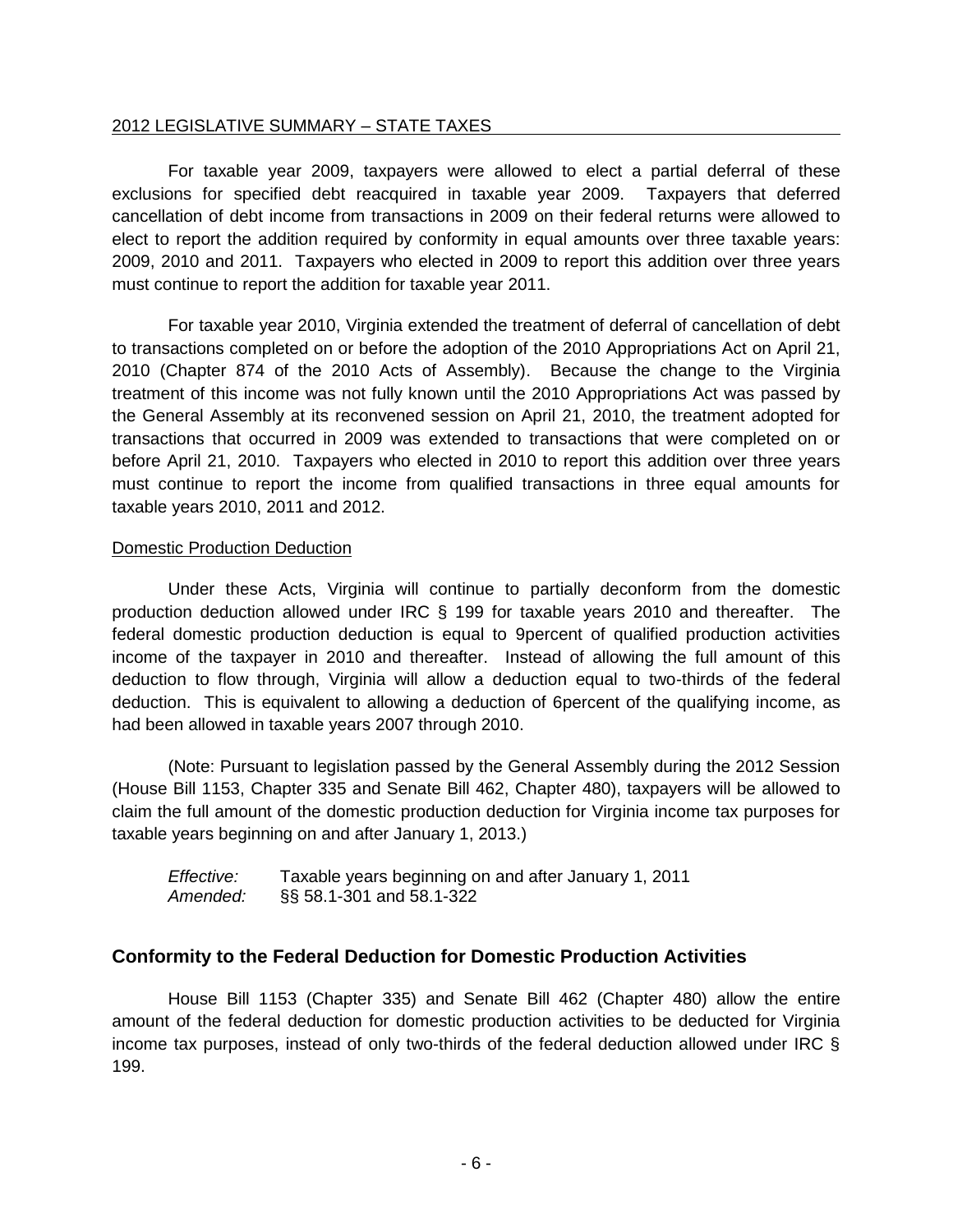For taxable year 2009, taxpayers were allowed to elect a partial deferral of these exclusions for specified debt reacquired in taxable year 2009. Taxpayers that deferred cancellation of debt income from transactions in 2009 on their federal returns were allowed to elect to report the addition required by conformity in equal amounts over three taxable years: 2009, 2010 and 2011. Taxpayers who elected in 2009 to report this addition over three years must continue to report the addition for taxable year 2011.

For taxable year 2010, Virginia extended the treatment of deferral of cancellation of debt to transactions completed on or before the adoption of the 2010 Appropriations Act on April 21, 2010 (Chapter 874 of the 2010 Acts of Assembly). Because the change to the Virginia treatment of this income was not fully known until the 2010 Appropriations Act was passed by the General Assembly at its reconvened session on April 21, 2010, the treatment adopted for transactions that occurred in 2009 was extended to transactions that were completed on or before April 21, 2010. Taxpayers who elected in 2010 to report this addition over three years must continue to report the income from qualified transactions in three equal amounts for taxable years 2010, 2011 and 2012.

Domestic Production Deduction

Under these Acts, Virginia will continue to partially deconform from the domestic production deduction allowed under IRC § 199 for taxable years 2010 and thereafter. The federal domestic production deduction is equal to 9percent of qualified production activities income of the taxpayer in 2010 and thereafter. Instead of allowing the full amount of this deduction to flow through, Virginia will allow a deduction equal to two-thirds of the federal deduction. This is equivalent to allowing a deduction of 6percent of the qualifying income, as had been allowed in taxable years 2007 through 2010.

(Note: Pursuant to legislation passed by the General Assembly during the 2012 Session (House Bill 1153, Chapter 335 and Senate Bill 462, Chapter 480), taxpayers will be allowed to claim the full amount of the domestic production deduction for Virginia income tax purposes for taxable years beginning on and after January 1, 2013.)

*Effective:* Taxable years beginning on and after January 1, 2011
*Amended:* §§ 58.1-301 and 58.1-322

## Conformity to the Federal Deduction for Domestic Production Activities

House Bill 1153 (Chapter 335) and Senate Bill 462 (Chapter 480) allow the entire amount of the federal deduction for domestic production activities to be deducted for Virginia income tax purposes, instead of only two-thirds of the federal deduction allowed under IRC § 199.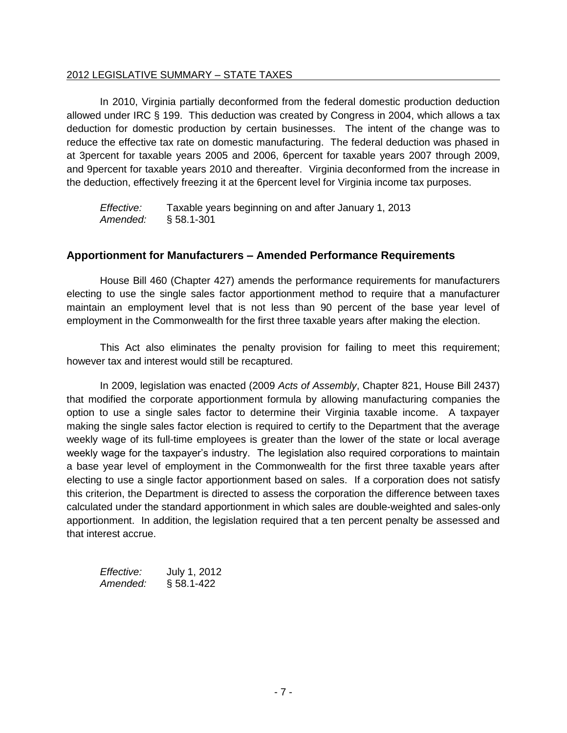In 2010, Virginia partially deconformed from the federal domestic production deduction allowed under IRC § 199. This deduction was created by Congress in 2004, which allows a tax deduction for domestic production by certain businesses. The intent of the change was to reduce the effective tax rate on domestic manufacturing. The federal deduction was phased in at 3percent for taxable years 2005 and 2006, 6percent for taxable years 2007 through 2009, and 9percent for taxable years 2010 and thereafter. Virginia deconformed from the increase in the deduction, effectively freezing it at the 6percent level for Virginia income tax purposes.

*Effective:* Taxable years beginning on and after January 1, 2013
*Amended:* § 58.1-301

## Apportionment for Manufacturers – Amended Performance Requirements

House Bill 460 (Chapter 427) amends the performance requirements for manufacturers electing to use the single sales factor apportionment method to require that a manufacturer maintain an employment level that is not less than 90 percent of the base year level of employment in the Commonwealth for the first three taxable years after making the election.

This Act also eliminates the penalty provision for failing to meet this requirement; however tax and interest would still be recaptured.

In 2009, legislation was enacted (2009 *Acts of Assembly*, Chapter 821, House Bill 2437) that modified the corporate apportionment formula by allowing manufacturing companies the option to use a single sales factor to determine their Virginia taxable income. A taxpayer making the single sales factor election is required to certify to the Department that the average weekly wage of its full-time employees is greater than the lower of the state or local average weekly wage for the taxpayer's industry. The legislation also required corporations to maintain a base year level of employment in the Commonwealth for the first three taxable years after electing to use a single factor apportionment based on sales. If a corporation does not satisfy this criterion, the Department is directed to assess the corporation the difference between taxes calculated under the standard apportionment in which sales are double-weighted and sales-only apportionment. In addition, the legislation required that a ten percent penalty be assessed and that interest accrue.

*Effective:* July 1, 2012
*Amended:* § 58.1-422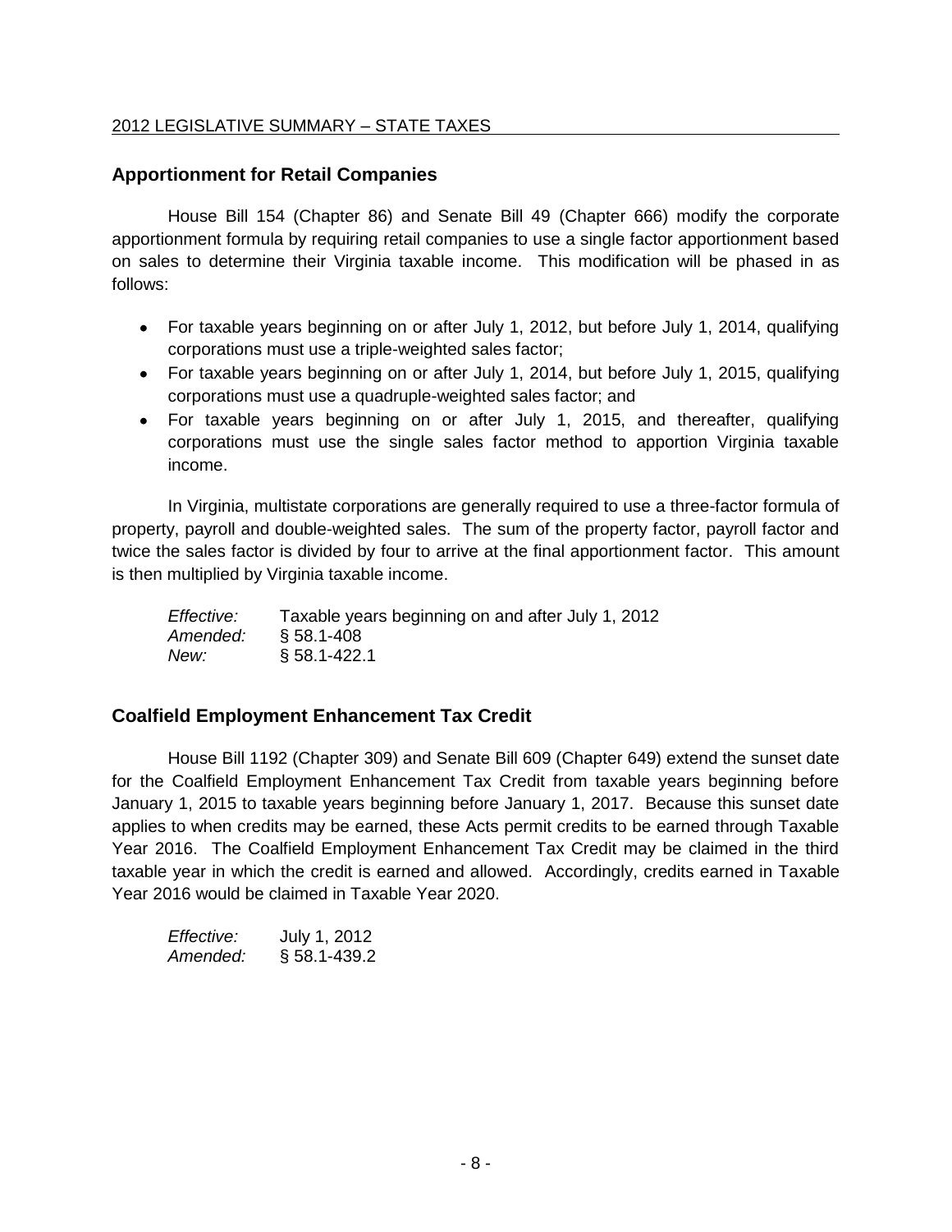## Apportionment for Retail Companies

House Bill 154 (Chapter 86) and Senate Bill 49 (Chapter 666) modify the corporate apportionment formula by requiring retail companies to use a single factor apportionment based on sales to determine their Virginia taxable income. This modification will be phased in as follows:

- For taxable years beginning on or after July 1, 2012, but before July 1, 2014, qualifying corporations must use a triple-weighted sales factor;
- For taxable years beginning on or after July 1, 2014, but before July 1, 2015, qualifying corporations must use a quadruple-weighted sales factor; and
- For taxable years beginning on or after July 1, 2015, and thereafter, qualifying corporations must use the single sales factor method to apportion Virginia taxable income.

In Virginia, multistate corporations are generally required to use a three-factor formula of property, payroll and double-weighted sales. The sum of the property factor, payroll factor and twice the sales factor is divided by four to arrive at the final apportionment factor. This amount is then multiplied by Virginia taxable income.

*Effective:* Taxable years beginning on and after July 1, 2012
*Amended:* § 58.1-408
*New:* § 58.1-422.1

## Coalfield Employment Enhancement Tax Credit

House Bill 1192 (Chapter 309) and Senate Bill 609 (Chapter 649) extend the sunset date for the Coalfield Employment Enhancement Tax Credit from taxable years beginning before January 1, 2015 to taxable years beginning before January 1, 2017. Because this sunset date applies to when credits may be earned, these Acts permit credits to be earned through Taxable Year 2016. The Coalfield Employment Enhancement Tax Credit may be claimed in the third taxable year in which the credit is earned and allowed. Accordingly, credits earned in Taxable Year 2016 would be claimed in Taxable Year 2020.

*Effective:* July 1, 2012
*Amended:* § 58.1-439.2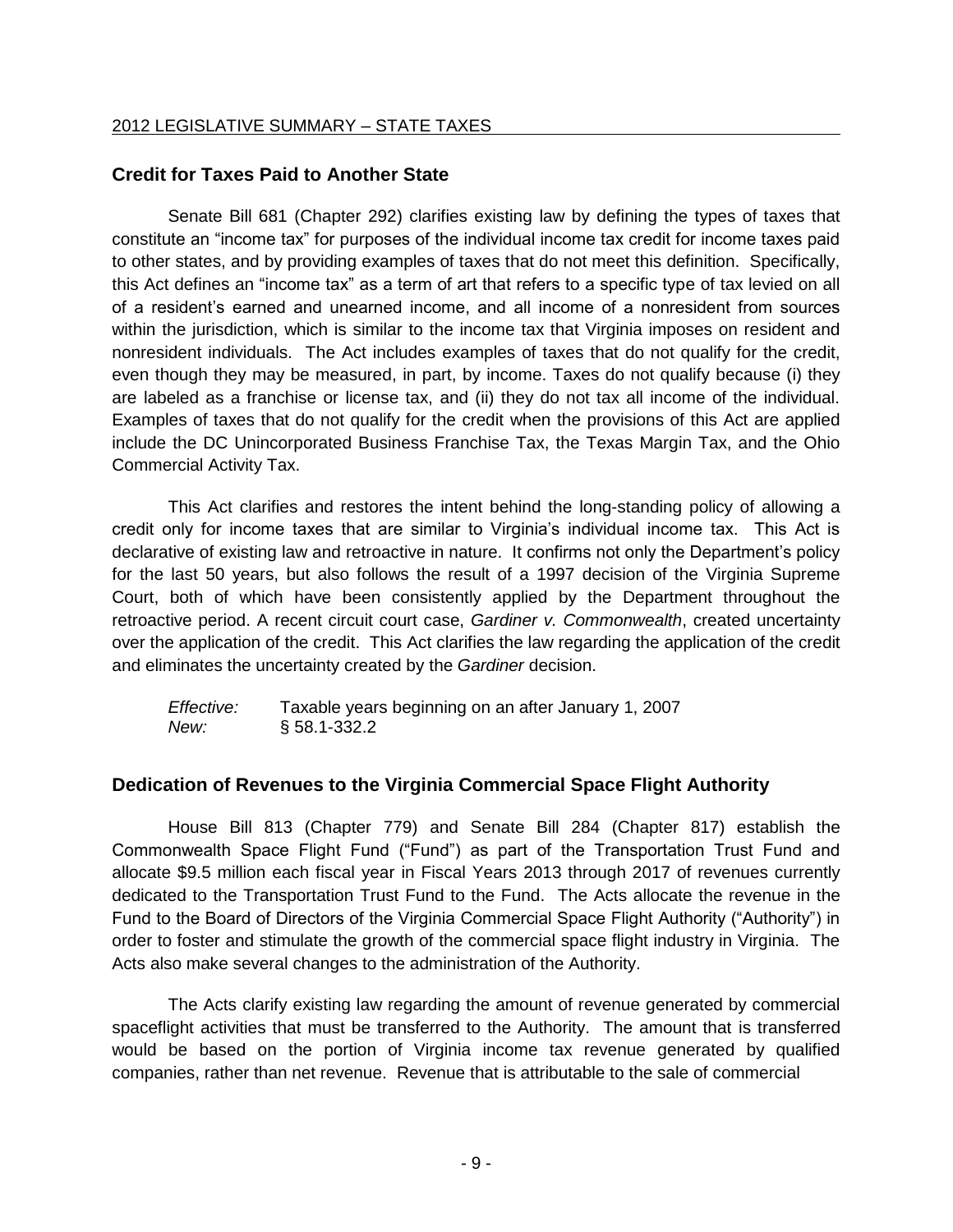## Credit for Taxes Paid to Another State

Senate Bill 681 (Chapter 292) clarifies existing law by defining the types of taxes that constitute an "income tax" for purposes of the individual income tax credit for income taxes paid to other states, and by providing examples of taxes that do not meet this definition. Specifically, this Act defines an "income tax" as a term of art that refers to a specific type of tax levied on all of a resident's earned and unearned income, and all income of a nonresident from sources within the jurisdiction, which is similar to the income tax that Virginia imposes on resident and nonresident individuals. The Act includes examples of taxes that do not qualify for the credit, even though they may be measured, in part, by income. Taxes do not qualify because (i) they are labeled as a franchise or license tax, and (ii) they do not tax all income of the individual. Examples of taxes that do not qualify for the credit when the provisions of this Act are applied include the DC Unincorporated Business Franchise Tax, the Texas Margin Tax, and the Ohio Commercial Activity Tax.

This Act clarifies and restores the intent behind the long-standing policy of allowing a credit only for income taxes that are similar to Virginia's individual income tax. This Act is declarative of existing law and retroactive in nature. It confirms not only the Department's policy for the last 50 years, but also follows the result of a 1997 decision of the Virginia Supreme Court, both of which have been consistently applied by the Department throughout the retroactive period. A recent circuit court case, *Gardiner v. Commonwealth*, created uncertainty over the application of the credit. This Act clarifies the law regarding the application of the credit and eliminates the uncertainty created by the *Gardiner* decision.

*Effective:* Taxable years beginning on an after January 1, 2007
*New:* § 58.1-332.2

## Dedication of Revenues to the Virginia Commercial Space Flight Authority

House Bill 813 (Chapter 779) and Senate Bill 284 (Chapter 817) establish the Commonwealth Space Flight Fund ("Fund") as part of the Transportation Trust Fund and allocate $9.5 million each fiscal year in Fiscal Years 2013 through 2017 of revenues currently dedicated to the Transportation Trust Fund to the Fund. The Acts allocate the revenue in the Fund to the Board of Directors of the Virginia Commercial Space Flight Authority ("Authority") in order to foster and stimulate the growth of the commercial space flight industry in Virginia. The Acts also make several changes to the administration of the Authority.

The Acts clarify existing law regarding the amount of revenue generated by commercial spaceflight activities that must be transferred to the Authority. The amount that is transferred would be based on the portion of Virginia income tax revenue generated by qualified companies, rather than net revenue. Revenue that is attributable to the sale of commercial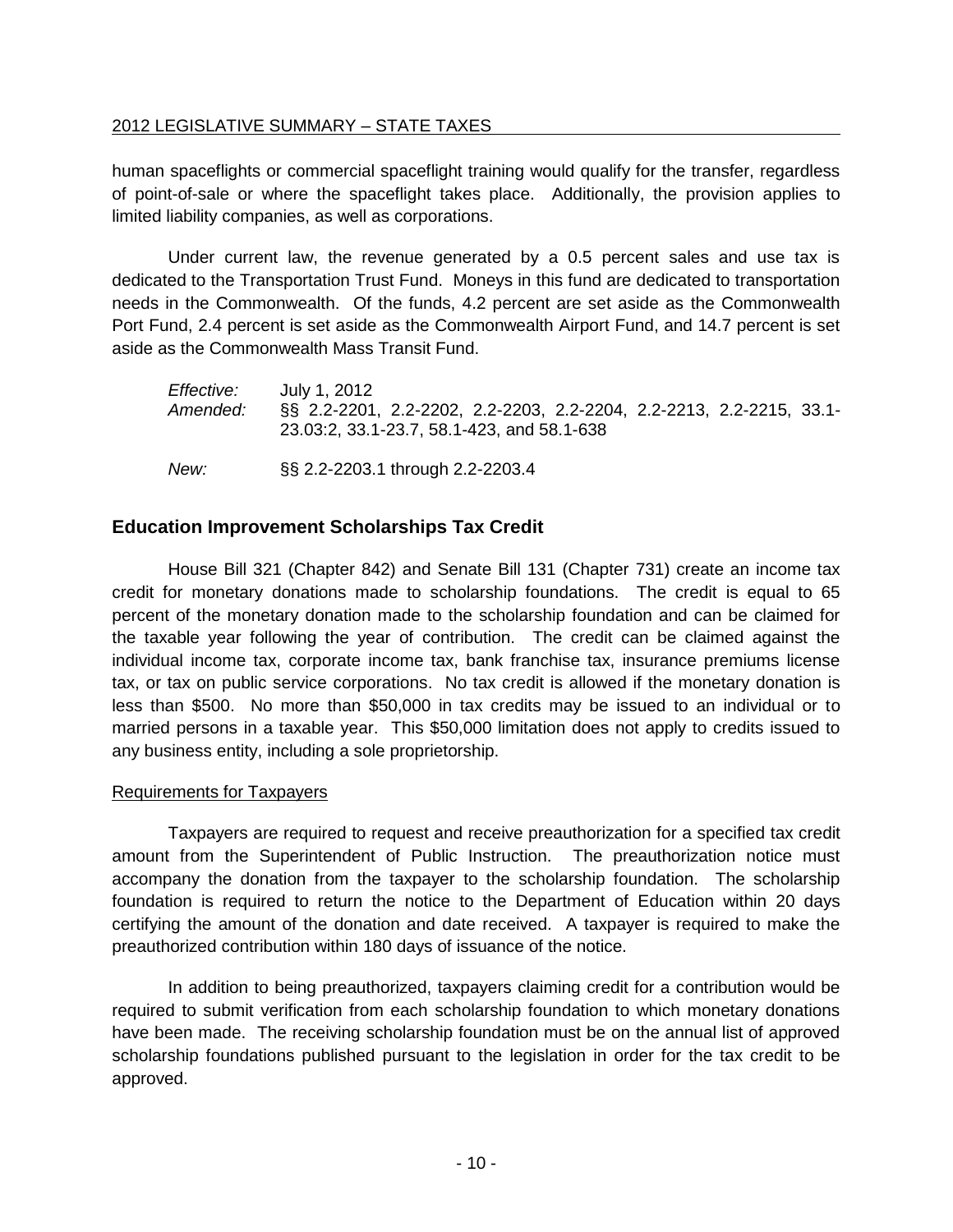human spaceflights or commercial spaceflight training would qualify for the transfer, regardless of point-of-sale or where the spaceflight takes place. Additionally, the provision applies to limited liability companies, as well as corporations.

Under current law, the revenue generated by a 0.5 percent sales and use tax is dedicated to the Transportation Trust Fund. Moneys in this fund are dedicated to transportation needs in the Commonwealth. Of the funds, 4.2 percent are set aside as the Commonwealth Port Fund, 2.4 percent is set aside as the Commonwealth Airport Fund, and 14.7 percent is set aside as the Commonwealth Mass Transit Fund.

*Effective:* July 1, 2012
*Amended:* §§ 2.2-2201, 2.2-2202, 2.2-2203, 2.2-2204, 2.2-2213, 2.2-2215, 33.1-23.03:2, 33.1-23.7, 58.1-423, and 58.1-638

*New:* §§ 2.2-2203.1 through 2.2-2203.4

## Education Improvement Scholarships Tax Credit

House Bill 321 (Chapter 842) and Senate Bill 131 (Chapter 731) create an income tax credit for monetary donations made to scholarship foundations. The credit is equal to 65 percent of the monetary donation made to the scholarship foundation and can be claimed for the taxable year following the year of contribution. The credit can be claimed against the individual income tax, corporate income tax, bank franchise tax, insurance premiums license tax, or tax on public service corporations. No tax credit is allowed if the monetary donation is less than $500. No more than $50,000 in tax credits may be issued to an individual or to married persons in a taxable year. This $50,000 limitation does not apply to credits issued to any business entity, including a sole proprietorship.

### Requirements for Taxpayers

Taxpayers are required to request and receive preauthorization for a specified tax credit amount from the Superintendent of Public Instruction. The preauthorization notice must accompany the donation from the taxpayer to the scholarship foundation. The scholarship foundation is required to return the notice to the Department of Education within 20 days certifying the amount of the donation and date received. A taxpayer is required to make the preauthorized contribution within 180 days of issuance of the notice.

In addition to being preauthorized, taxpayers claiming credit for a contribution would be required to submit verification from each scholarship foundation to which monetary donations have been made. The receiving scholarship foundation must be on the annual list of approved scholarship foundations published pursuant to the legislation in order for the tax credit to be approved.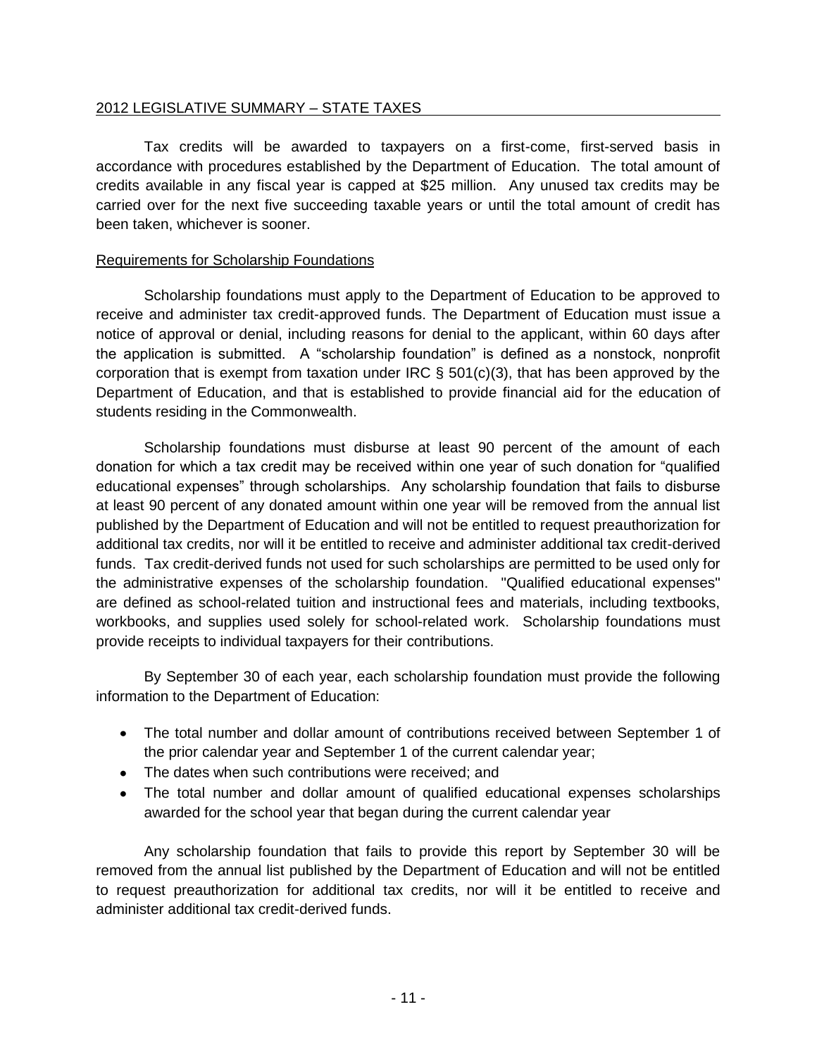Tax credits will be awarded to taxpayers on a first-come, first-served basis in accordance with procedures established by the Department of Education. The total amount of credits available in any fiscal year is capped at $25 million. Any unused tax credits may be carried over for the next five succeeding taxable years or until the total amount of credit has been taken, whichever is sooner.

Requirements for Scholarship Foundations

Scholarship foundations must apply to the Department of Education to be approved to receive and administer tax credit-approved funds. The Department of Education must issue a notice of approval or denial, including reasons for denial to the applicant, within 60 days after the application is submitted. A "scholarship foundation" is defined as a nonstock, nonprofit corporation that is exempt from taxation under IRC § 501(c)(3), that has been approved by the Department of Education, and that is established to provide financial aid for the education of students residing in the Commonwealth.

Scholarship foundations must disburse at least 90 percent of the amount of each donation for which a tax credit may be received within one year of such donation for "qualified educational expenses" through scholarships. Any scholarship foundation that fails to disburse at least 90 percent of any donated amount within one year will be removed from the annual list published by the Department of Education and will not be entitled to request preauthorization for additional tax credits, nor will it be entitled to receive and administer additional tax credit-derived funds. Tax credit-derived funds not used for such scholarships are permitted to be used only for the administrative expenses of the scholarship foundation. "Qualified educational expenses" are defined as school-related tuition and instructional fees and materials, including textbooks, workbooks, and supplies used solely for school-related work. Scholarship foundations must provide receipts to individual taxpayers for their contributions.

By September 30 of each year, each scholarship foundation must provide the following information to the Department of Education:

- The total number and dollar amount of contributions received between September 1 of the prior calendar year and September 1 of the current calendar year;
- The dates when such contributions were received; and
- The total number and dollar amount of qualified educational expenses scholarships awarded for the school year that began during the current calendar year

Any scholarship foundation that fails to provide this report by September 30 will be removed from the annual list published by the Department of Education and will not be entitled to request preauthorization for additional tax credits, nor will it be entitled to receive and administer additional tax credit-derived funds.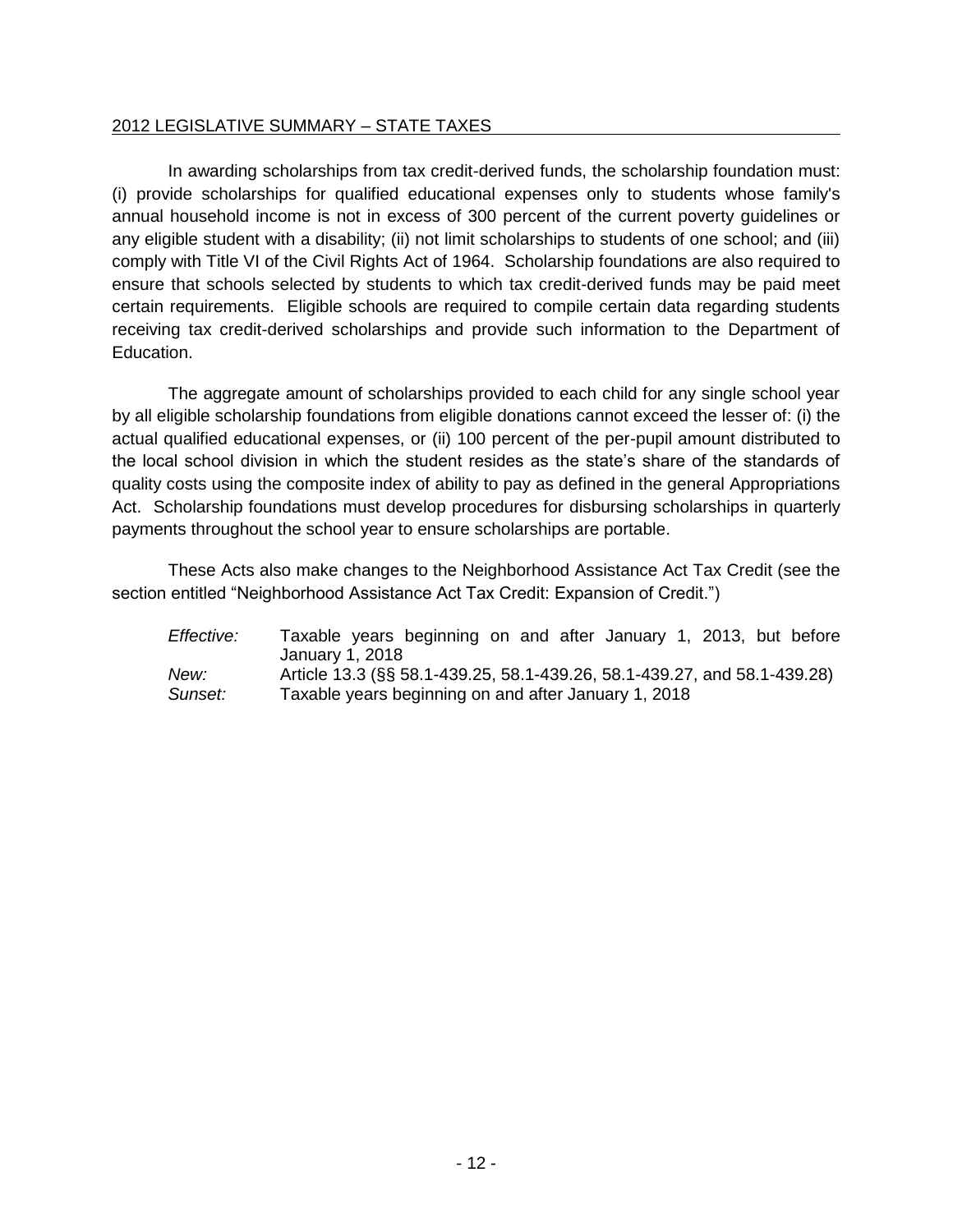In awarding scholarships from tax credit-derived funds, the scholarship foundation must: (i) provide scholarships for qualified educational expenses only to students whose family's annual household income is not in excess of 300 percent of the current poverty guidelines or any eligible student with a disability; (ii) not limit scholarships to students of one school; and (iii) comply with Title VI of the Civil Rights Act of 1964. Scholarship foundations are also required to ensure that schools selected by students to which tax credit-derived funds may be paid meet certain requirements. Eligible schools are required to compile certain data regarding students receiving tax credit-derived scholarships and provide such information to the Department of Education.

The aggregate amount of scholarships provided to each child for any single school year by all eligible scholarship foundations from eligible donations cannot exceed the lesser of: (i) the actual qualified educational expenses, or (ii) 100 percent of the per-pupil amount distributed to the local school division in which the student resides as the state's share of the standards of quality costs using the composite index of ability to pay as defined in the general Appropriations Act. Scholarship foundations must develop procedures for disbursing scholarships in quarterly payments throughout the school year to ensure scholarships are portable.

These Acts also make changes to the Neighborhood Assistance Act Tax Credit (see the section entitled "Neighborhood Assistance Act Tax Credit: Expansion of Credit.")

| | |
|---|---|
| *Effective:* | Taxable years beginning on and after January 1, 2013, but before January 1, 2018 |
| *New:* | Article 13.3 (§§ 58.1-439.25, 58.1-439.26, 58.1-439.27, and 58.1-439.28) |
| *Sunset:* | Taxable years beginning on and after January 1, 2018 |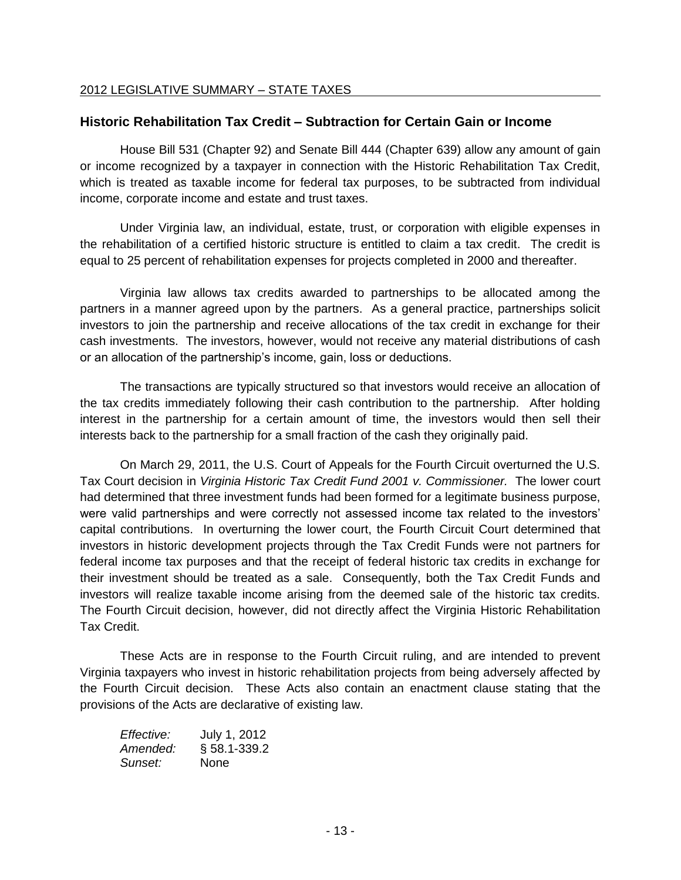## Historic Rehabilitation Tax Credit – Subtraction for Certain Gain or Income

House Bill 531 (Chapter 92) and Senate Bill 444 (Chapter 639) allow any amount of gain or income recognized by a taxpayer in connection with the Historic Rehabilitation Tax Credit, which is treated as taxable income for federal tax purposes, to be subtracted from individual income, corporate income and estate and trust taxes.

Under Virginia law, an individual, estate, trust, or corporation with eligible expenses in the rehabilitation of a certified historic structure is entitled to claim a tax credit. The credit is equal to 25 percent of rehabilitation expenses for projects completed in 2000 and thereafter.

Virginia law allows tax credits awarded to partnerships to be allocated among the partners in a manner agreed upon by the partners. As a general practice, partnerships solicit investors to join the partnership and receive allocations of the tax credit in exchange for their cash investments. The investors, however, would not receive any material distributions of cash or an allocation of the partnership's income, gain, loss or deductions.

The transactions are typically structured so that investors would receive an allocation of the tax credits immediately following their cash contribution to the partnership. After holding interest in the partnership for a certain amount of time, the investors would then sell their interests back to the partnership for a small fraction of the cash they originally paid.

On March 29, 2011, the U.S. Court of Appeals for the Fourth Circuit overturned the U.S. Tax Court decision in *Virginia Historic Tax Credit Fund 2001 v. Commissioner.* The lower court had determined that three investment funds had been formed for a legitimate business purpose, were valid partnerships and were correctly not assessed income tax related to the investors' capital contributions. In overturning the lower court, the Fourth Circuit Court determined that investors in historic development projects through the Tax Credit Funds were not partners for federal income tax purposes and that the receipt of federal historic tax credits in exchange for their investment should be treated as a sale. Consequently, both the Tax Credit Funds and investors will realize taxable income arising from the deemed sale of the historic tax credits. The Fourth Circuit decision, however, did not directly affect the Virginia Historic Rehabilitation Tax Credit.

These Acts are in response to the Fourth Circuit ruling, and are intended to prevent Virginia taxpayers who invest in historic rehabilitation projects from being adversely affected by the Fourth Circuit decision. These Acts also contain an enactment clause stating that the provisions of the Acts are declarative of existing law.

*Effective:* July 1, 2012
*Amended:* § 58.1-339.2
*Sunset:* None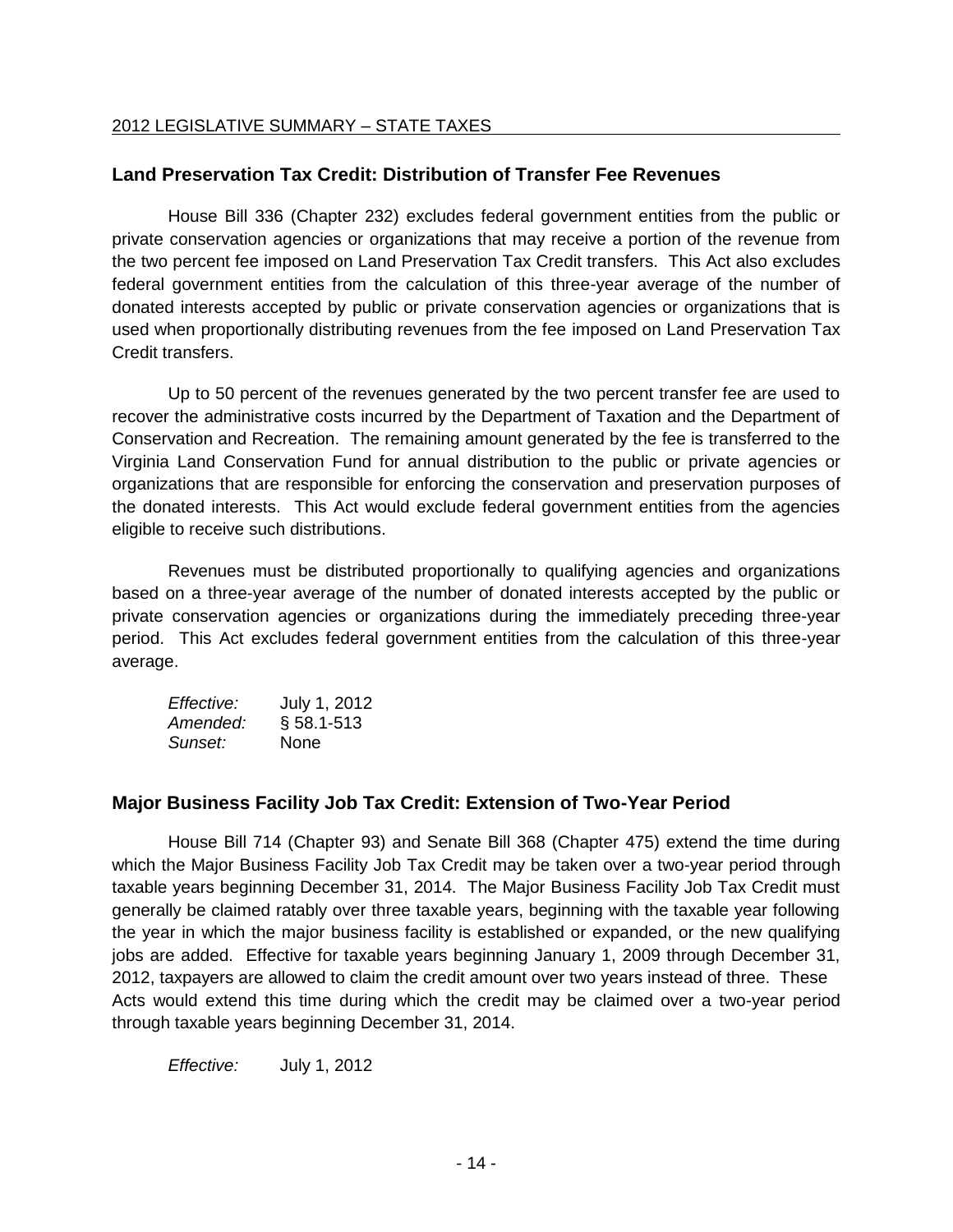## Land Preservation Tax Credit: Distribution of Transfer Fee Revenues

House Bill 336 (Chapter 232) excludes federal government entities from the public or private conservation agencies or organizations that may receive a portion of the revenue from the two percent fee imposed on Land Preservation Tax Credit transfers. This Act also excludes federal government entities from the calculation of this three-year average of the number of donated interests accepted by public or private conservation agencies or organizations that is used when proportionally distributing revenues from the fee imposed on Land Preservation Tax Credit transfers.

Up to 50 percent of the revenues generated by the two percent transfer fee are used to recover the administrative costs incurred by the Department of Taxation and the Department of Conservation and Recreation. The remaining amount generated by the fee is transferred to the Virginia Land Conservation Fund for annual distribution to the public or private agencies or organizations that are responsible for enforcing the conservation and preservation purposes of the donated interests. This Act would exclude federal government entities from the agencies eligible to receive such distributions.

Revenues must be distributed proportionally to qualifying agencies and organizations based on a three-year average of the number of donated interests accepted by the public or private conservation agencies or organizations during the immediately preceding three-year period. This Act excludes federal government entities from the calculation of this three-year average.

*Effective:* July 1, 2012
*Amended:* § 58.1-513
*Sunset:* None

## Major Business Facility Job Tax Credit: Extension of Two-Year Period

House Bill 714 (Chapter 93) and Senate Bill 368 (Chapter 475) extend the time during which the Major Business Facility Job Tax Credit may be taken over a two-year period through taxable years beginning December 31, 2014. The Major Business Facility Job Tax Credit must generally be claimed ratably over three taxable years, beginning with the taxable year following the year in which the major business facility is established or expanded, or the new qualifying jobs are added. Effective for taxable years beginning January 1, 2009 through December 31, 2012, taxpayers are allowed to claim the credit amount over two years instead of three. These Acts would extend this time during which the credit may be claimed over a two-year period through taxable years beginning December 31, 2014.

*Effective:* July 1, 2012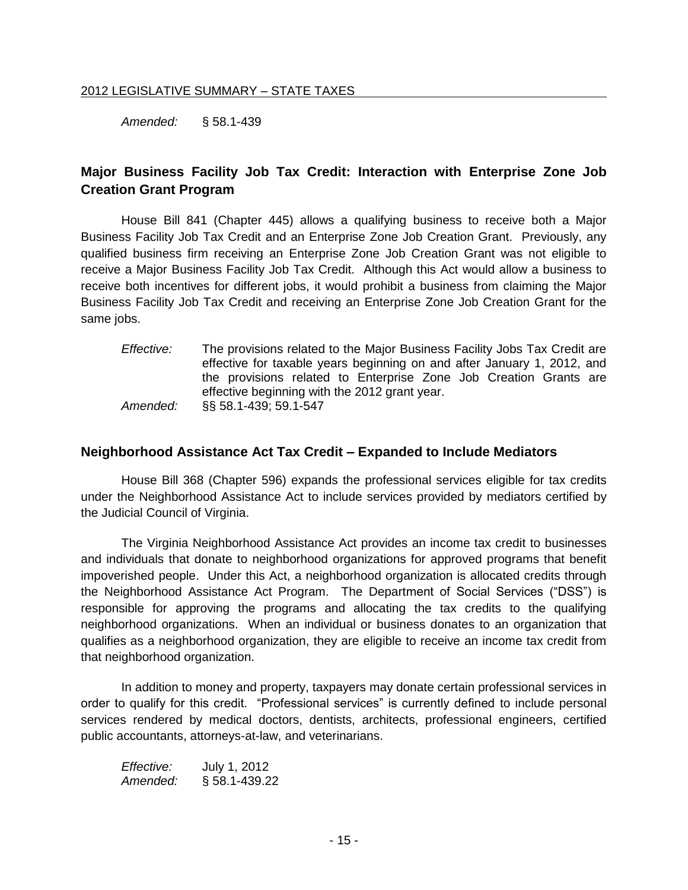*Amended:* § 58.1-439

## Major Business Facility Job Tax Credit: Interaction with Enterprise Zone Job Creation Grant Program

House Bill 841 (Chapter 445) allows a qualifying business to receive both a Major Business Facility Job Tax Credit and an Enterprise Zone Job Creation Grant. Previously, any qualified business firm receiving an Enterprise Zone Job Creation Grant was not eligible to receive a Major Business Facility Job Tax Credit. Although this Act would allow a business to receive both incentives for different jobs, it would prohibit a business from claiming the Major Business Facility Job Tax Credit and receiving an Enterprise Zone Job Creation Grant for the same jobs.

*Effective:* The provisions related to the Major Business Facility Jobs Tax Credit are effective for taxable years beginning on and after January 1, 2012, and the provisions related to Enterprise Zone Job Creation Grants are effective beginning with the 2012 grant year.
*Amended:* §§ 58.1-439; 59.1-547

## Neighborhood Assistance Act Tax Credit – Expanded to Include Mediators

House Bill 368 (Chapter 596) expands the professional services eligible for tax credits under the Neighborhood Assistance Act to include services provided by mediators certified by the Judicial Council of Virginia.

The Virginia Neighborhood Assistance Act provides an income tax credit to businesses and individuals that donate to neighborhood organizations for approved programs that benefit impoverished people. Under this Act, a neighborhood organization is allocated credits through the Neighborhood Assistance Act Program. The Department of Social Services ("DSS") is responsible for approving the programs and allocating the tax credits to the qualifying neighborhood organizations. When an individual or business donates to an organization that qualifies as a neighborhood organization, they are eligible to receive an income tax credit from that neighborhood organization.

In addition to money and property, taxpayers may donate certain professional services in order to qualify for this credit. "Professional services" is currently defined to include personal services rendered by medical doctors, dentists, architects, professional engineers, certified public accountants, attorneys-at-law, and veterinarians.

*Effective:* July 1, 2012
*Amended:* § 58.1-439.22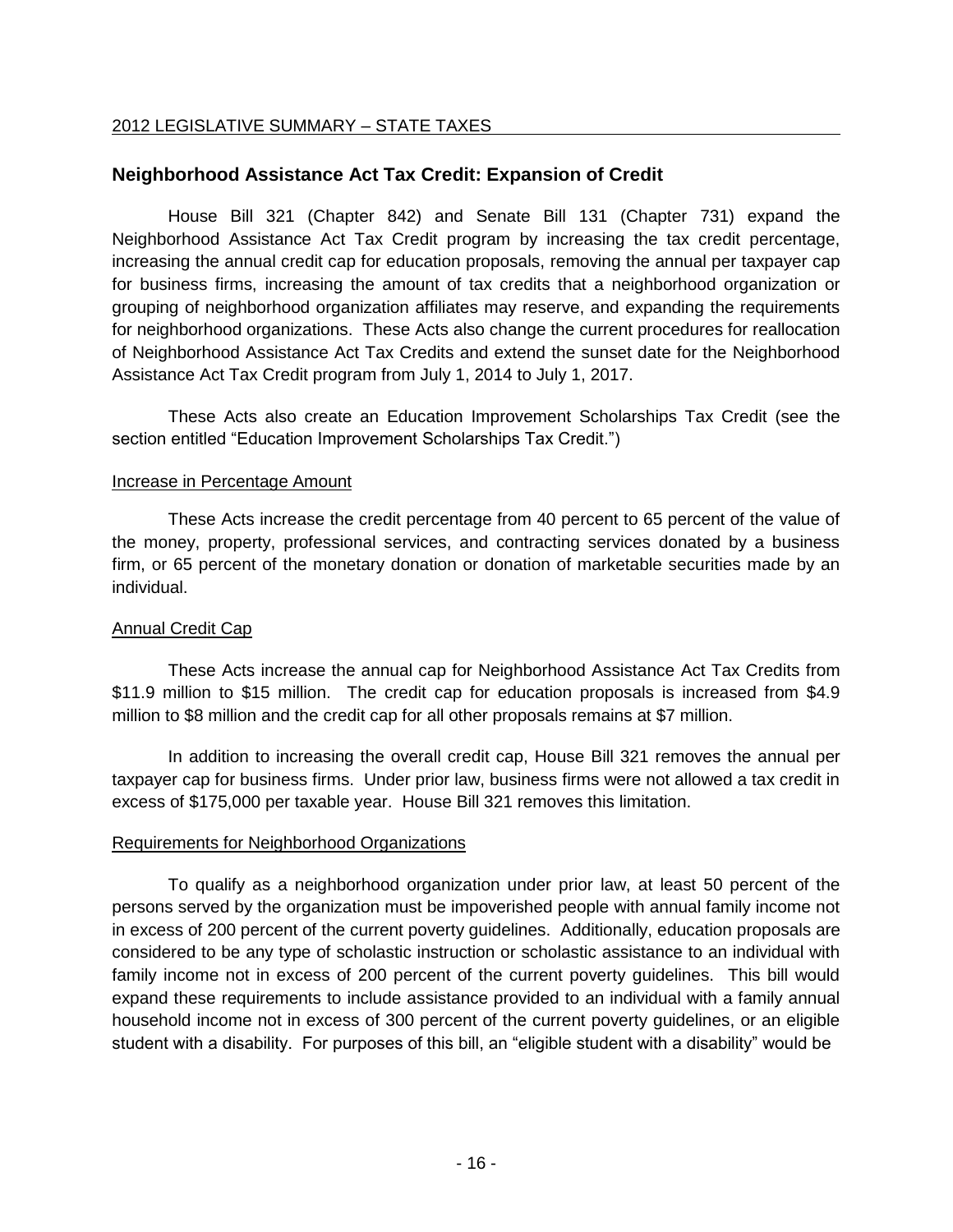## Neighborhood Assistance Act Tax Credit: Expansion of Credit

House Bill 321 (Chapter 842) and Senate Bill 131 (Chapter 731) expand the Neighborhood Assistance Act Tax Credit program by increasing the tax credit percentage, increasing the annual credit cap for education proposals, removing the annual per taxpayer cap for business firms, increasing the amount of tax credits that a neighborhood organization or grouping of neighborhood organization affiliates may reserve, and expanding the requirements for neighborhood organizations. These Acts also change the current procedures for reallocation of Neighborhood Assistance Act Tax Credits and extend the sunset date for the Neighborhood Assistance Act Tax Credit program from July 1, 2014 to July 1, 2017.

These Acts also create an Education Improvement Scholarships Tax Credit (see the section entitled "Education Improvement Scholarships Tax Credit.")

### Increase in Percentage Amount

These Acts increase the credit percentage from 40 percent to 65 percent of the value of the money, property, professional services, and contracting services donated by a business firm, or 65 percent of the monetary donation or donation of marketable securities made by an individual.

### Annual Credit Cap

These Acts increase the annual cap for Neighborhood Assistance Act Tax Credits from \$11.9 million to \$15 million. The credit cap for education proposals is increased from \$4.9 million to \$8 million and the credit cap for all other proposals remains at \$7 million.

In addition to increasing the overall credit cap, House Bill 321 removes the annual per taxpayer cap for business firms. Under prior law, business firms were not allowed a tax credit in excess of \$175,000 per taxable year. House Bill 321 removes this limitation.

### Requirements for Neighborhood Organizations

To qualify as a neighborhood organization under prior law, at least 50 percent of the persons served by the organization must be impoverished people with annual family income not in excess of 200 percent of the current poverty guidelines. Additionally, education proposals are considered to be any type of scholastic instruction or scholastic assistance to an individual with family income not in excess of 200 percent of the current poverty guidelines. This bill would expand these requirements to include assistance provided to an individual with a family annual household income not in excess of 300 percent of the current poverty guidelines, or an eligible student with a disability. For purposes of this bill, an "eligible student with a disability" would be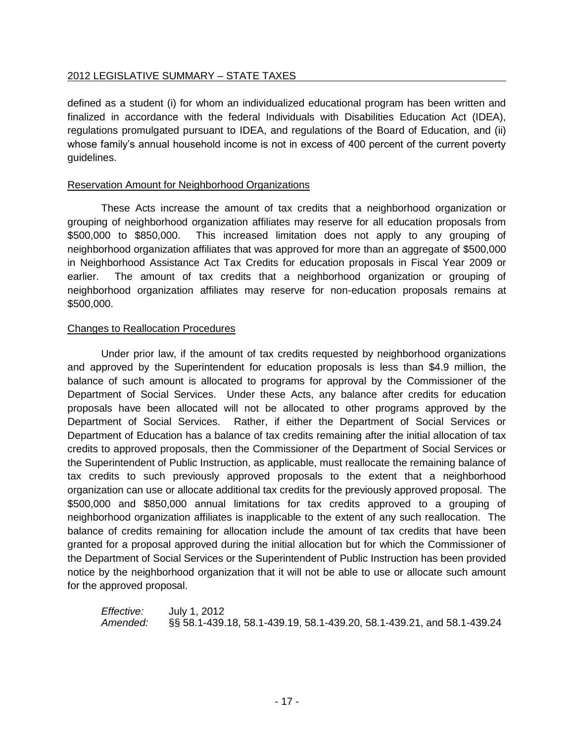defined as a student (i) for whom an individualized educational program has been written and finalized in accordance with the federal Individuals with Disabilities Education Act (IDEA), regulations promulgated pursuant to IDEA, and regulations of the Board of Education, and (ii) whose family's annual household income is not in excess of 400 percent of the current poverty guidelines.

Reservation Amount for Neighborhood Organizations

These Acts increase the amount of tax credits that a neighborhood organization or grouping of neighborhood organization affiliates may reserve for all education proposals from \$500,000 to \$850,000. This increased limitation does not apply to any grouping of neighborhood organization affiliates that was approved for more than an aggregate of \$500,000 in Neighborhood Assistance Act Tax Credits for education proposals in Fiscal Year 2009 or earlier. The amount of tax credits that a neighborhood organization or grouping of neighborhood organization affiliates may reserve for non-education proposals remains at \$500,000.

Changes to Reallocation Procedures

Under prior law, if the amount of tax credits requested by neighborhood organizations and approved by the Superintendent for education proposals is less than \$4.9 million, the balance of such amount is allocated to programs for approval by the Commissioner of the Department of Social Services. Under these Acts, any balance after credits for education proposals have been allocated will not be allocated to other programs approved by the Department of Social Services. Rather, if either the Department of Social Services or Department of Education has a balance of tax credits remaining after the initial allocation of tax credits to approved proposals, then the Commissioner of the Department of Social Services or the Superintendent of Public Instruction, as applicable, must reallocate the remaining balance of tax credits to such previously approved proposals to the extent that a neighborhood organization can use or allocate additional tax credits for the previously approved proposal. The \$500,000 and \$850,000 annual limitations for tax credits approved to a grouping of neighborhood organization affiliates is inapplicable to the extent of any such reallocation. The balance of credits remaining for allocation include the amount of tax credits that have been granted for a proposal approved during the initial allocation but for which the Commissioner of the Department of Social Services or the Superintendent of Public Instruction has been provided notice by the neighborhood organization that it will not be able to use or allocate such amount for the approved proposal.

*Effective:* July 1, 2012
*Amended:* §§ 58.1-439.18, 58.1-439.19, 58.1-439.20, 58.1-439.21, and 58.1-439.24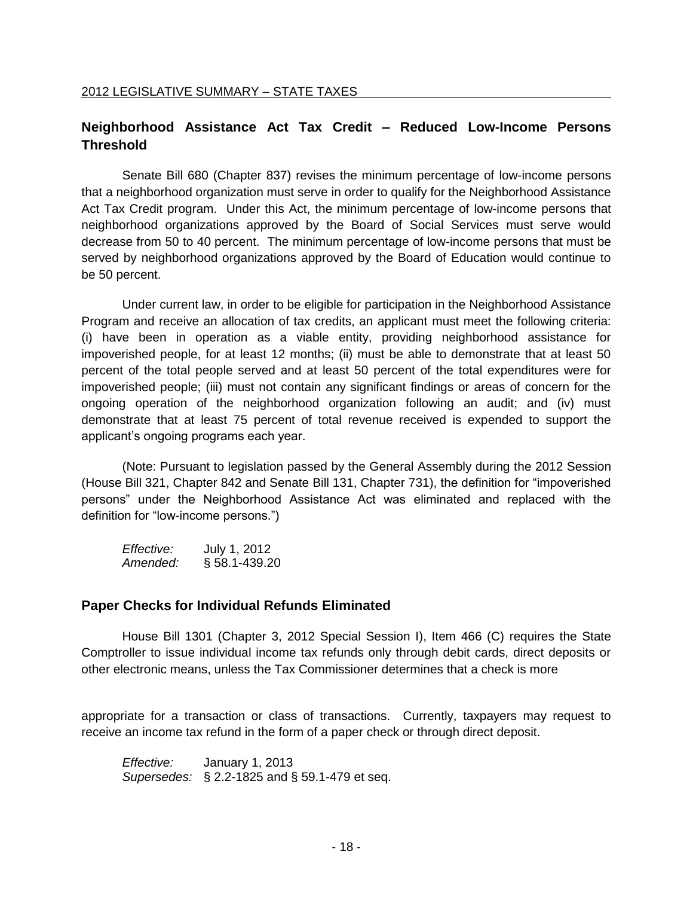## Neighborhood Assistance Act Tax Credit – Reduced Low-Income Persons Threshold

Senate Bill 680 (Chapter 837) revises the minimum percentage of low-income persons that a neighborhood organization must serve in order to qualify for the Neighborhood Assistance Act Tax Credit program. Under this Act, the minimum percentage of low-income persons that neighborhood organizations approved by the Board of Social Services must serve would decrease from 50 to 40 percent. The minimum percentage of low-income persons that must be served by neighborhood organizations approved by the Board of Education would continue to be 50 percent.

Under current law, in order to be eligible for participation in the Neighborhood Assistance Program and receive an allocation of tax credits, an applicant must meet the following criteria: (i) have been in operation as a viable entity, providing neighborhood assistance for impoverished people, for at least 12 months; (ii) must be able to demonstrate that at least 50 percent of the total people served and at least 50 percent of the total expenditures were for impoverished people; (iii) must not contain any significant findings or areas of concern for the ongoing operation of the neighborhood organization following an audit; and (iv) must demonstrate that at least 75 percent of total revenue received is expended to support the applicant's ongoing programs each year.

(Note: Pursuant to legislation passed by the General Assembly during the 2012 Session (House Bill 321, Chapter 842 and Senate Bill 131, Chapter 731), the definition for "impoverished persons" under the Neighborhood Assistance Act was eliminated and replaced with the definition for "low-income persons.")

*Effective:* July 1, 2012
*Amended:* § 58.1-439.20

## Paper Checks for Individual Refunds Eliminated

House Bill 1301 (Chapter 3, 2012 Special Session I), Item 466 (C) requires the State Comptroller to issue individual income tax refunds only through debit cards, direct deposits or other electronic means, unless the Tax Commissioner determines that a check is more appropriate for a transaction or class of transactions. Currently, taxpayers may request to receive an income tax refund in the form of a paper check or through direct deposit.

*Effective:* January 1, 2013
*Supersedes:* § 2.2-1825 and § 59.1-479 et seq.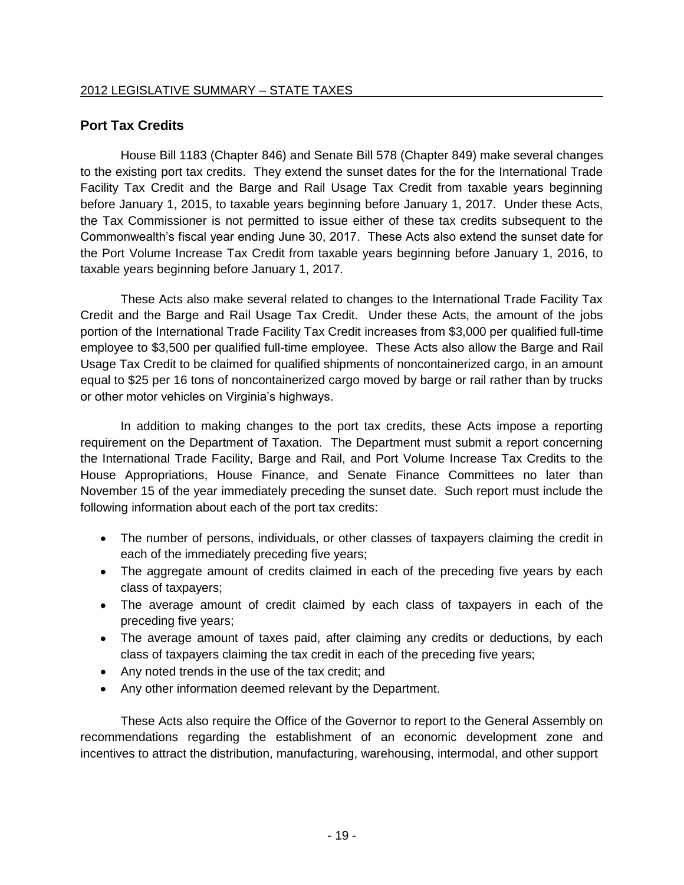## Port Tax Credits

House Bill 1183 (Chapter 846) and Senate Bill 578 (Chapter 849) make several changes to the existing port tax credits. They extend the sunset dates for the for the International Trade Facility Tax Credit and the Barge and Rail Usage Tax Credit from taxable years beginning before January 1, 2015, to taxable years beginning before January 1, 2017. Under these Acts, the Tax Commissioner is not permitted to issue either of these tax credits subsequent to the Commonwealth's fiscal year ending June 30, 2017. These Acts also extend the sunset date for the Port Volume Increase Tax Credit from taxable years beginning before January 1, 2016, to taxable years beginning before January 1, 2017.

These Acts also make several related to changes to the International Trade Facility Tax Credit and the Barge and Rail Usage Tax Credit. Under these Acts, the amount of the jobs portion of the International Trade Facility Tax Credit increases from $3,000 per qualified full-time employee to $3,500 per qualified full-time employee. These Acts also allow the Barge and Rail Usage Tax Credit to be claimed for qualified shipments of noncontainerized cargo, in an amount equal to $25 per 16 tons of noncontainerized cargo moved by barge or rail rather than by trucks or other motor vehicles on Virginia's highways.

In addition to making changes to the port tax credits, these Acts impose a reporting requirement on the Department of Taxation. The Department must submit a report concerning the International Trade Facility, Barge and Rail, and Port Volume Increase Tax Credits to the House Appropriations, House Finance, and Senate Finance Committees no later than November 15 of the year immediately preceding the sunset date. Such report must include the following information about each of the port tax credits:

- The number of persons, individuals, or other classes of taxpayers claiming the credit in each of the immediately preceding five years;
- The aggregate amount of credits claimed in each of the preceding five years by each class of taxpayers;
- The average amount of credit claimed by each class of taxpayers in each of the preceding five years;
- The average amount of taxes paid, after claiming any credits or deductions, by each class of taxpayers claiming the tax credit in each of the preceding five years;
- Any noted trends in the use of the tax credit; and
- Any other information deemed relevant by the Department.

These Acts also require the Office of the Governor to report to the General Assembly on recommendations regarding the establishment of an economic development zone and incentives to attract the distribution, manufacturing, warehousing, intermodal, and other support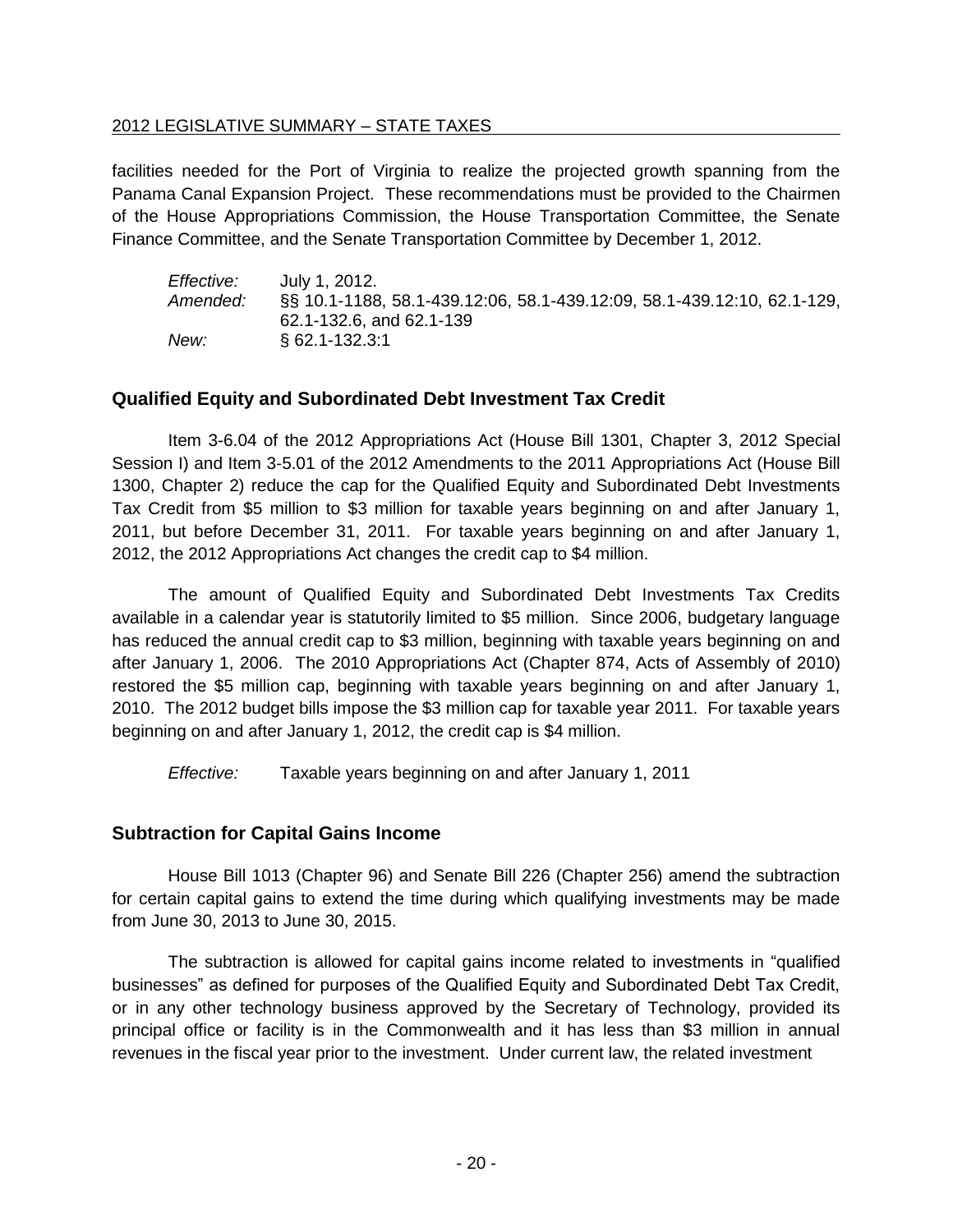facilities needed for the Port of Virginia to realize the projected growth spanning from the Panama Canal Expansion Project. These recommendations must be provided to the Chairmen of the House Appropriations Commission, the House Transportation Committee, the Senate Finance Committee, and the Senate Transportation Committee by December 1, 2012.

*Effective:* July 1, 2012.
*Amended:* §§ 10.1-1188, 58.1-439.12:06, 58.1-439.12:09, 58.1-439.12:10, 62.1-129, 62.1-132.6, and 62.1-139
*New:* § 62.1-132.3:1

## Qualified Equity and Subordinated Debt Investment Tax Credit

Item 3-6.04 of the 2012 Appropriations Act (House Bill 1301, Chapter 3, 2012 Special Session I) and Item 3-5.01 of the 2012 Amendments to the 2011 Appropriations Act (House Bill 1300, Chapter 2) reduce the cap for the Qualified Equity and Subordinated Debt Investments Tax Credit from $5 million to $3 million for taxable years beginning on and after January 1, 2011, but before December 31, 2011. For taxable years beginning on and after January 1, 2012, the 2012 Appropriations Act changes the credit cap to $4 million.

The amount of Qualified Equity and Subordinated Debt Investments Tax Credits available in a calendar year is statutorily limited to $5 million. Since 2006, budgetary language has reduced the annual credit cap to $3 million, beginning with taxable years beginning on and after January 1, 2006. The 2010 Appropriations Act (Chapter 874, Acts of Assembly of 2010) restored the $5 million cap, beginning with taxable years beginning on and after January 1, 2010. The 2012 budget bills impose the $3 million cap for taxable year 2011. For taxable years beginning on and after January 1, 2012, the credit cap is $4 million.

*Effective:* Taxable years beginning on and after January 1, 2011

## Subtraction for Capital Gains Income

House Bill 1013 (Chapter 96) and Senate Bill 226 (Chapter 256) amend the subtraction for certain capital gains to extend the time during which qualifying investments may be made from June 30, 2013 to June 30, 2015.

The subtraction is allowed for capital gains income related to investments in "qualified businesses" as defined for purposes of the Qualified Equity and Subordinated Debt Tax Credit, or in any other technology business approved by the Secretary of Technology, provided its principal office or facility is in the Commonwealth and it has less than $3 million in annual revenues in the fiscal year prior to the investment. Under current law, the related investment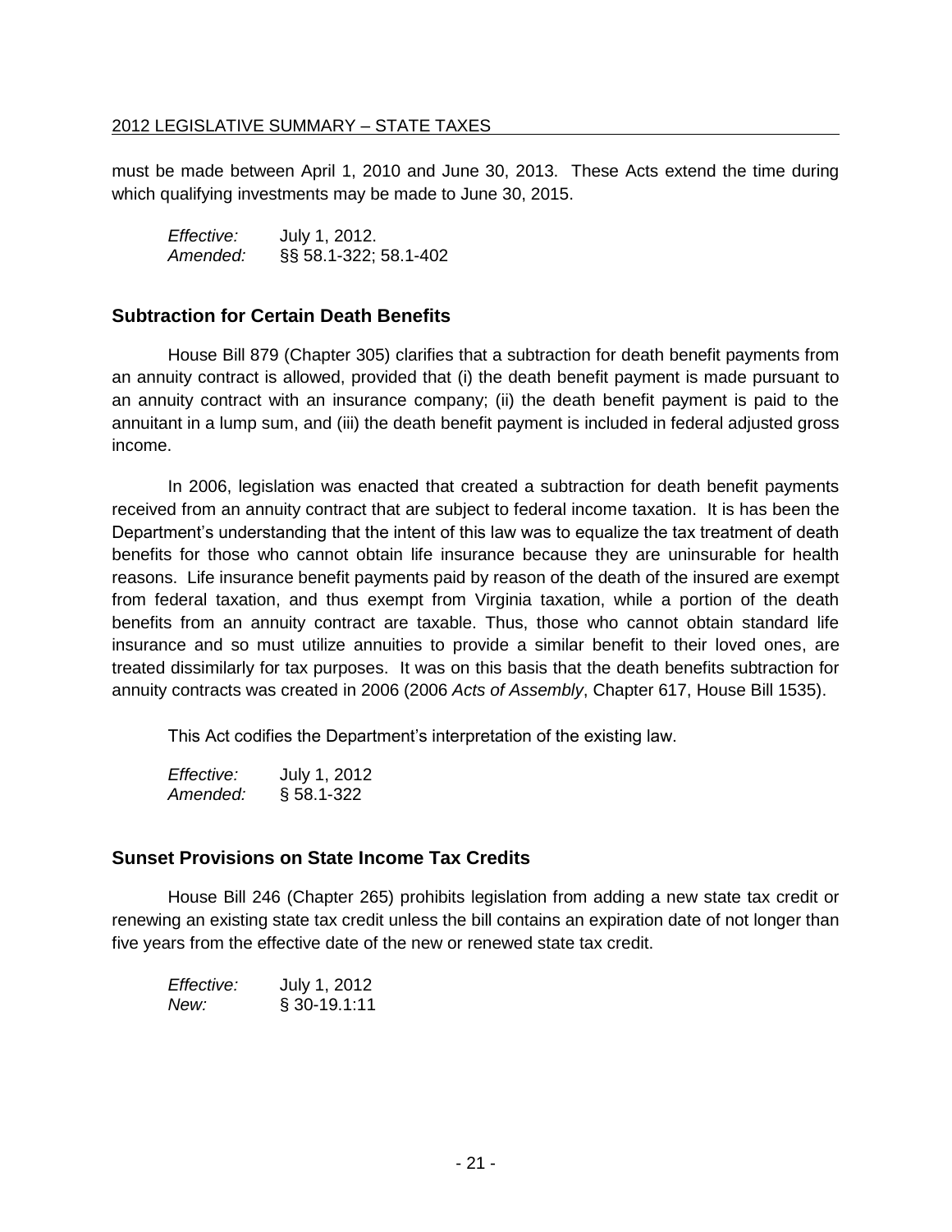must be made between April 1, 2010 and June 30, 2013. These Acts extend the time during which qualifying investments may be made to June 30, 2015.

*Effective:* July 1, 2012.
*Amended:* §§ 58.1-322; 58.1-402

## Subtraction for Certain Death Benefits

House Bill 879 (Chapter 305) clarifies that a subtraction for death benefit payments from an annuity contract is allowed, provided that (i) the death benefit payment is made pursuant to an annuity contract with an insurance company; (ii) the death benefit payment is paid to the annuitant in a lump sum, and (iii) the death benefit payment is included in federal adjusted gross income.

In 2006, legislation was enacted that created a subtraction for death benefit payments received from an annuity contract that are subject to federal income taxation. It is has been the Department's understanding that the intent of this law was to equalize the tax treatment of death benefits for those who cannot obtain life insurance because they are uninsurable for health reasons. Life insurance benefit payments paid by reason of the death of the insured are exempt from federal taxation, and thus exempt from Virginia taxation, while a portion of the death benefits from an annuity contract are taxable. Thus, those who cannot obtain standard life insurance and so must utilize annuities to provide a similar benefit to their loved ones, are treated dissimilarly for tax purposes. It was on this basis that the death benefits subtraction for annuity contracts was created in 2006 (2006 *Acts of Assembly*, Chapter 617, House Bill 1535).

This Act codifies the Department's interpretation of the existing law.

*Effective:* July 1, 2012
*Amended:* § 58.1-322

## Sunset Provisions on State Income Tax Credits

House Bill 246 (Chapter 265) prohibits legislation from adding a new state tax credit or renewing an existing state tax credit unless the bill contains an expiration date of not longer than five years from the effective date of the new or renewed state tax credit.

*Effective:* July 1, 2012
*New:* § 30-19.1:11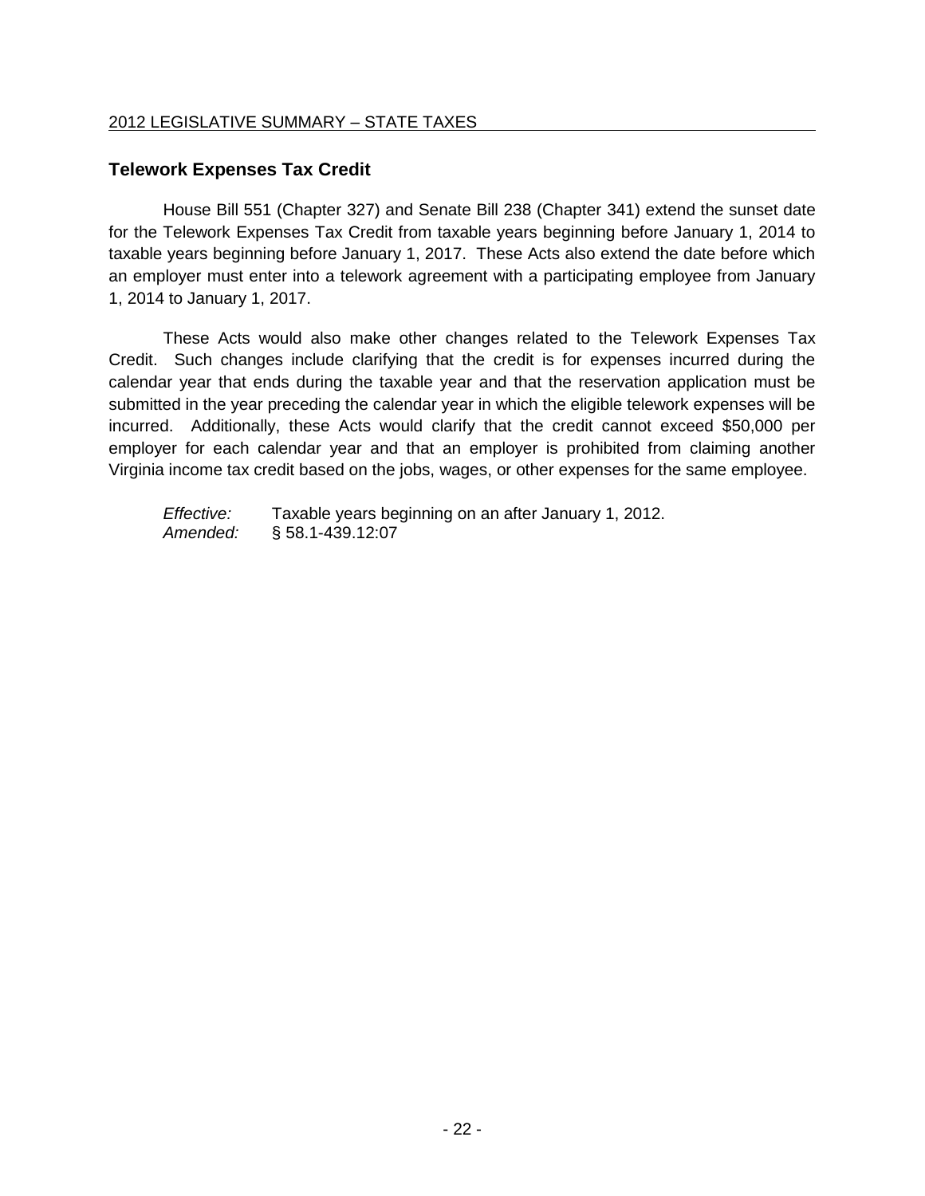## Telework Expenses Tax Credit

House Bill 551 (Chapter 327) and Senate Bill 238 (Chapter 341) extend the sunset date for the Telework Expenses Tax Credit from taxable years beginning before January 1, 2014 to taxable years beginning before January 1, 2017. These Acts also extend the date before which an employer must enter into a telework agreement with a participating employee from January 1, 2014 to January 1, 2017.

These Acts would also make other changes related to the Telework Expenses Tax Credit. Such changes include clarifying that the credit is for expenses incurred during the calendar year that ends during the taxable year and that the reservation application must be submitted in the year preceding the calendar year in which the eligible telework expenses will be incurred. Additionally, these Acts would clarify that the credit cannot exceed $50,000 per employer for each calendar year and that an employer is prohibited from claiming another Virginia income tax credit based on the jobs, wages, or other expenses for the same employee.

*Effective:* Taxable years beginning on an after January 1, 2012.
*Amended:* § 58.1-439.12:07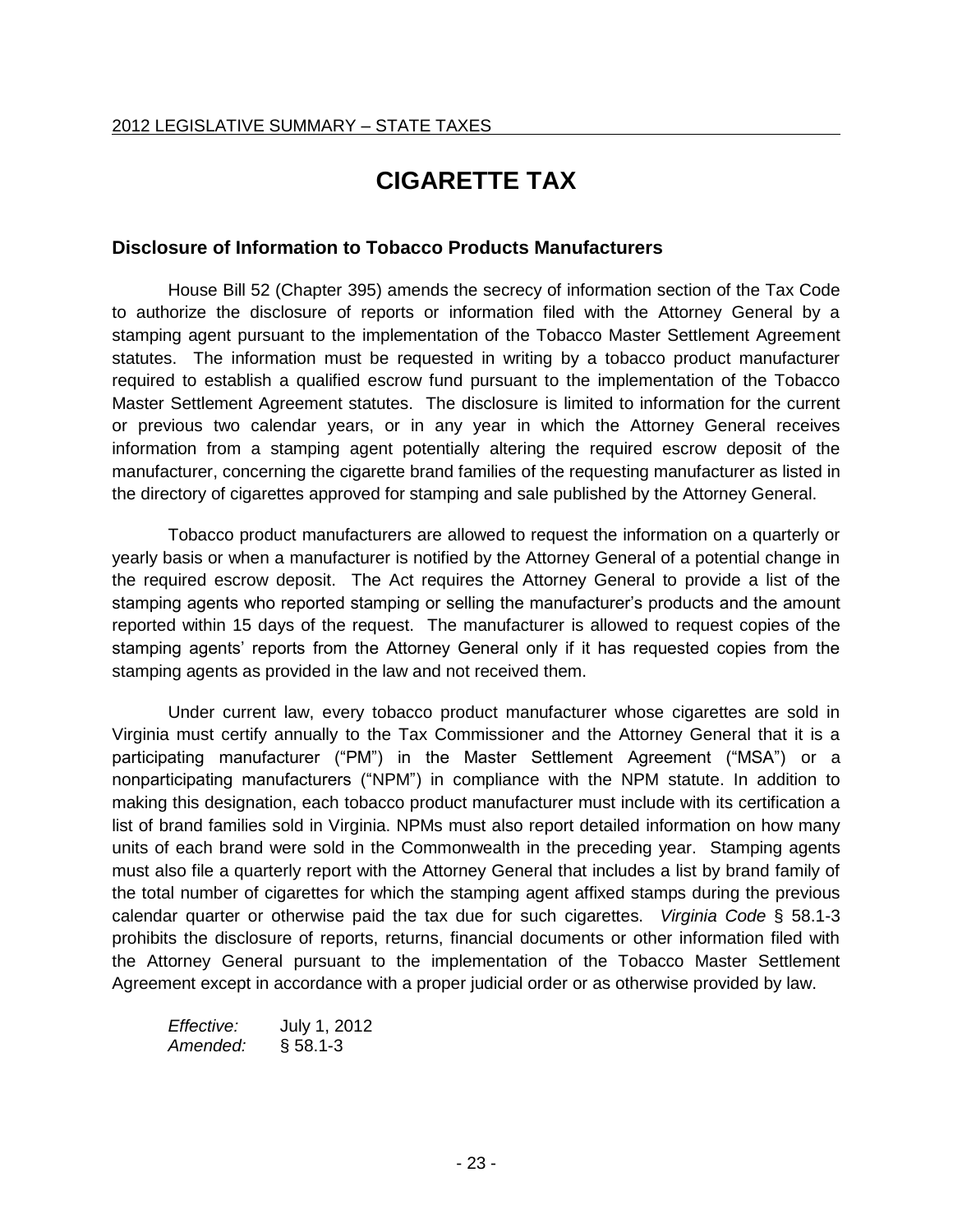# CIGARETTE TAX

## Disclosure of Information to Tobacco Products Manufacturers

House Bill 52 (Chapter 395) amends the secrecy of information section of the Tax Code to authorize the disclosure of reports or information filed with the Attorney General by a stamping agent pursuant to the implementation of the Tobacco Master Settlement Agreement statutes. The information must be requested in writing by a tobacco product manufacturer required to establish a qualified escrow fund pursuant to the implementation of the Tobacco Master Settlement Agreement statutes. The disclosure is limited to information for the current or previous two calendar years, or in any year in which the Attorney General receives information from a stamping agent potentially altering the required escrow deposit of the manufacturer, concerning the cigarette brand families of the requesting manufacturer as listed in the directory of cigarettes approved for stamping and sale published by the Attorney General.

Tobacco product manufacturers are allowed to request the information on a quarterly or yearly basis or when a manufacturer is notified by the Attorney General of a potential change in the required escrow deposit. The Act requires the Attorney General to provide a list of the stamping agents who reported stamping or selling the manufacturer's products and the amount reported within 15 days of the request. The manufacturer is allowed to request copies of the stamping agents' reports from the Attorney General only if it has requested copies from the stamping agents as provided in the law and not received them.

Under current law, every tobacco product manufacturer whose cigarettes are sold in Virginia must certify annually to the Tax Commissioner and the Attorney General that it is a participating manufacturer ("PM") in the Master Settlement Agreement ("MSA") or a nonparticipating manufacturers ("NPM") in compliance with the NPM statute. In addition to making this designation, each tobacco product manufacturer must include with its certification a list of brand families sold in Virginia. NPMs must also report detailed information on how many units of each brand were sold in the Commonwealth in the preceding year. Stamping agents must also file a quarterly report with the Attorney General that includes a list by brand family of the total number of cigarettes for which the stamping agent affixed stamps during the previous calendar quarter or otherwise paid the tax due for such cigarettes. *Virginia Code* § 58.1-3 prohibits the disclosure of reports, returns, financial documents or other information filed with the Attorney General pursuant to the implementation of the Tobacco Master Settlement Agreement except in accordance with a proper judicial order or as otherwise provided by law.

*Effective:* July 1, 2012
*Amended:* § 58.1-3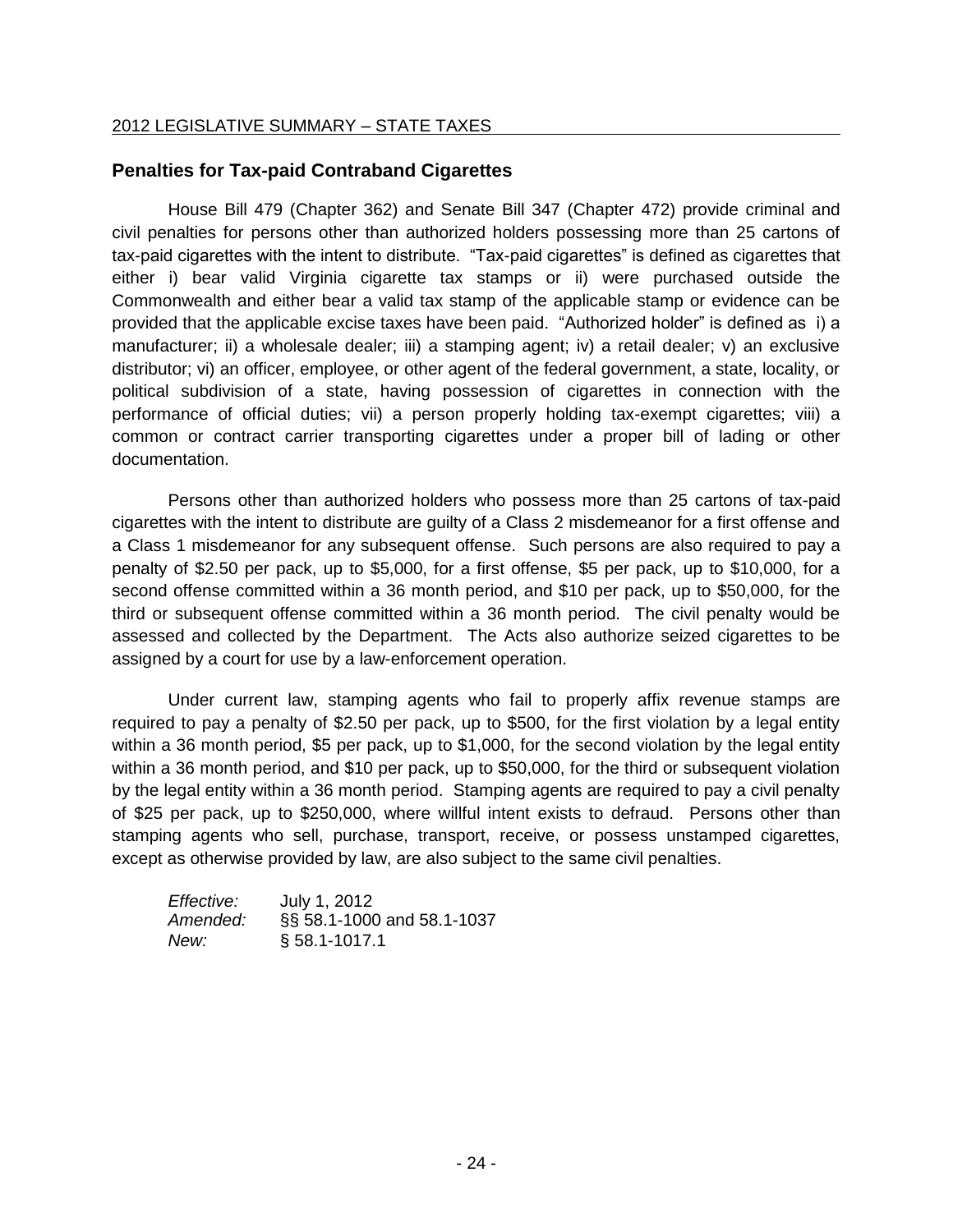## Penalties for Tax-paid Contraband Cigarettes

House Bill 479 (Chapter 362) and Senate Bill 347 (Chapter 472) provide criminal and civil penalties for persons other than authorized holders possessing more than 25 cartons of tax-paid cigarettes with the intent to distribute. "Tax-paid cigarettes" is defined as cigarettes that either i) bear valid Virginia cigarette tax stamps or ii) were purchased outside the Commonwealth and either bear a valid tax stamp of the applicable stamp or evidence can be provided that the applicable excise taxes have been paid. "Authorized holder" is defined as i) a manufacturer; ii) a wholesale dealer; iii) a stamping agent; iv) a retail dealer; v) an exclusive distributor; vi) an officer, employee, or other agent of the federal government, a state, locality, or political subdivision of a state, having possession of cigarettes in connection with the performance of official duties; vii) a person properly holding tax-exempt cigarettes; viii) a common or contract carrier transporting cigarettes under a proper bill of lading or other documentation.

Persons other than authorized holders who possess more than 25 cartons of tax-paid cigarettes with the intent to distribute are guilty of a Class 2 misdemeanor for a first offense and a Class 1 misdemeanor for any subsequent offense. Such persons are also required to pay a penalty of $2.50 per pack, up to $5,000, for a first offense, $5 per pack, up to $10,000, for a second offense committed within a 36 month period, and $10 per pack, up to $50,000, for the third or subsequent offense committed within a 36 month period. The civil penalty would be assessed and collected by the Department. The Acts also authorize seized cigarettes to be assigned by a court for use by a law-enforcement operation.

Under current law, stamping agents who fail to properly affix revenue stamps are required to pay a penalty of $2.50 per pack, up to $500, for the first violation by a legal entity within a 36 month period, $5 per pack, up to $1,000, for the second violation by the legal entity within a 36 month period, and $10 per pack, up to $50,000, for the third or subsequent violation by the legal entity within a 36 month period. Stamping agents are required to pay a civil penalty of $25 per pack, up to $250,000, where willful intent exists to defraud. Persons other than stamping agents who sell, purchase, transport, receive, or possess unstamped cigarettes, except as otherwise provided by law, are also subject to the same civil penalties.

*Effective:* July 1, 2012
*Amended:* §§ 58.1-1000 and 58.1-1037
*New:* § 58.1-1017.1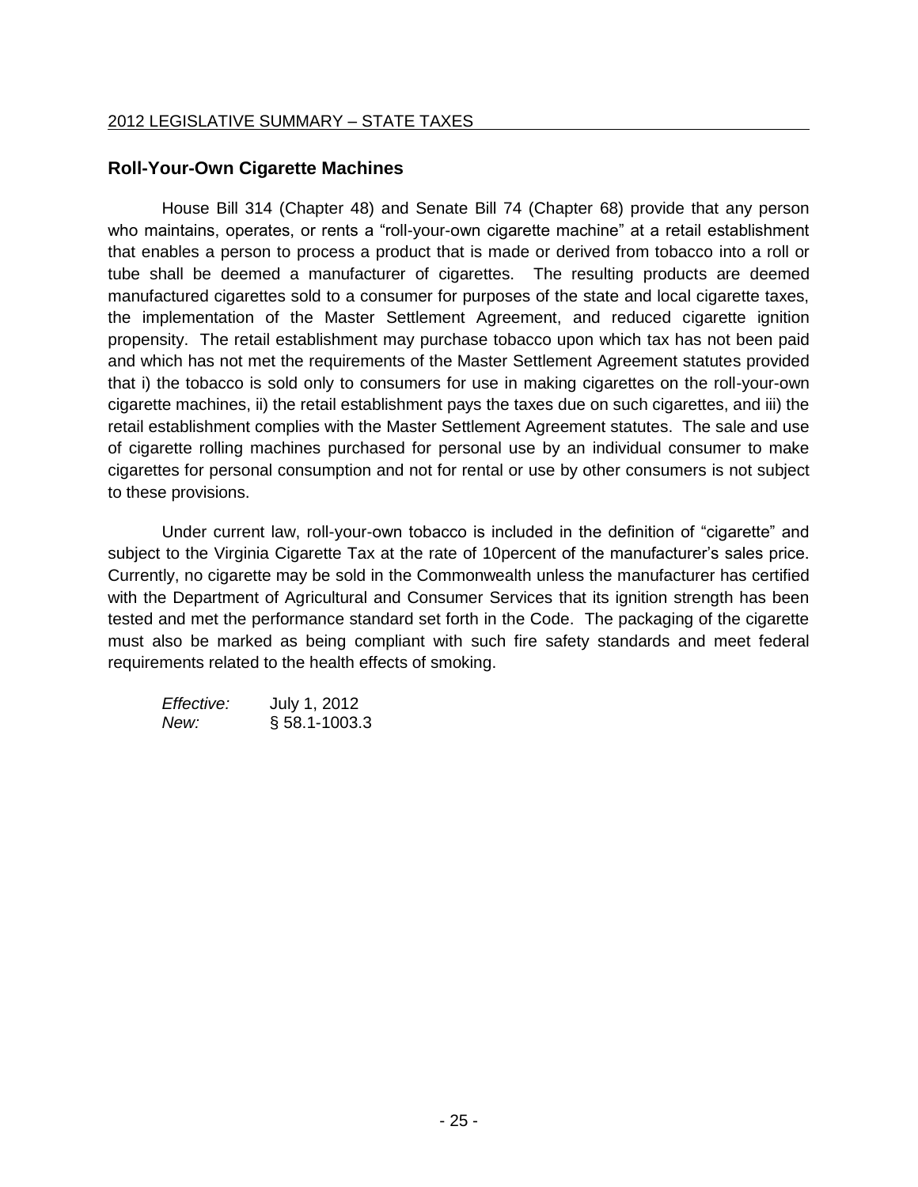## Roll-Your-Own Cigarette Machines

House Bill 314 (Chapter 48) and Senate Bill 74 (Chapter 68) provide that any person who maintains, operates, or rents a "roll-your-own cigarette machine" at a retail establishment that enables a person to process a product that is made or derived from tobacco into a roll or tube shall be deemed a manufacturer of cigarettes. The resulting products are deemed manufactured cigarettes sold to a consumer for purposes of the state and local cigarette taxes, the implementation of the Master Settlement Agreement, and reduced cigarette ignition propensity. The retail establishment may purchase tobacco upon which tax has not been paid and which has not met the requirements of the Master Settlement Agreement statutes provided that i) the tobacco is sold only to consumers for use in making cigarettes on the roll-your-own cigarette machines, ii) the retail establishment pays the taxes due on such cigarettes, and iii) the retail establishment complies with the Master Settlement Agreement statutes. The sale and use of cigarette rolling machines purchased for personal use by an individual consumer to make cigarettes for personal consumption and not for rental or use by other consumers is not subject to these provisions.

Under current law, roll-your-own tobacco is included in the definition of "cigarette" and subject to the Virginia Cigarette Tax at the rate of 10percent of the manufacturer's sales price. Currently, no cigarette may be sold in the Commonwealth unless the manufacturer has certified with the Department of Agricultural and Consumer Services that its ignition strength has been tested and met the performance standard set forth in the Code. The packaging of the cigarette must also be marked as being compliant with such fire safety standards and meet federal requirements related to the health effects of smoking.

*Effective:* July 1, 2012
*New:* § 58.1-1003.3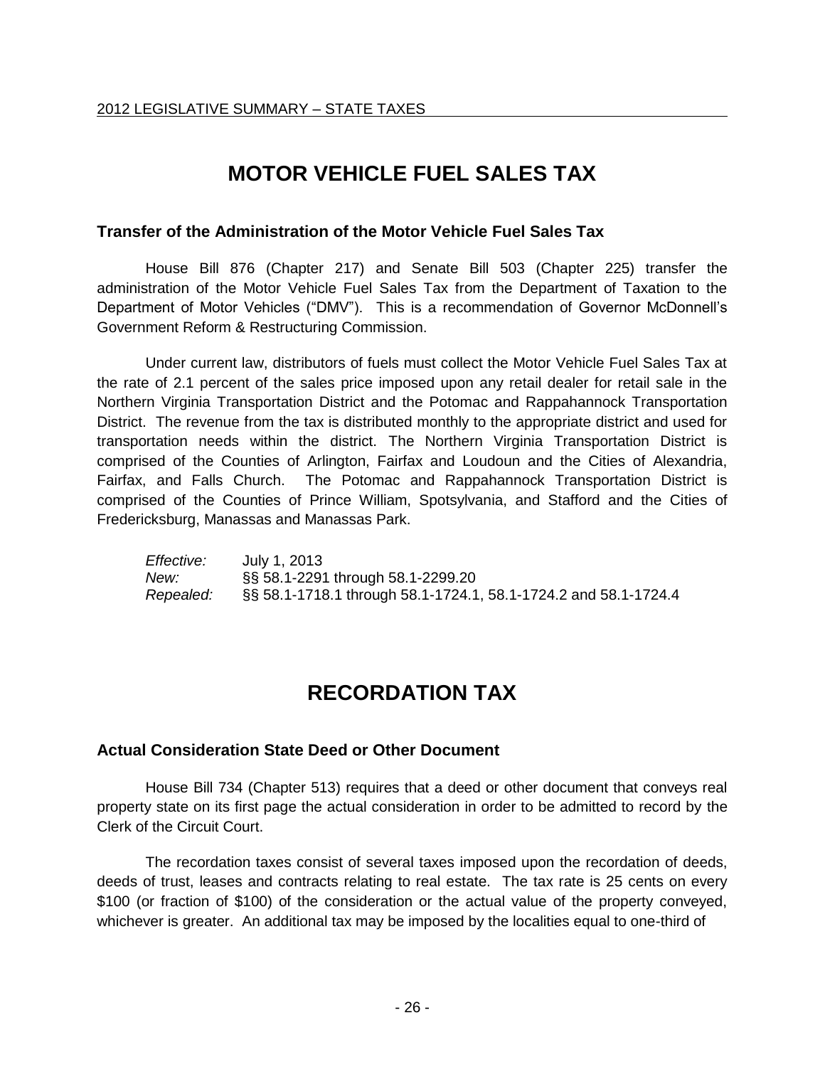# MOTOR VEHICLE FUEL SALES TAX

### Transfer of the Administration of the Motor Vehicle Fuel Sales Tax

House Bill 876 (Chapter 217) and Senate Bill 503 (Chapter 225) transfer the administration of the Motor Vehicle Fuel Sales Tax from the Department of Taxation to the Department of Motor Vehicles ("DMV"). This is a recommendation of Governor McDonnell's Government Reform & Restructuring Commission.

Under current law, distributors of fuels must collect the Motor Vehicle Fuel Sales Tax at the rate of 2.1 percent of the sales price imposed upon any retail dealer for retail sale in the Northern Virginia Transportation District and the Potomac and Rappahannock Transportation District. The revenue from the tax is distributed monthly to the appropriate district and used for transportation needs within the district. The Northern Virginia Transportation District is comprised of the Counties of Arlington, Fairfax and Loudoun and the Cities of Alexandria, Fairfax, and Falls Church. The Potomac and Rappahannock Transportation District is comprised of the Counties of Prince William, Spotsylvania, and Stafford and the Cities of Fredericksburg, Manassas and Manassas Park.

*Effective:* July 1, 2013
*New:* §§ 58.1-2291 through 58.1-2299.20
*Repealed:* §§ 58.1-1718.1 through 58.1-1724.1, 58.1-1724.2 and 58.1-1724.4

# RECORDATION TAX

### Actual Consideration State Deed or Other Document

House Bill 734 (Chapter 513) requires that a deed or other document that conveys real property state on its first page the actual consideration in order to be admitted to record by the Clerk of the Circuit Court.

The recordation taxes consist of several taxes imposed upon the recordation of deeds, deeds of trust, leases and contracts relating to real estate. The tax rate is 25 cents on every $100 (or fraction of $100) of the consideration or the actual value of the property conveyed, whichever is greater. An additional tax may be imposed by the localities equal to one-third of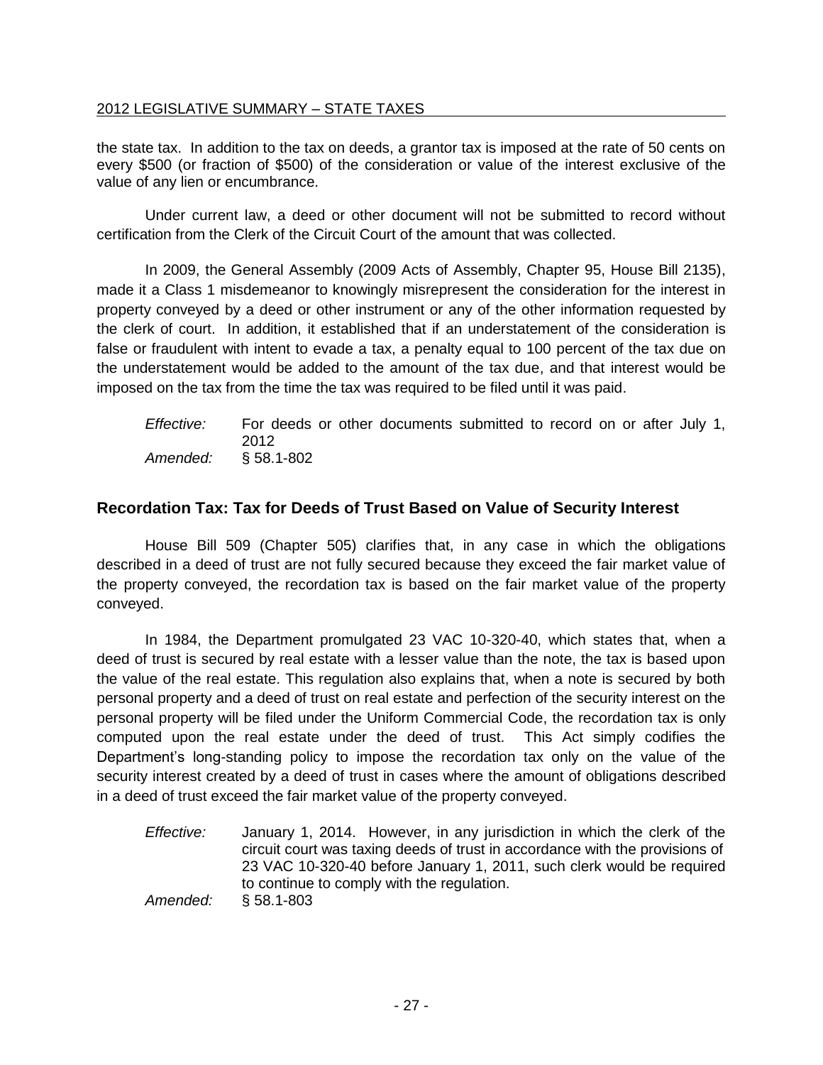the state tax. In addition to the tax on deeds, a grantor tax is imposed at the rate of 50 cents on every $500 (or fraction of $500) of the consideration or value of the interest exclusive of the value of any lien or encumbrance.

Under current law, a deed or other document will not be submitted to record without certification from the Clerk of the Circuit Court of the amount that was collected.

In 2009, the General Assembly (2009 Acts of Assembly, Chapter 95, House Bill 2135), made it a Class 1 misdemeanor to knowingly misrepresent the consideration for the interest in property conveyed by a deed or other instrument or any of the other information requested by the clerk of court. In addition, it established that if an understatement of the consideration is false or fraudulent with intent to evade a tax, a penalty equal to 100 percent of the tax due on the understatement would be added to the amount of the tax due, and that interest would be imposed on the tax from the time the tax was required to be filed until it was paid.

*Effective:* For deeds or other documents submitted to record on or after July 1, 2012
*Amended:* § 58.1-802

## Recordation Tax: Tax for Deeds of Trust Based on Value of Security Interest

House Bill 509 (Chapter 505) clarifies that, in any case in which the obligations described in a deed of trust are not fully secured because they exceed the fair market value of the property conveyed, the recordation tax is based on the fair market value of the property conveyed.

In 1984, the Department promulgated 23 VAC 10-320-40, which states that, when a deed of trust is secured by real estate with a lesser value than the note, the tax is based upon the value of the real estate. This regulation also explains that, when a note is secured by both personal property and a deed of trust on real estate and perfection of the security interest on the personal property will be filed under the Uniform Commercial Code, the recordation tax is only computed upon the real estate under the deed of trust. This Act simply codifies the Department's long-standing policy to impose the recordation tax only on the value of the security interest created by a deed of trust in cases where the amount of obligations described in a deed of trust exceed the fair market value of the property conveyed.

*Effective:* January 1, 2014. However, in any jurisdiction in which the clerk of the circuit court was taxing deeds of trust in accordance with the provisions of 23 VAC 10-320-40 before January 1, 2011, such clerk would be required to continue to comply with the regulation.
*Amended:* § 58.1-803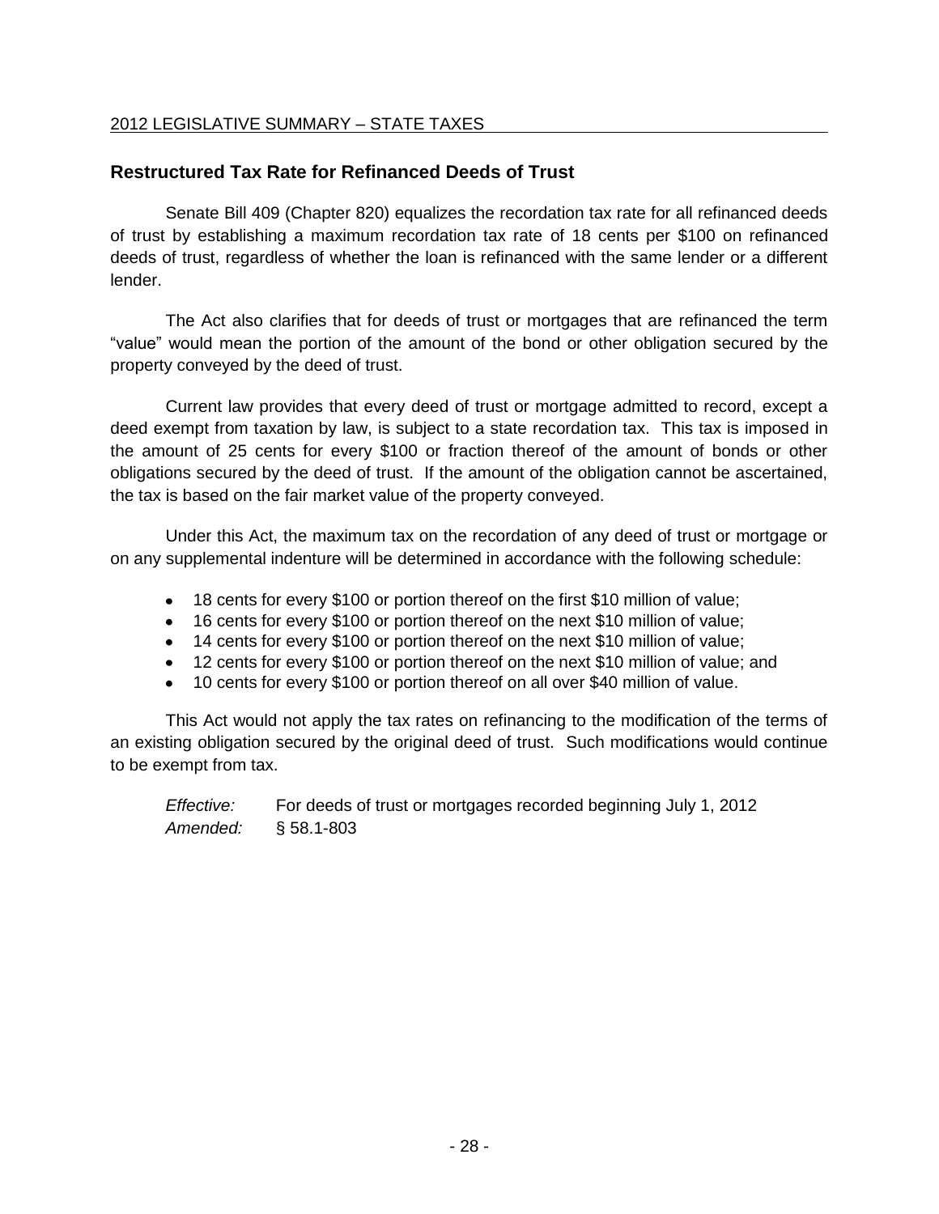## Restructured Tax Rate for Refinanced Deeds of Trust

Senate Bill 409 (Chapter 820) equalizes the recordation tax rate for all refinanced deeds of trust by establishing a maximum recordation tax rate of 18 cents per $100 on refinanced deeds of trust, regardless of whether the loan is refinanced with the same lender or a different lender.

The Act also clarifies that for deeds of trust or mortgages that are refinanced the term "value" would mean the portion of the amount of the bond or other obligation secured by the property conveyed by the deed of trust.

Current law provides that every deed of trust or mortgage admitted to record, except a deed exempt from taxation by law, is subject to a state recordation tax. This tax is imposed in the amount of 25 cents for every $100 or fraction thereof of the amount of bonds or other obligations secured by the deed of trust. If the amount of the obligation cannot be ascertained, the tax is based on the fair market value of the property conveyed.

Under this Act, the maximum tax on the recordation of any deed of trust or mortgage or on any supplemental indenture will be determined in accordance with the following schedule:

- 18 cents for every $100 or portion thereof on the first $10 million of value;
- 16 cents for every $100 or portion thereof on the next $10 million of value;
- 14 cents for every $100 or portion thereof on the next $10 million of value;
- 12 cents for every $100 or portion thereof on the next $10 million of value; and
- 10 cents for every $100 or portion thereof on all over $40 million of value.

This Act would not apply the tax rates on refinancing to the modification of the terms of an existing obligation secured by the original deed of trust. Such modifications would continue to be exempt from tax.

*Effective:* For deeds of trust or mortgages recorded beginning July 1, 2012
*Amended:* § 58.1-803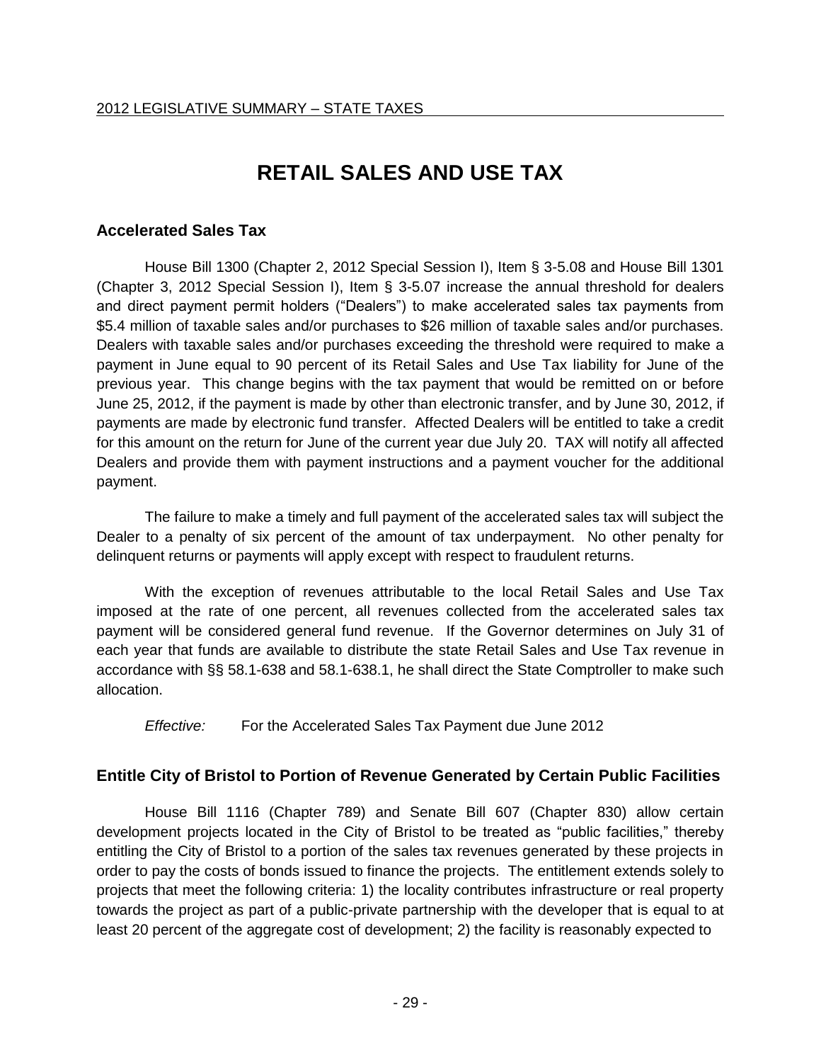#  RETAIL SALES AND USE TAX

## Accelerated Sales Tax

House Bill 1300 (Chapter 2, 2012 Special Session I), Item § 3-5.08 and House Bill 1301 (Chapter 3, 2012 Special Session I), Item § 3-5.07 increase the annual threshold for dealers and direct payment permit holders ("Dealers") to make accelerated sales tax payments from $5.4 million of taxable sales and/or purchases to $26 million of taxable sales and/or purchases. Dealers with taxable sales and/or purchases exceeding the threshold were required to make a payment in June equal to 90 percent of its Retail Sales and Use Tax liability for June of the previous year. This change begins with the tax payment that would be remitted on or before June 25, 2012, if the payment is made by other than electronic transfer, and by June 30, 2012, if payments are made by electronic fund transfer. Affected Dealers will be entitled to take a credit for this amount on the return for June of the current year due July 20. TAX will notify all affected Dealers and provide them with payment instructions and a payment voucher for the additional payment.

The failure to make a timely and full payment of the accelerated sales tax will subject the Dealer to a penalty of six percent of the amount of tax underpayment. No other penalty for delinquent returns or payments will apply except with respect to fraudulent returns.

With the exception of revenues attributable to the local Retail Sales and Use Tax imposed at the rate of one percent, all revenues collected from the accelerated sales tax payment will be considered general fund revenue. If the Governor determines on July 31 of each year that funds are available to distribute the state Retail Sales and Use Tax revenue in accordance with §§ 58.1-638 and 58.1-638.1, he shall direct the State Comptroller to make such allocation.

*Effective:* For the Accelerated Sales Tax Payment due June 2012

## Entitle City of Bristol to Portion of Revenue Generated by Certain Public Facilities

House Bill 1116 (Chapter 789) and Senate Bill 607 (Chapter 830) allow certain development projects located in the City of Bristol to be treated as "public facilities," thereby entitling the City of Bristol to a portion of the sales tax revenues generated by these projects in order to pay the costs of bonds issued to finance the projects. The entitlement extends solely to projects that meet the following criteria: 1) the locality contributes infrastructure or real property towards the project as part of a public-private partnership with the developer that is equal to at least 20 percent of the aggregate cost of development; 2) the facility is reasonably expected to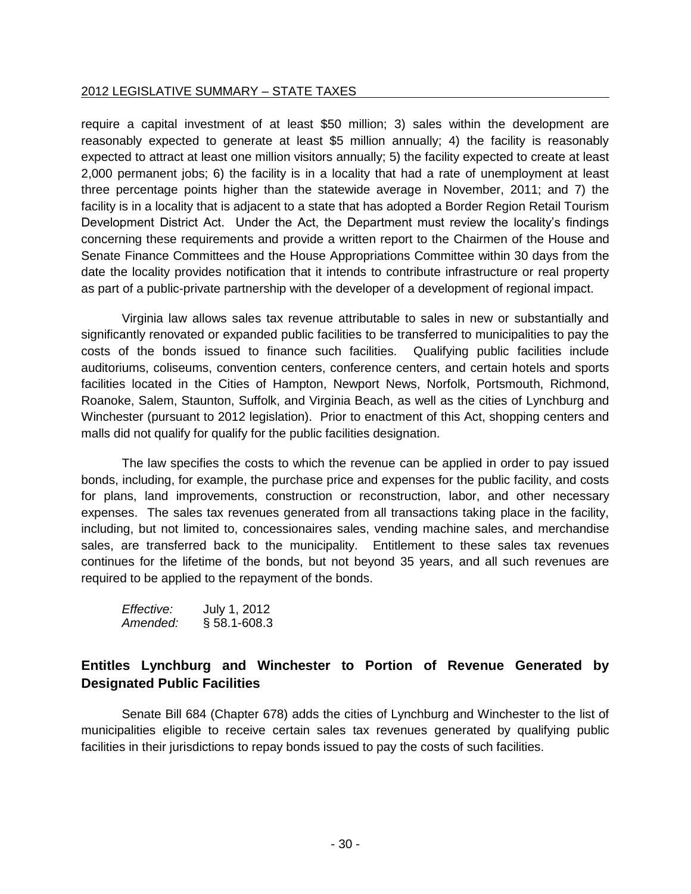require a capital investment of at least $50 million; 3) sales within the development are reasonably expected to generate at least $5 million annually; 4) the facility is reasonably expected to attract at least one million visitors annually; 5) the facility expected to create at least 2,000 permanent jobs; 6) the facility is in a locality that had a rate of unemployment at least three percentage points higher than the statewide average in November, 2011; and 7) the facility is in a locality that is adjacent to a state that has adopted a Border Region Retail Tourism Development District Act. Under the Act, the Department must review the locality's findings concerning these requirements and provide a written report to the Chairmen of the House and Senate Finance Committees and the House Appropriations Committee within 30 days from the date the locality provides notification that it intends to contribute infrastructure or real property as part of a public-private partnership with the developer of a development of regional impact.

Virginia law allows sales tax revenue attributable to sales in new or substantially and significantly renovated or expanded public facilities to be transferred to municipalities to pay the costs of the bonds issued to finance such facilities. Qualifying public facilities include auditoriums, coliseums, convention centers, conference centers, and certain hotels and sports facilities located in the Cities of Hampton, Newport News, Norfolk, Portsmouth, Richmond, Roanoke, Salem, Staunton, Suffolk, and Virginia Beach, as well as the cities of Lynchburg and Winchester (pursuant to 2012 legislation). Prior to enactment of this Act, shopping centers and malls did not qualify for qualify for the public facilities designation.

The law specifies the costs to which the revenue can be applied in order to pay issued bonds, including, for example, the purchase price and expenses for the public facility, and costs for plans, land improvements, construction or reconstruction, labor, and other necessary expenses. The sales tax revenues generated from all transactions taking place in the facility, including, but not limited to, concessionaires sales, vending machine sales, and merchandise sales, are transferred back to the municipality. Entitlement to these sales tax revenues continues for the lifetime of the bonds, but not beyond 35 years, and all such revenues are required to be applied to the repayment of the bonds.

*Effective:* July 1, 2012
*Amended:* § 58.1-608.3

### Entitles Lynchburg and Winchester to Portion of Revenue Generated by Designated Public Facilities

Senate Bill 684 (Chapter 678) adds the cities of Lynchburg and Winchester to the list of municipalities eligible to receive certain sales tax revenues generated by qualifying public facilities in their jurisdictions to repay bonds issued to pay the costs of such facilities.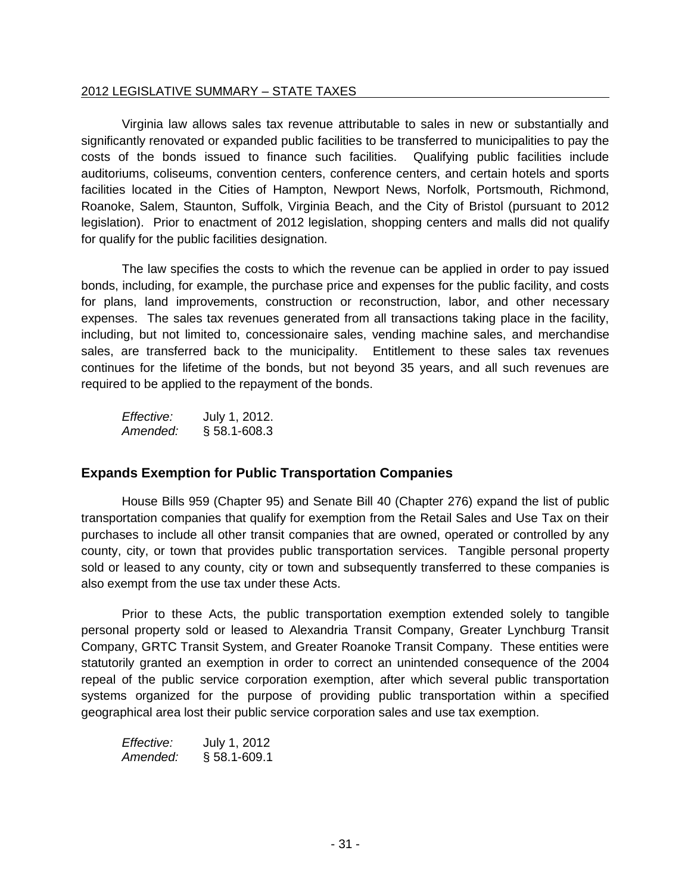Virginia law allows sales tax revenue attributable to sales in new or substantially and significantly renovated or expanded public facilities to be transferred to municipalities to pay the costs of the bonds issued to finance such facilities. Qualifying public facilities include auditoriums, coliseums, convention centers, conference centers, and certain hotels and sports facilities located in the Cities of Hampton, Newport News, Norfolk, Portsmouth, Richmond, Roanoke, Salem, Staunton, Suffolk, Virginia Beach, and the City of Bristol (pursuant to 2012 legislation). Prior to enactment of 2012 legislation, shopping centers and malls did not qualify for qualify for the public facilities designation.

The law specifies the costs to which the revenue can be applied in order to pay issued bonds, including, for example, the purchase price and expenses for the public facility, and costs for plans, land improvements, construction or reconstruction, labor, and other necessary expenses. The sales tax revenues generated from all transactions taking place in the facility, including, but not limited to, concessionaire sales, vending machine sales, and merchandise sales, are transferred back to the municipality. Entitlement to these sales tax revenues continues for the lifetime of the bonds, but not beyond 35 years, and all such revenues are required to be applied to the repayment of the bonds.

*Effective:* July 1, 2012.
*Amended:* § 58.1-608.3

## Expands Exemption for Public Transportation Companies

House Bills 959 (Chapter 95) and Senate Bill 40 (Chapter 276) expand the list of public transportation companies that qualify for exemption from the Retail Sales and Use Tax on their purchases to include all other transit companies that are owned, operated or controlled by any county, city, or town that provides public transportation services. Tangible personal property sold or leased to any county, city or town and subsequently transferred to these companies is also exempt from the use tax under these Acts.

Prior to these Acts, the public transportation exemption extended solely to tangible personal property sold or leased to Alexandria Transit Company, Greater Lynchburg Transit Company, GRTC Transit System, and Greater Roanoke Transit Company. These entities were statutorily granted an exemption in order to correct an unintended consequence of the 2004 repeal of the public service corporation exemption, after which several public transportation systems organized for the purpose of providing public transportation within a specified geographical area lost their public service corporation sales and use tax exemption.

*Effective:* July 1, 2012
*Amended:* § 58.1-609.1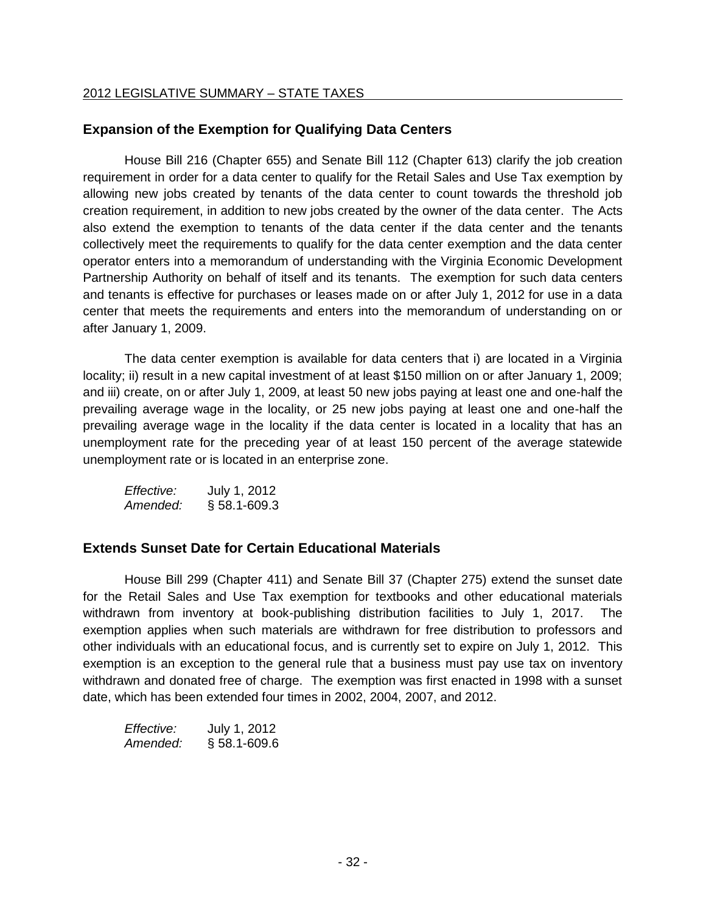## Expansion of the Exemption for Qualifying Data Centers

House Bill 216 (Chapter 655) and Senate Bill 112 (Chapter 613) clarify the job creation requirement in order for a data center to qualify for the Retail Sales and Use Tax exemption by allowing new jobs created by tenants of the data center to count towards the threshold job creation requirement, in addition to new jobs created by the owner of the data center. The Acts also extend the exemption to tenants of the data center if the data center and the tenants collectively meet the requirements to qualify for the data center exemption and the data center operator enters into a memorandum of understanding with the Virginia Economic Development Partnership Authority on behalf of itself and its tenants. The exemption for such data centers and tenants is effective for purchases or leases made on or after July 1, 2012 for use in a data center that meets the requirements and enters into the memorandum of understanding on or after January 1, 2009.

The data center exemption is available for data centers that i) are located in a Virginia locality; ii) result in a new capital investment of at least $150 million on or after January 1, 2009; and iii) create, on or after July 1, 2009, at least 50 new jobs paying at least one and one-half the prevailing average wage in the locality, or 25 new jobs paying at least one and one-half the prevailing average wage in the locality if the data center is located in a locality that has an unemployment rate for the preceding year of at least 150 percent of the average statewide unemployment rate or is located in an enterprise zone.

*Effective:* July 1, 2012
*Amended:* § 58.1-609.3

## Extends Sunset Date for Certain Educational Materials

House Bill 299 (Chapter 411) and Senate Bill 37 (Chapter 275) extend the sunset date for the Retail Sales and Use Tax exemption for textbooks and other educational materials withdrawn from inventory at book-publishing distribution facilities to July 1, 2017. The exemption applies when such materials are withdrawn for free distribution to professors and other individuals with an educational focus, and is currently set to expire on July 1, 2012. This exemption is an exception to the general rule that a business must pay use tax on inventory withdrawn and donated free of charge. The exemption was first enacted in 1998 with a sunset date, which has been extended four times in 2002, 2004, 2007, and 2012.

*Effective:* July 1, 2012
*Amended:* § 58.1-609.6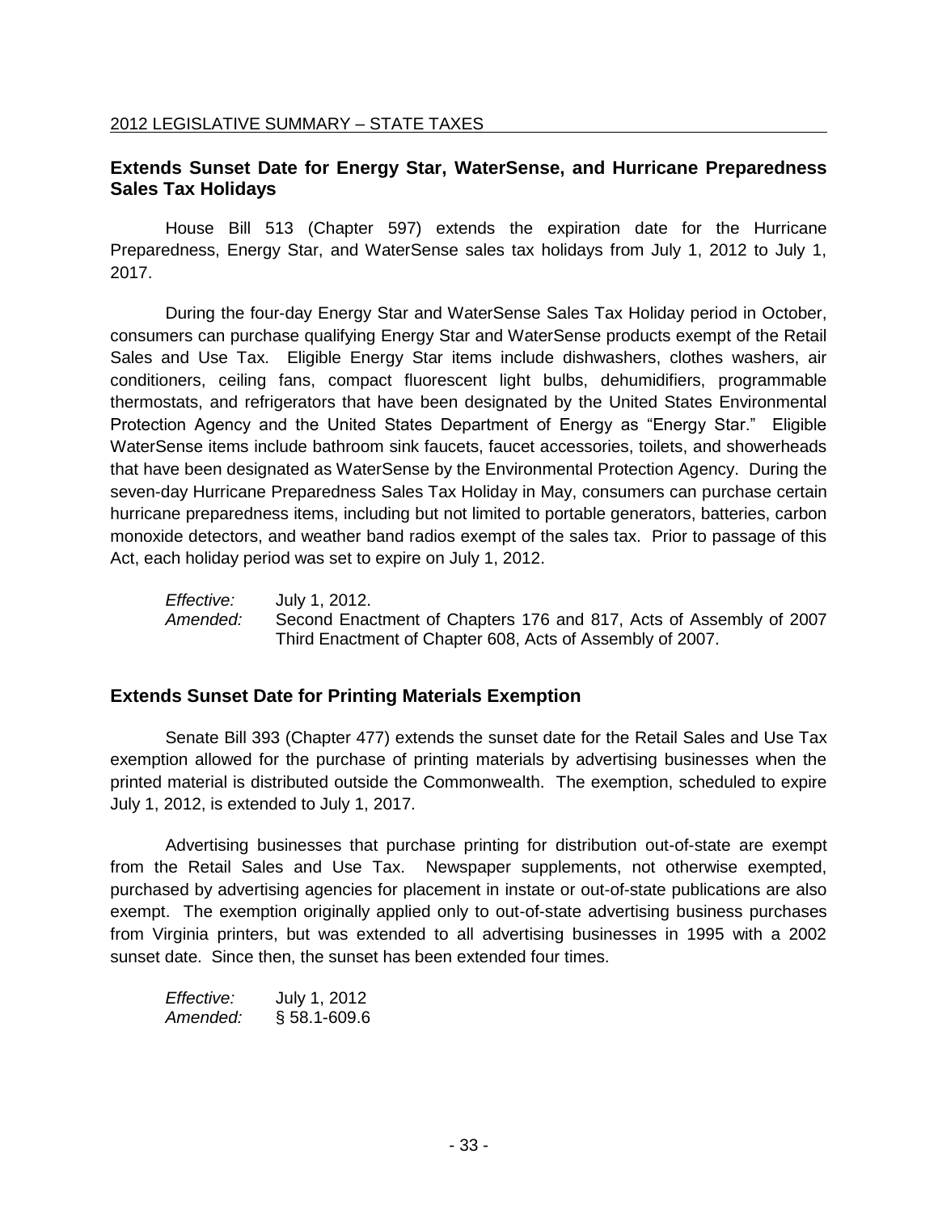## Extends Sunset Date for Energy Star, WaterSense, and Hurricane Preparedness Sales Tax Holidays

House Bill 513 (Chapter 597) extends the expiration date for the Hurricane Preparedness, Energy Star, and WaterSense sales tax holidays from July 1, 2012 to July 1, 2017.

During the four-day Energy Star and WaterSense Sales Tax Holiday period in October, consumers can purchase qualifying Energy Star and WaterSense products exempt of the Retail Sales and Use Tax. Eligible Energy Star items include dishwashers, clothes washers, air conditioners, ceiling fans, compact fluorescent light bulbs, dehumidifiers, programmable thermostats, and refrigerators that have been designated by the United States Environmental Protection Agency and the United States Department of Energy as "Energy Star." Eligible WaterSense items include bathroom sink faucets, faucet accessories, toilets, and showerheads that have been designated as WaterSense by the Environmental Protection Agency. During the seven-day Hurricane Preparedness Sales Tax Holiday in May, consumers can purchase certain hurricane preparedness items, including but not limited to portable generators, batteries, carbon monoxide detectors, and weather band radios exempt of the sales tax. Prior to passage of this Act, each holiday period was set to expire on July 1, 2012.

*Effective:* July 1, 2012.
*Amended:* Second Enactment of Chapters 176 and 817, Acts of Assembly of 2007 Third Enactment of Chapter 608, Acts of Assembly of 2007.

## Extends Sunset Date for Printing Materials Exemption

Senate Bill 393 (Chapter 477) extends the sunset date for the Retail Sales and Use Tax exemption allowed for the purchase of printing materials by advertising businesses when the printed material is distributed outside the Commonwealth. The exemption, scheduled to expire July 1, 2012, is extended to July 1, 2017.

Advertising businesses that purchase printing for distribution out-of-state are exempt from the Retail Sales and Use Tax. Newspaper supplements, not otherwise exempted, purchased by advertising agencies for placement in instate or out-of-state publications are also exempt. The exemption originally applied only to out-of-state advertising business purchases from Virginia printers, but was extended to all advertising businesses in 1995 with a 2002 sunset date. Since then, the sunset has been extended four times.

*Effective:* July 1, 2012
*Amended:* § 58.1-609.6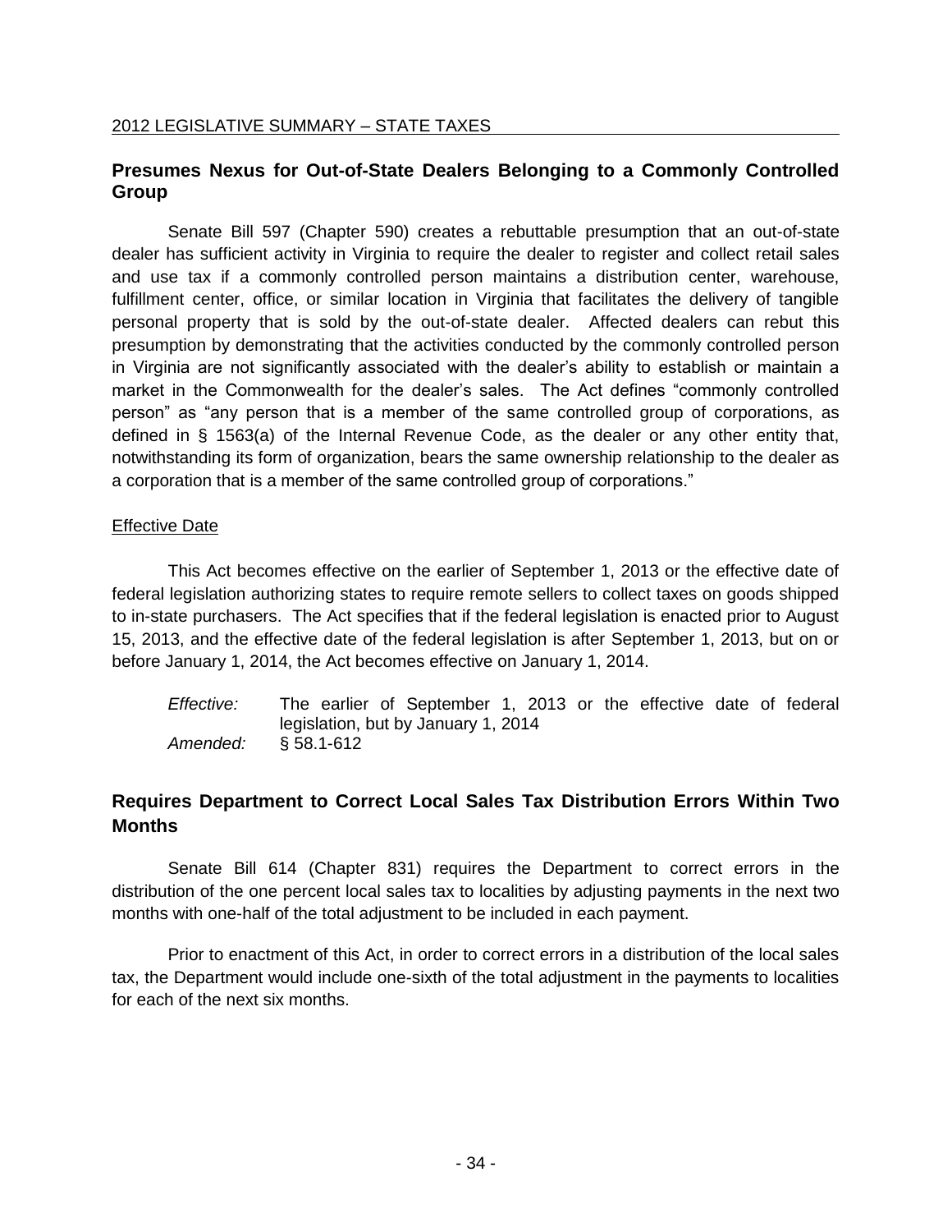## Presumes Nexus for Out-of-State Dealers Belonging to a Commonly Controlled Group

Senate Bill 597 (Chapter 590) creates a rebuttable presumption that an out-of-state dealer has sufficient activity in Virginia to require the dealer to register and collect retail sales and use tax if a commonly controlled person maintains a distribution center, warehouse, fulfillment center, office, or similar location in Virginia that facilitates the delivery of tangible personal property that is sold by the out-of-state dealer. Affected dealers can rebut this presumption by demonstrating that the activities conducted by the commonly controlled person in Virginia are not significantly associated with the dealer's ability to establish or maintain a market in the Commonwealth for the dealer's sales. The Act defines "commonly controlled person" as "any person that is a member of the same controlled group of corporations, as defined in § 1563(a) of the Internal Revenue Code, as the dealer or any other entity that, notwithstanding its form of organization, bears the same ownership relationship to the dealer as a corporation that is a member of the same controlled group of corporations."

### Effective Date

This Act becomes effective on the earlier of September 1, 2013 or the effective date of federal legislation authorizing states to require remote sellers to collect taxes on goods shipped to in-state purchasers. The Act specifies that if the federal legislation is enacted prior to August 15, 2013, and the effective date of the federal legislation is after September 1, 2013, but on or before January 1, 2014, the Act becomes effective on January 1, 2014.

*Effective:* The earlier of September 1, 2013 or the effective date of federal legislation, but by January 1, 2014
*Amended:* § 58.1-612

## Requires Department to Correct Local Sales Tax Distribution Errors Within Two Months

Senate Bill 614 (Chapter 831) requires the Department to correct errors in the distribution of the one percent local sales tax to localities by adjusting payments in the next two months with one-half of the total adjustment to be included in each payment.

Prior to enactment of this Act, in order to correct errors in a distribution of the local sales tax, the Department would include one-sixth of the total adjustment in the payments to localities for each of the next six months.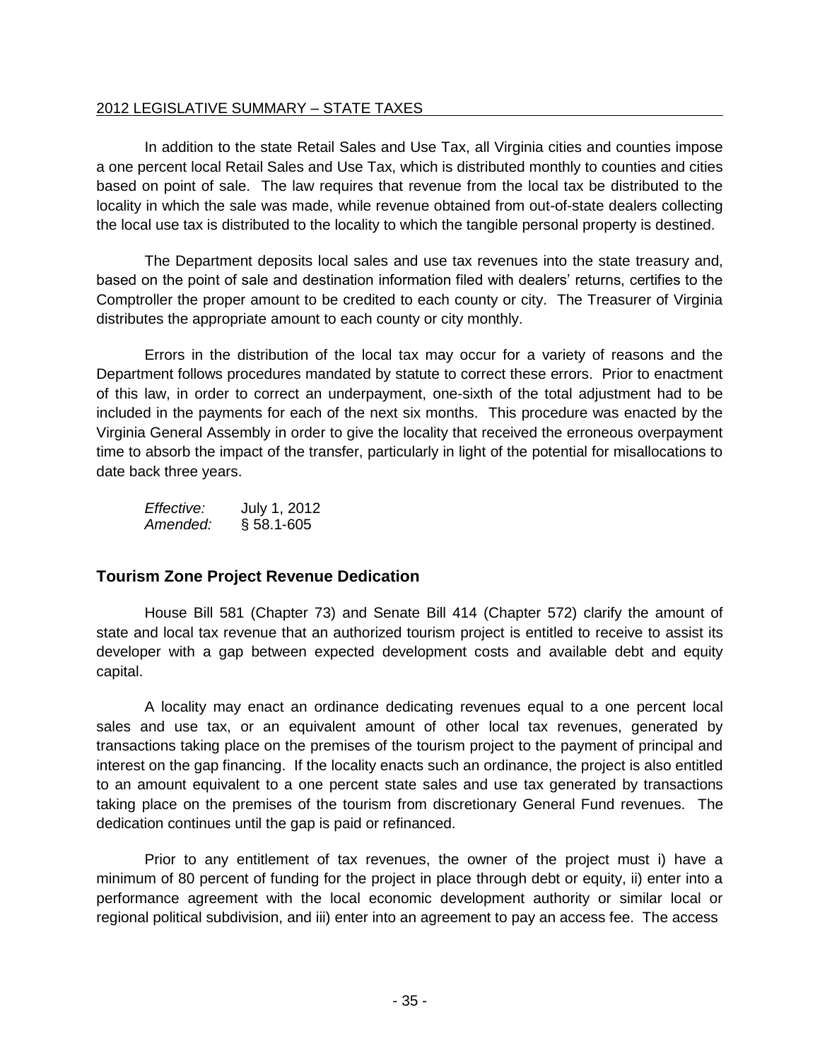In addition to the state Retail Sales and Use Tax, all Virginia cities and counties impose a one percent local Retail Sales and Use Tax, which is distributed monthly to counties and cities based on point of sale. The law requires that revenue from the local tax be distributed to the locality in which the sale was made, while revenue obtained from out-of-state dealers collecting the local use tax is distributed to the locality to which the tangible personal property is destined.

The Department deposits local sales and use tax revenues into the state treasury and, based on the point of sale and destination information filed with dealers' returns, certifies to the Comptroller the proper amount to be credited to each county or city. The Treasurer of Virginia distributes the appropriate amount to each county or city monthly.

Errors in the distribution of the local tax may occur for a variety of reasons and the Department follows procedures mandated by statute to correct these errors. Prior to enactment of this law, in order to correct an underpayment, one-sixth of the total adjustment had to be included in the payments for each of the next six months. This procedure was enacted by the Virginia General Assembly in order to give the locality that received the erroneous overpayment time to absorb the impact of the transfer, particularly in light of the potential for misallocations to date back three years.

*Effective:* July 1, 2012
*Amended:* § 58.1-605

## Tourism Zone Project Revenue Dedication

House Bill 581 (Chapter 73) and Senate Bill 414 (Chapter 572) clarify the amount of state and local tax revenue that an authorized tourism project is entitled to receive to assist its developer with a gap between expected development costs and available debt and equity capital.

A locality may enact an ordinance dedicating revenues equal to a one percent local sales and use tax, or an equivalent amount of other local tax revenues, generated by transactions taking place on the premises of the tourism project to the payment of principal and interest on the gap financing. If the locality enacts such an ordinance, the project is also entitled to an amount equivalent to a one percent state sales and use tax generated by transactions taking place on the premises of the tourism from discretionary General Fund revenues. The dedication continues until the gap is paid or refinanced.

Prior to any entitlement of tax revenues, the owner of the project must i) have a minimum of 80 percent of funding for the project in place through debt or equity, ii) enter into a performance agreement with the local economic development authority or similar local or regional political subdivision, and iii) enter into an agreement to pay an access fee. The access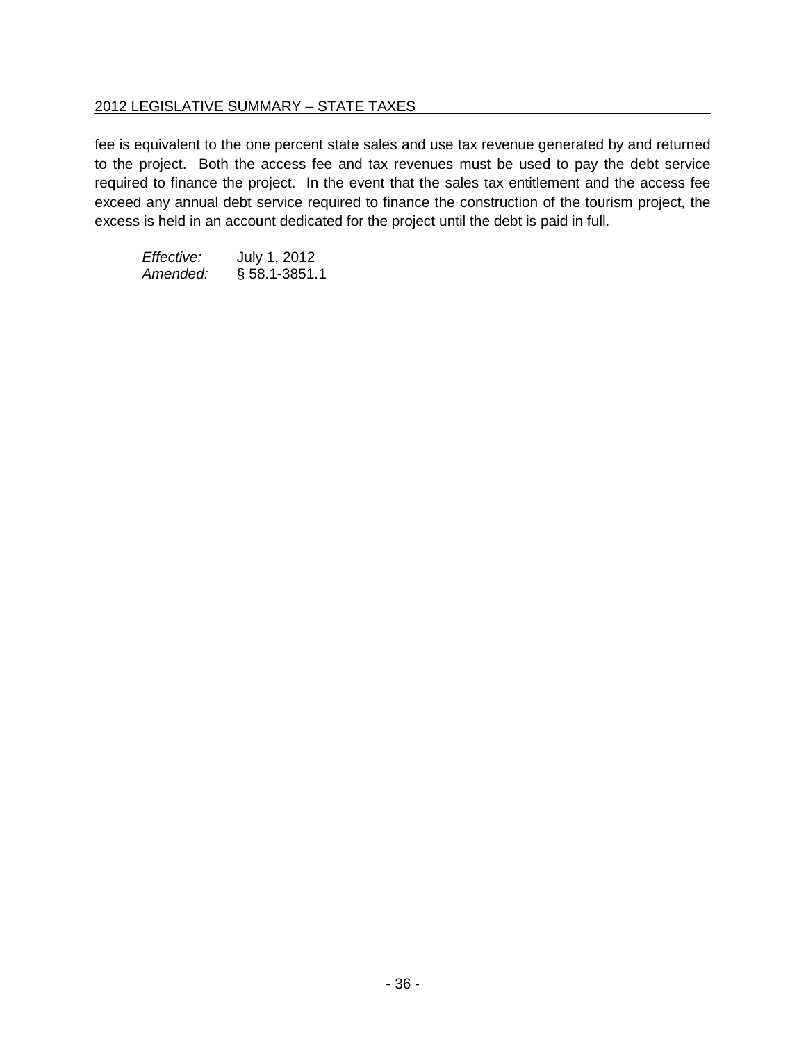fee is equivalent to the one percent state sales and use tax revenue generated by and returned to the project. Both the access fee and tax revenues must be used to pay the debt service required to finance the project. In the event that the sales tax entitlement and the access fee exceed any annual debt service required to finance the construction of the tourism project, the excess is held in an account dedicated for the project until the debt is paid in full.

*Effective:* July 1, 2012
*Amended:* § 58.1-3851.1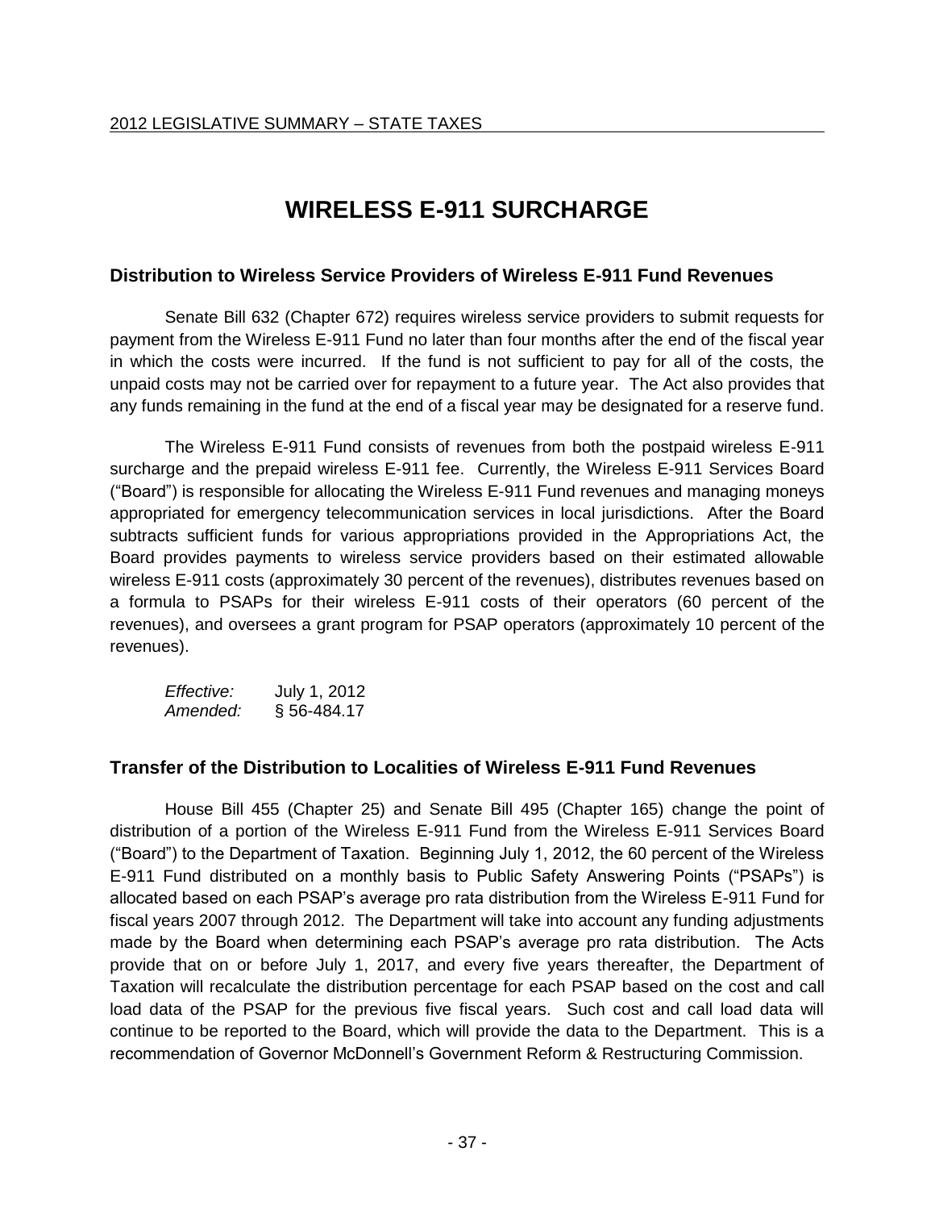# WIRELESS E-911 SURCHARGE

## Distribution to Wireless Service Providers of Wireless E-911 Fund Revenues

Senate Bill 632 (Chapter 672) requires wireless service providers to submit requests for payment from the Wireless E-911 Fund no later than four months after the end of the fiscal year in which the costs were incurred. If the fund is not sufficient to pay for all of the costs, the unpaid costs may not be carried over for repayment to a future year. The Act also provides that any funds remaining in the fund at the end of a fiscal year may be designated for a reserve fund.

The Wireless E-911 Fund consists of revenues from both the postpaid wireless E-911 surcharge and the prepaid wireless E-911 fee. Currently, the Wireless E-911 Services Board ("Board") is responsible for allocating the Wireless E-911 Fund revenues and managing moneys appropriated for emergency telecommunication services in local jurisdictions. After the Board subtracts sufficient funds for various appropriations provided in the Appropriations Act, the Board provides payments to wireless service providers based on their estimated allowable wireless E-911 costs (approximately 30 percent of the revenues), distributes revenues based on a formula to PSAPs for their wireless E-911 costs of their operators (60 percent of the revenues), and oversees a grant program for PSAP operators (approximately 10 percent of the revenues).

*Effective:* July 1, 2012
*Amended:* § 56-484.17

## Transfer of the Distribution to Localities of Wireless E-911 Fund Revenues

House Bill 455 (Chapter 25) and Senate Bill 495 (Chapter 165) change the point of distribution of a portion of the Wireless E-911 Fund from the Wireless E-911 Services Board ("Board") to the Department of Taxation. Beginning July 1, 2012, the 60 percent of the Wireless E-911 Fund distributed on a monthly basis to Public Safety Answering Points ("PSAPs") is allocated based on each PSAP's average pro rata distribution from the Wireless E-911 Fund for fiscal years 2007 through 2012. The Department will take into account any funding adjustments made by the Board when determining each PSAP's average pro rata distribution. The Acts provide that on or before July 1, 2017, and every five years thereafter, the Department of Taxation will recalculate the distribution percentage for each PSAP based on the cost and call load data of the PSAP for the previous five fiscal years. Such cost and call load data will continue to be reported to the Board, which will provide the data to the Department. This is a recommendation of Governor McDonnell's Government Reform & Restructuring Commission.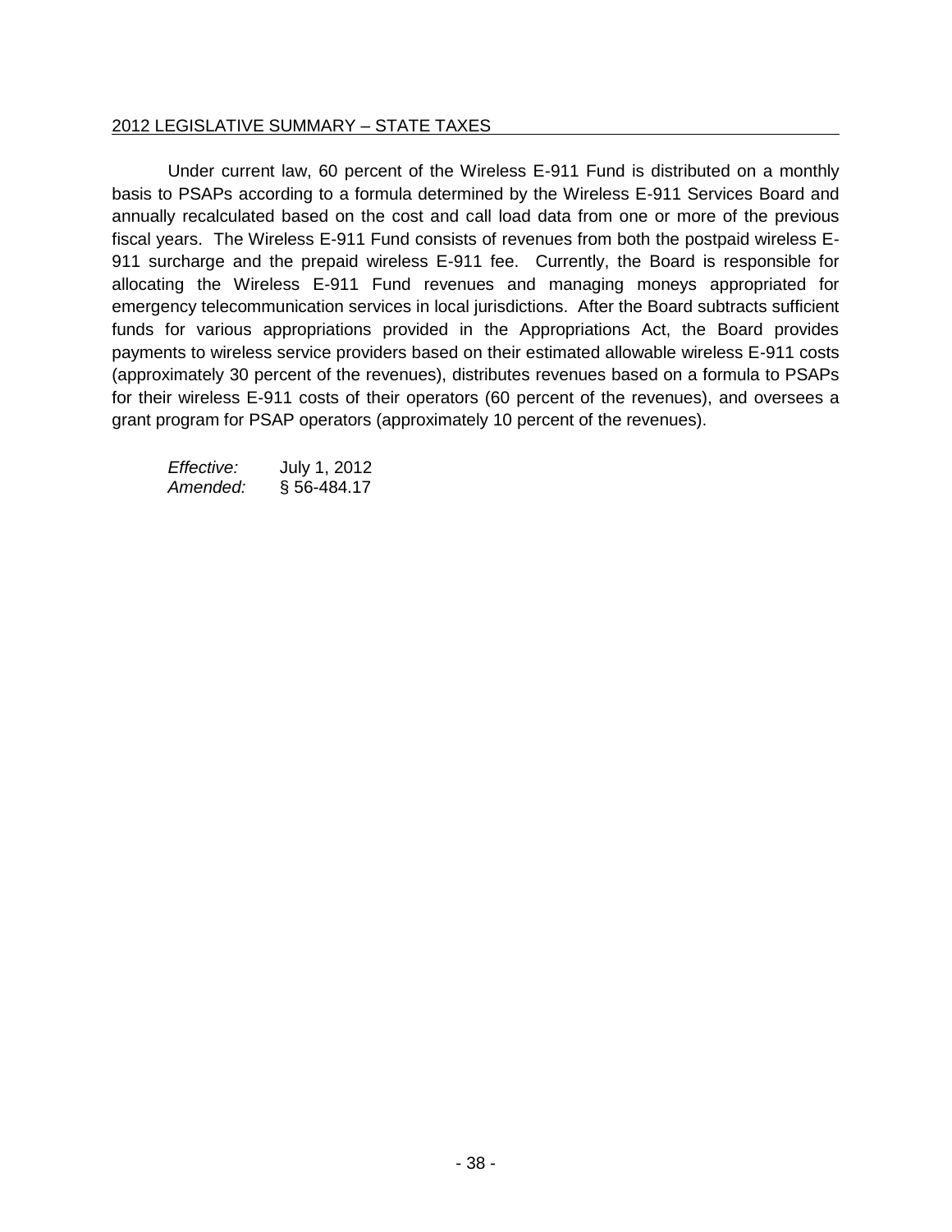Under current law, 60 percent of the Wireless E-911 Fund is distributed on a monthly basis to PSAPs according to a formula determined by the Wireless E-911 Services Board and annually recalculated based on the cost and call load data from one or more of the previous fiscal years. The Wireless E-911 Fund consists of revenues from both the postpaid wireless E-911 surcharge and the prepaid wireless E-911 fee. Currently, the Board is responsible for allocating the Wireless E-911 Fund revenues and managing moneys appropriated for emergency telecommunication services in local jurisdictions. After the Board subtracts sufficient funds for various appropriations provided in the Appropriations Act, the Board provides payments to wireless service providers based on their estimated allowable wireless E-911 costs (approximately 30 percent of the revenues), distributes revenues based on a formula to PSAPs for their wireless E-911 costs of their operators (60 percent of the revenues), and oversees a grant program for PSAP operators (approximately 10 percent of the revenues).

*Effective:* July 1, 2012
*Amended:* § 56-484.17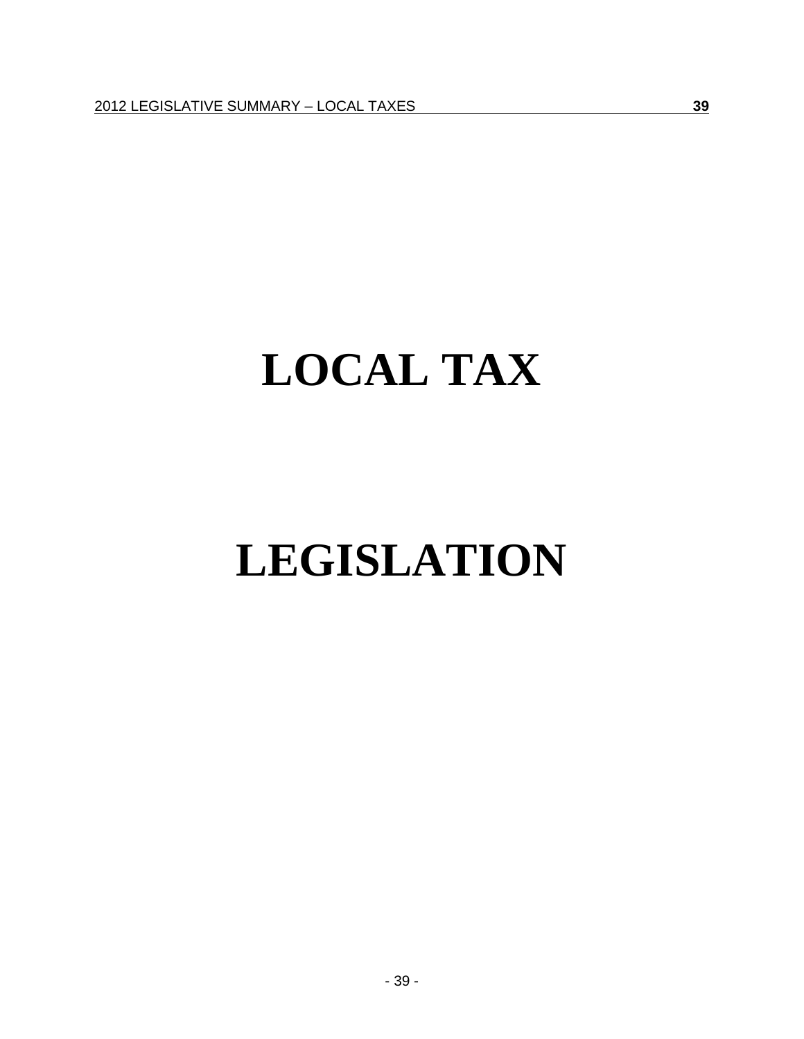# LOCAL TAX

# LEGISLATION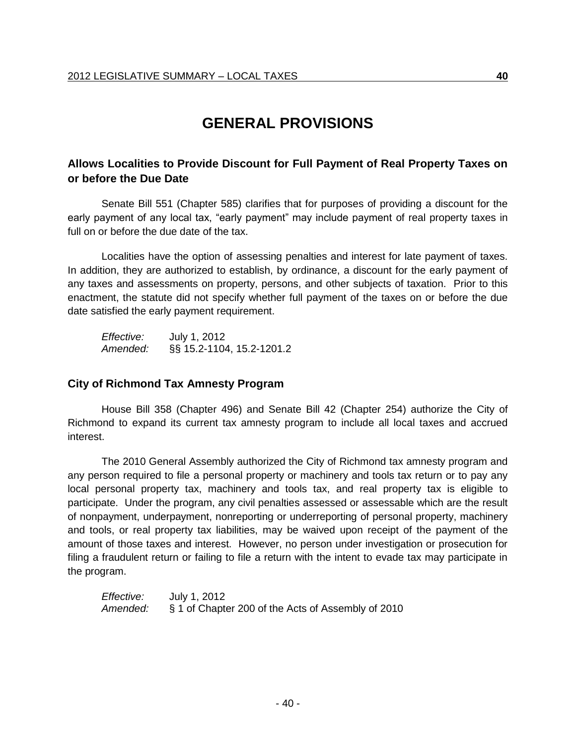# GENERAL PROVISIONS

## Allows Localities to Provide Discount for Full Payment of Real Property Taxes on or before the Due Date

Senate Bill 551 (Chapter 585) clarifies that for purposes of providing a discount for the early payment of any local tax, "early payment" may include payment of real property taxes in full on or before the due date of the tax.

Localities have the option of assessing penalties and interest for late payment of taxes. In addition, they are authorized to establish, by ordinance, a discount for the early payment of any taxes and assessments on property, persons, and other subjects of taxation. Prior to this enactment, the statute did not specify whether full payment of the taxes on or before the due date satisfied the early payment requirement.

*Effective:* July 1, 2012
*Amended:* §§ 15.2-1104, 15.2-1201.2

## City of Richmond Tax Amnesty Program

House Bill 358 (Chapter 496) and Senate Bill 42 (Chapter 254) authorize the City of Richmond to expand its current tax amnesty program to include all local taxes and accrued interest.

The 2010 General Assembly authorized the City of Richmond tax amnesty program and any person required to file a personal property or machinery and tools tax return or to pay any local personal property tax, machinery and tools tax, and real property tax is eligible to participate. Under the program, any civil penalties assessed or assessable which are the result of nonpayment, underpayment, nonreporting or underreporting of personal property, machinery and tools, or real property tax liabilities, may be waived upon receipt of the payment of the amount of those taxes and interest. However, no person under investigation or prosecution for filing a fraudulent return or failing to file a return with the intent to evade tax may participate in the program.

*Effective:* July 1, 2012
*Amended:* § 1 of Chapter 200 of the Acts of Assembly of 2010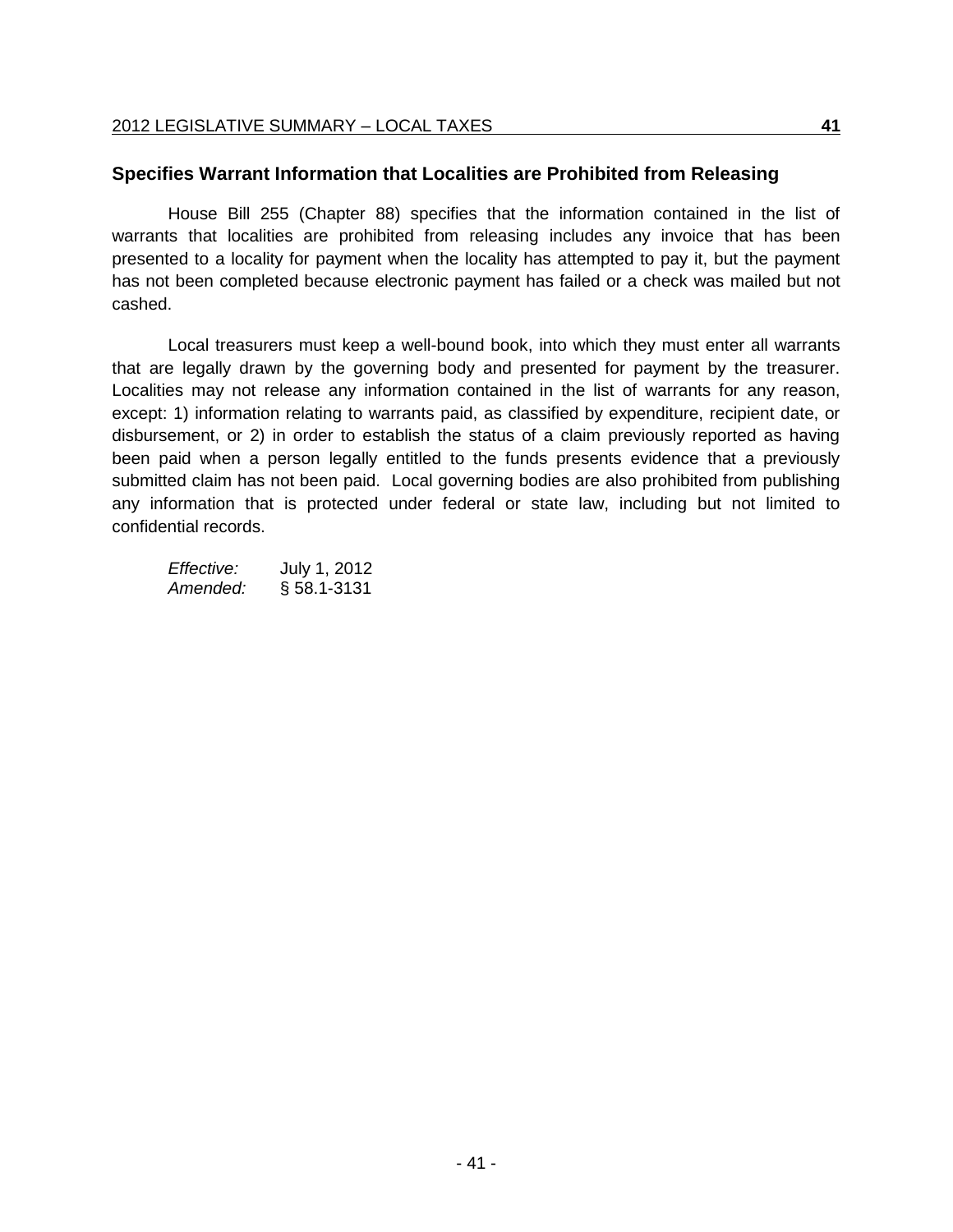## Specifies Warrant Information that Localities are Prohibited from Releasing

House Bill 255 (Chapter 88) specifies that the information contained in the list of warrants that localities are prohibited from releasing includes any invoice that has been presented to a locality for payment when the locality has attempted to pay it, but the payment has not been completed because electronic payment has failed or a check was mailed but not cashed.

Local treasurers must keep a well-bound book, into which they must enter all warrants that are legally drawn by the governing body and presented for payment by the treasurer. Localities may not release any information contained in the list of warrants for any reason, except: 1) information relating to warrants paid, as classified by expenditure, recipient date, or disbursement, or 2) in order to establish the status of a claim previously reported as having been paid when a person legally entitled to the funds presents evidence that a previously submitted claim has not been paid. Local governing bodies are also prohibited from publishing any information that is protected under federal or state law, including but not limited to confidential records.

*Effective:* July 1, 2012
*Amended:* § 58.1-3131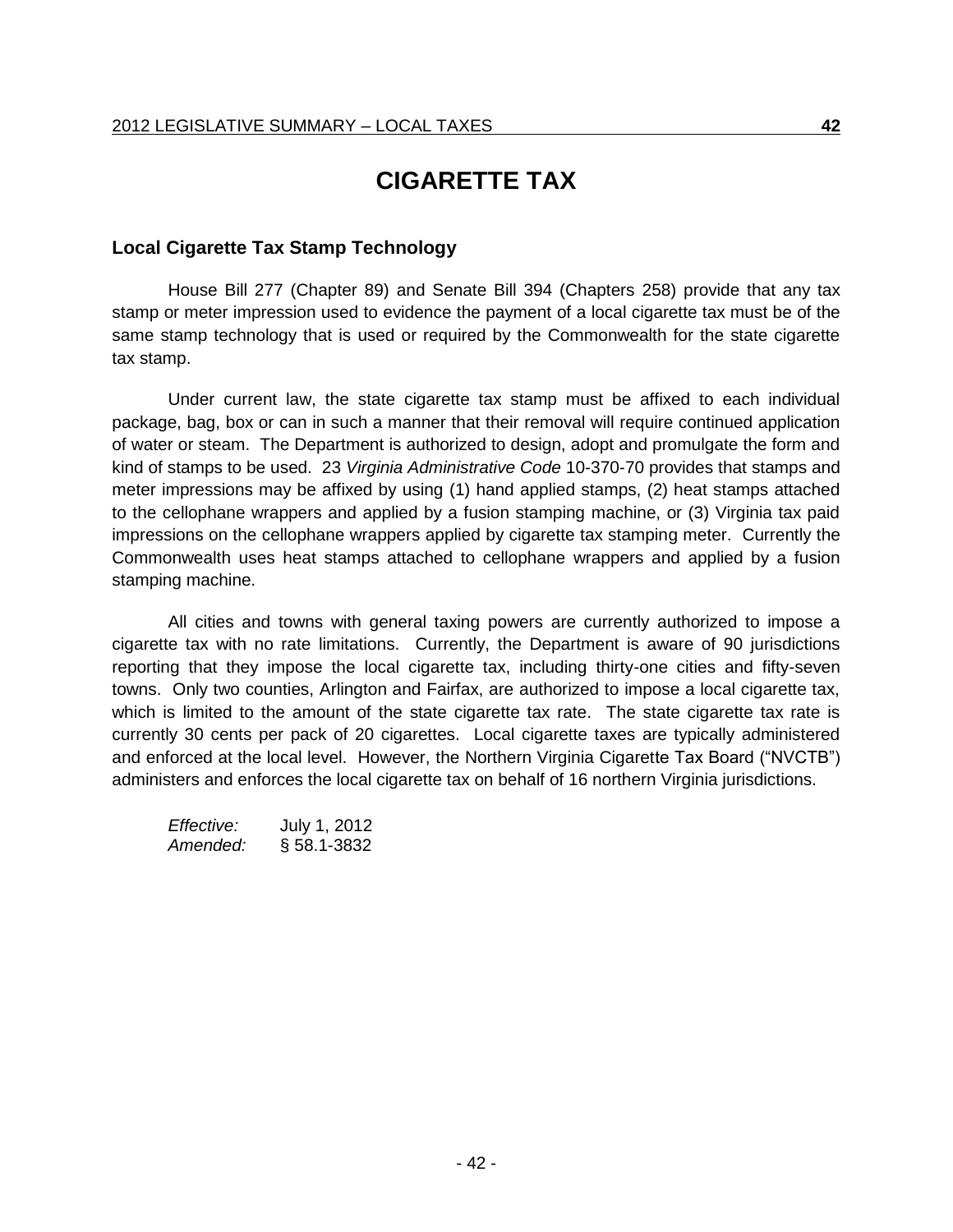# CIGARETTE TAX

### Local Cigarette Tax Stamp Technology

House Bill 277 (Chapter 89) and Senate Bill 394 (Chapters 258) provide that any tax stamp or meter impression used to evidence the payment of a local cigarette tax must be of the same stamp technology that is used or required by the Commonwealth for the state cigarette tax stamp.

Under current law, the state cigarette tax stamp must be affixed to each individual package, bag, box or can in such a manner that their removal will require continued application of water or steam. The Department is authorized to design, adopt and promulgate the form and kind of stamps to be used. 23 *Virginia Administrative Code* 10-370-70 provides that stamps and meter impressions may be affixed by using (1) hand applied stamps, (2) heat stamps attached to the cellophane wrappers and applied by a fusion stamping machine, or (3) Virginia tax paid impressions on the cellophane wrappers applied by cigarette tax stamping meter. Currently the Commonwealth uses heat stamps attached to cellophane wrappers and applied by a fusion stamping machine.

All cities and towns with general taxing powers are currently authorized to impose a cigarette tax with no rate limitations. Currently, the Department is aware of 90 jurisdictions reporting that they impose the local cigarette tax, including thirty-one cities and fifty-seven towns. Only two counties, Arlington and Fairfax, are authorized to impose a local cigarette tax, which is limited to the amount of the state cigarette tax rate. The state cigarette tax rate is currently 30 cents per pack of 20 cigarettes. Local cigarette taxes are typically administered and enforced at the local level. However, the Northern Virginia Cigarette Tax Board ("NVCTB") administers and enforces the local cigarette tax on behalf of 16 northern Virginia jurisdictions.

*Effective:* July 1, 2012
*Amended:* § 58.1-3832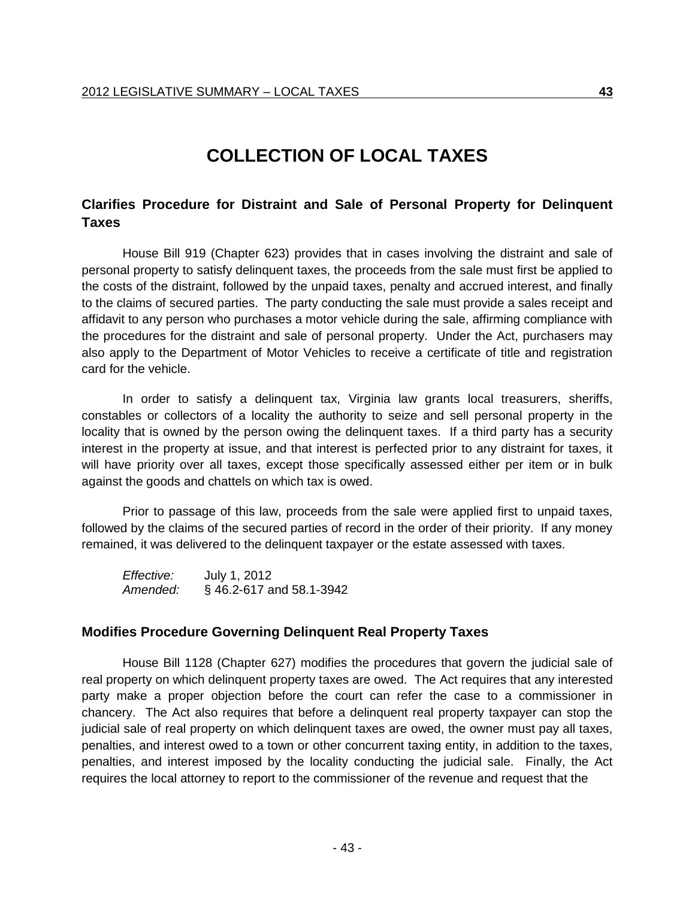# COLLECTION OF LOCAL TAXES

### Clarifies Procedure for Distraint and Sale of Personal Property for Delinquent Taxes

House Bill 919 (Chapter 623) provides that in cases involving the distraint and sale of personal property to satisfy delinquent taxes, the proceeds from the sale must first be applied to the costs of the distraint, followed by the unpaid taxes, penalty and accrued interest, and finally to the claims of secured parties. The party conducting the sale must provide a sales receipt and affidavit to any person who purchases a motor vehicle during the sale, affirming compliance with the procedures for the distraint and sale of personal property. Under the Act, purchasers may also apply to the Department of Motor Vehicles to receive a certificate of title and registration card for the vehicle.

In order to satisfy a delinquent tax, Virginia law grants local treasurers, sheriffs, constables or collectors of a locality the authority to seize and sell personal property in the locality that is owned by the person owing the delinquent taxes. If a third party has a security interest in the property at issue, and that interest is perfected prior to any distraint for taxes, it will have priority over all taxes, except those specifically assessed either per item or in bulk against the goods and chattels on which tax is owed.

Prior to passage of this law, proceeds from the sale were applied first to unpaid taxes, followed by the claims of the secured parties of record in the order of their priority. If any money remained, it was delivered to the delinquent taxpayer or the estate assessed with taxes.

*Effective:* July 1, 2012
*Amended:* § 46.2-617 and 58.1-3942

### Modifies Procedure Governing Delinquent Real Property Taxes

House Bill 1128 (Chapter 627) modifies the procedures that govern the judicial sale of real property on which delinquent property taxes are owed. The Act requires that any interested party make a proper objection before the court can refer the case to a commissioner in chancery. The Act also requires that before a delinquent real property taxpayer can stop the judicial sale of real property on which delinquent taxes are owed, the owner must pay all taxes, penalties, and interest owed to a town or other concurrent taxing entity, in addition to the taxes, penalties, and interest imposed by the locality conducting the judicial sale. Finally, the Act requires the local attorney to report to the commissioner of the revenue and request that the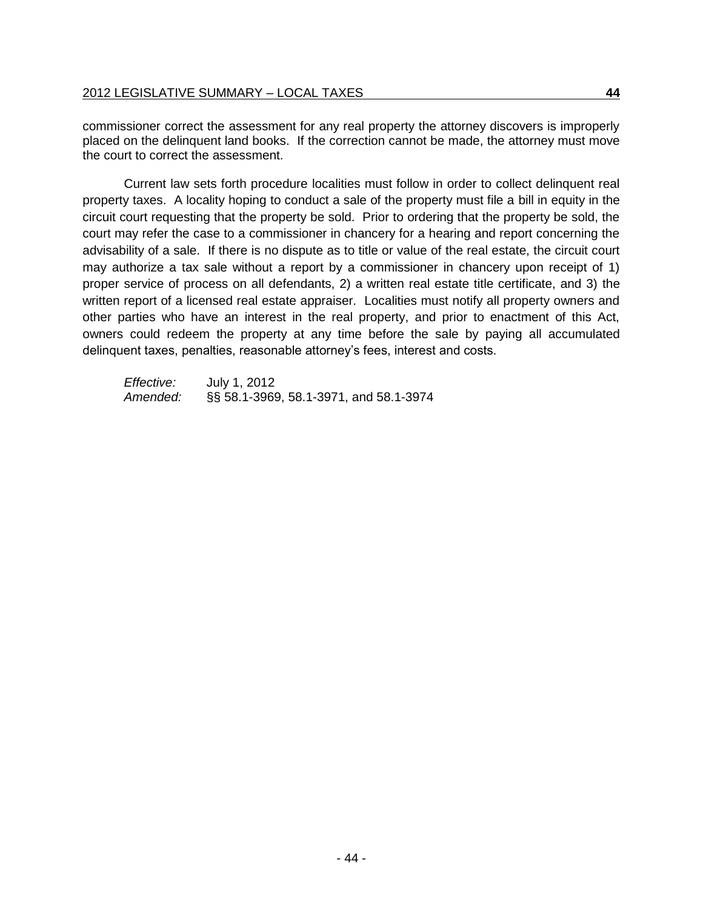commissioner correct the assessment for any real property the attorney discovers is improperly placed on the delinquent land books. If the correction cannot be made, the attorney must move the court to correct the assessment.

Current law sets forth procedure localities must follow in order to collect delinquent real property taxes. A locality hoping to conduct a sale of the property must file a bill in equity in the circuit court requesting that the property be sold. Prior to ordering that the property be sold, the court may refer the case to a commissioner in chancery for a hearing and report concerning the advisability of a sale. If there is no dispute as to title or value of the real estate, the circuit court may authorize a tax sale without a report by a commissioner in chancery upon receipt of 1) proper service of process on all defendants, 2) a written real estate title certificate, and 3) the written report of a licensed real estate appraiser. Localities must notify all property owners and other parties who have an interest in the real property, and prior to enactment of this Act, owners could redeem the property at any time before the sale by paying all accumulated delinquent taxes, penalties, reasonable attorney's fees, interest and costs.

*Effective:* July 1, 2012
*Amended:* §§ 58.1-3969, 58.1-3971, and 58.1-3974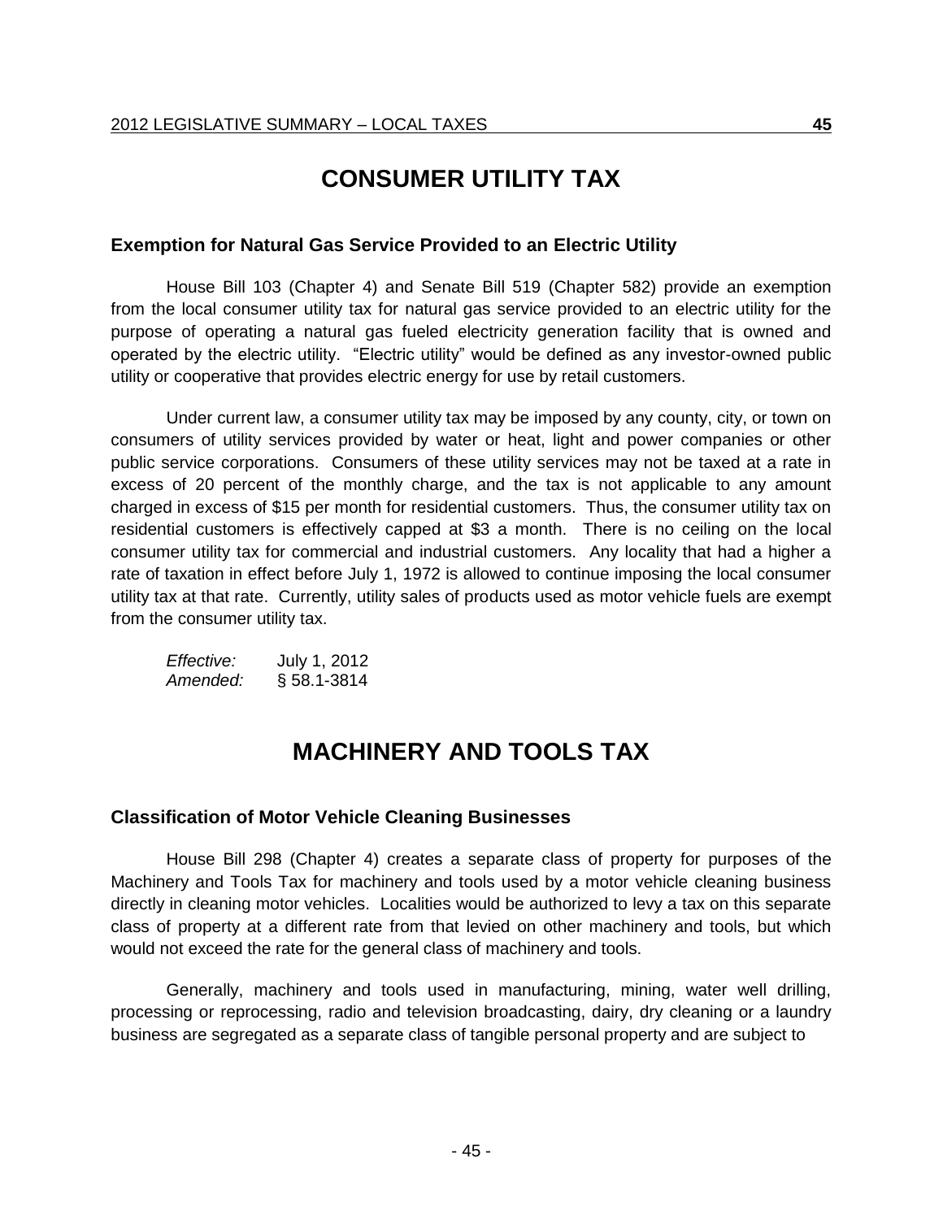# CONSUMER UTILITY TAX

### Exemption for Natural Gas Service Provided to an Electric Utility

House Bill 103 (Chapter 4) and Senate Bill 519 (Chapter 582) provide an exemption from the local consumer utility tax for natural gas service provided to an electric utility for the purpose of operating a natural gas fueled electricity generation facility that is owned and operated by the electric utility. "Electric utility" would be defined as any investor-owned public utility or cooperative that provides electric energy for use by retail customers.

Under current law, a consumer utility tax may be imposed by any county, city, or town on consumers of utility services provided by water or heat, light and power companies or other public service corporations. Consumers of these utility services may not be taxed at a rate in excess of 20 percent of the monthly charge, and the tax is not applicable to any amount charged in excess of $15 per month for residential customers. Thus, the consumer utility tax on residential customers is effectively capped at $3 a month. There is no ceiling on the local consumer utility tax for commercial and industrial customers. Any locality that had a higher a rate of taxation in effect before July 1, 1972 is allowed to continue imposing the local consumer utility tax at that rate. Currently, utility sales of products used as motor vehicle fuels are exempt from the consumer utility tax.

*Effective:* July 1, 2012
*Amended:* § 58.1-3814

# MACHINERY AND TOOLS TAX

### Classification of Motor Vehicle Cleaning Businesses

House Bill 298 (Chapter 4) creates a separate class of property for purposes of the Machinery and Tools Tax for machinery and tools used by a motor vehicle cleaning business directly in cleaning motor vehicles. Localities would be authorized to levy a tax on this separate class of property at a different rate from that levied on other machinery and tools, but which would not exceed the rate for the general class of machinery and tools.

Generally, machinery and tools used in manufacturing, mining, water well drilling, processing or reprocessing, radio and television broadcasting, dairy, dry cleaning or a laundry business are segregated as a separate class of tangible personal property and are subject to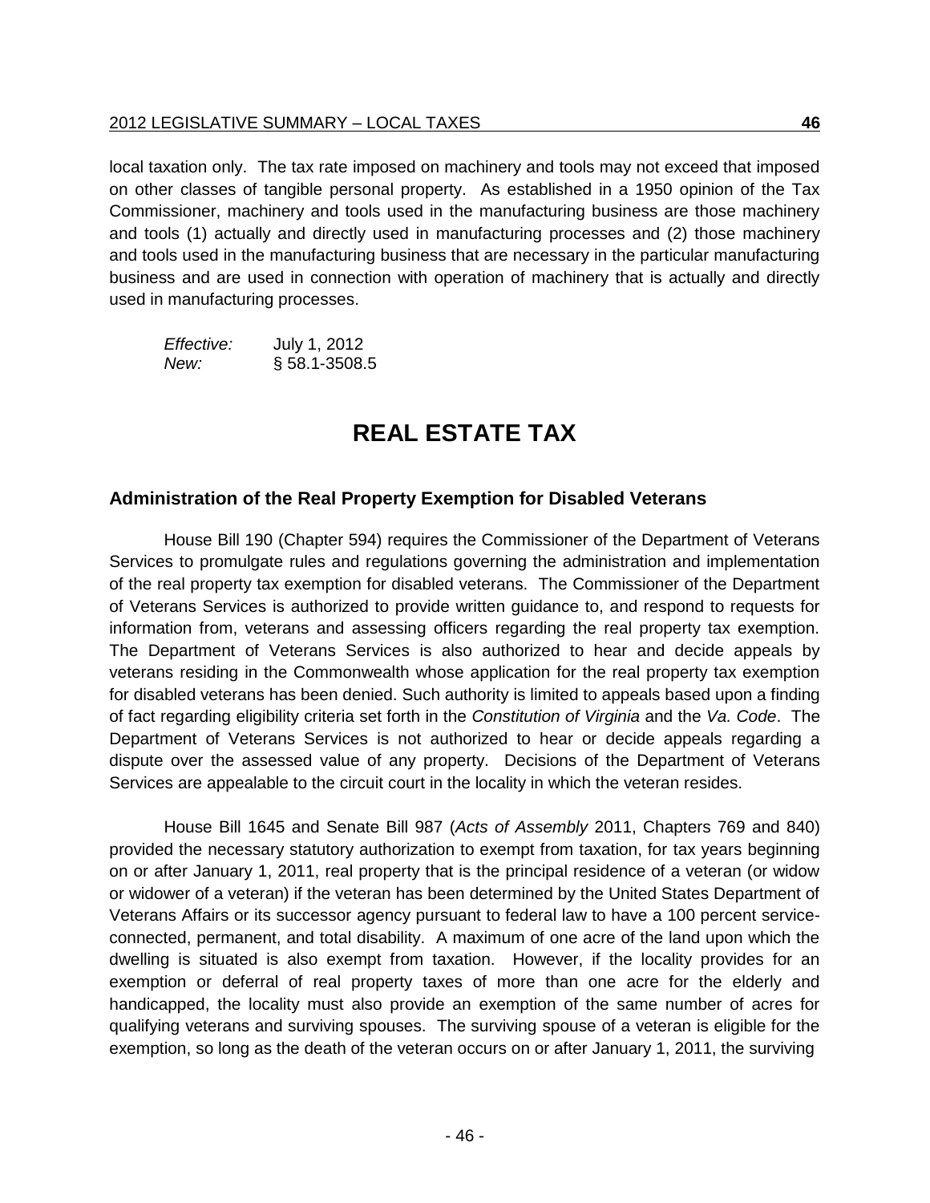local taxation only. The tax rate imposed on machinery and tools may not exceed that imposed on other classes of tangible personal property. As established in a 1950 opinion of the Tax Commissioner, machinery and tools used in the manufacturing business are those machinery and tools (1) actually and directly used in manufacturing processes and (2) those machinery and tools used in the manufacturing business that are necessary in the particular manufacturing business and are used in connection with operation of machinery that is actually and directly used in manufacturing processes.

*Effective:* July 1, 2012
*New:* § 58.1-3508.5

# REAL ESTATE TAX

### Administration of the Real Property Exemption for Disabled Veterans

House Bill 190 (Chapter 594) requires the Commissioner of the Department of Veterans Services to promulgate rules and regulations governing the administration and implementation of the real property tax exemption for disabled veterans. The Commissioner of the Department of Veterans Services is authorized to provide written guidance to, and respond to requests for information from, veterans and assessing officers regarding the real property tax exemption. The Department of Veterans Services is also authorized to hear and decide appeals by veterans residing in the Commonwealth whose application for the real property tax exemption for disabled veterans has been denied. Such authority is limited to appeals based upon a finding of fact regarding eligibility criteria set forth in the *Constitution of Virginia* and the *Va. Code*. The Department of Veterans Services is not authorized to hear or decide appeals regarding a dispute over the assessed value of any property. Decisions of the Department of Veterans Services are appealable to the circuit court in the locality in which the veteran resides.

House Bill 1645 and Senate Bill 987 (*Acts of Assembly* 2011, Chapters 769 and 840) provided the necessary statutory authorization to exempt from taxation, for tax years beginning on or after January 1, 2011, real property that is the principal residence of a veteran (or widow or widower of a veteran) if the veteran has been determined by the United States Department of Veterans Affairs or its successor agency pursuant to federal law to have a 100 percent service-connected, permanent, and total disability. A maximum of one acre of the land upon which the dwelling is situated is also exempt from taxation. However, if the locality provides for an exemption or deferral of real property taxes of more than one acre for the elderly and handicapped, the locality must also provide an exemption of the same number of acres for qualifying veterans and surviving spouses. The surviving spouse of a veteran is eligible for the exemption, so long as the death of the veteran occurs on or after January 1, 2011, the surviving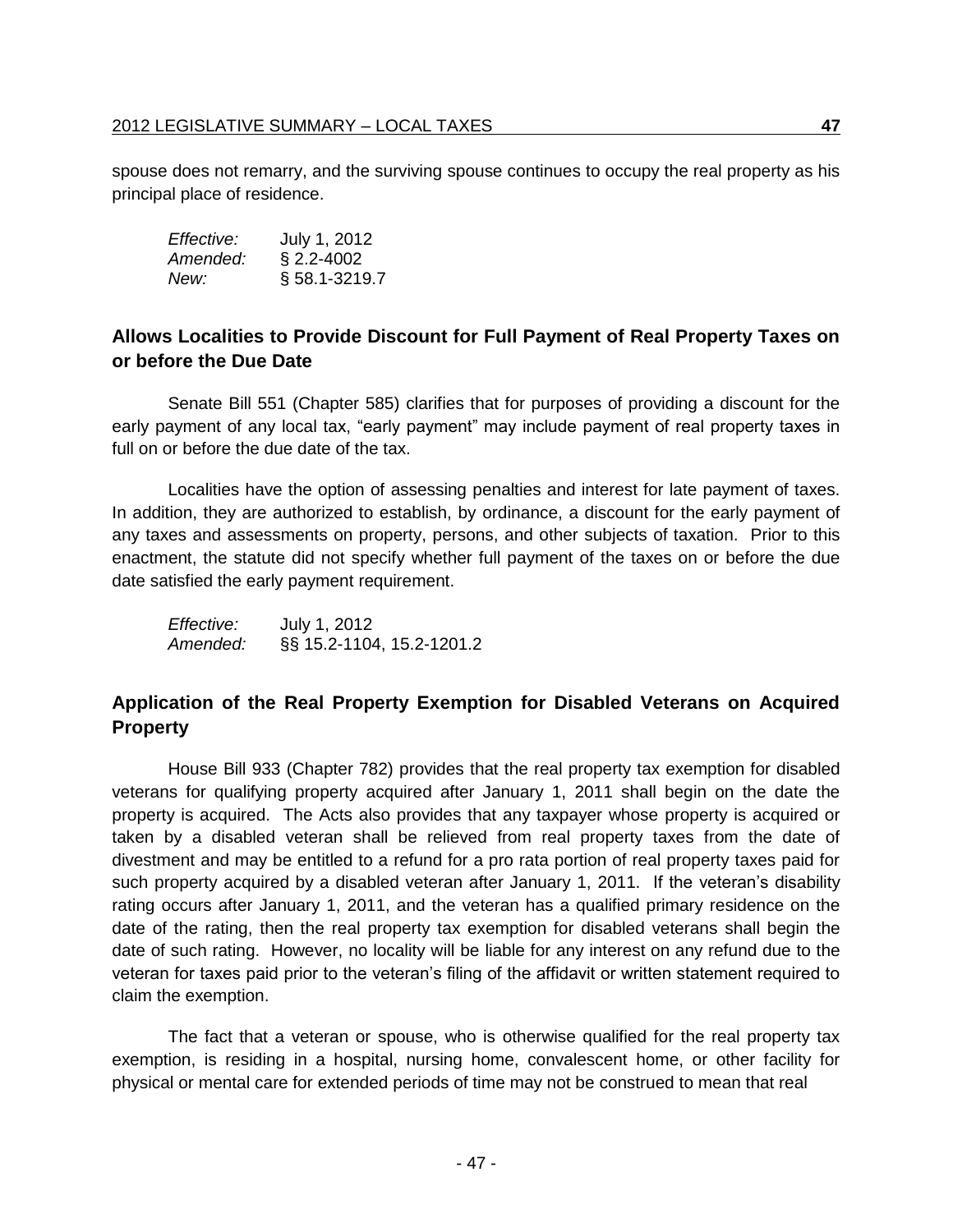spouse does not remarry, and the surviving spouse continues to occupy the real property as his principal place of residence.

| | |
|---|---|
| *Effective:* | July 1, 2012 |
| *Amended:* | § 2.2-4002 |
| *New:* | § 58.1-3219.7 |

### Allows Localities to Provide Discount for Full Payment of Real Property Taxes on or before the Due Date

Senate Bill 551 (Chapter 585) clarifies that for purposes of providing a discount for the early payment of any local tax, "early payment" may include payment of real property taxes in full on or before the due date of the tax.

Localities have the option of assessing penalties and interest for late payment of taxes. In addition, they are authorized to establish, by ordinance, a discount for the early payment of any taxes and assessments on property, persons, and other subjects of taxation. Prior to this enactment, the statute did not specify whether full payment of the taxes on or before the due date satisfied the early payment requirement.

| | |
|---|---|
| *Effective:* | July 1, 2012 |
| *Amended:* | §§ 15.2-1104, 15.2-1201.2 |

### Application of the Real Property Exemption for Disabled Veterans on Acquired Property

House Bill 933 (Chapter 782) provides that the real property tax exemption for disabled veterans for qualifying property acquired after January 1, 2011 shall begin on the date the property is acquired. The Acts also provides that any taxpayer whose property is acquired or taken by a disabled veteran shall be relieved from real property taxes from the date of divestment and may be entitled to a refund for a pro rata portion of real property taxes paid for such property acquired by a disabled veteran after January 1, 2011. If the veteran's disability rating occurs after January 1, 2011, and the veteran has a qualified primary residence on the date of the rating, then the real property tax exemption for disabled veterans shall begin the date of such rating. However, no locality will be liable for any interest on any refund due to the veteran for taxes paid prior to the veteran's filing of the affidavit or written statement required to claim the exemption.

The fact that a veteran or spouse, who is otherwise qualified for the real property tax exemption, is residing in a hospital, nursing home, convalescent home, or other facility for physical or mental care for extended periods of time may not be construed to mean that real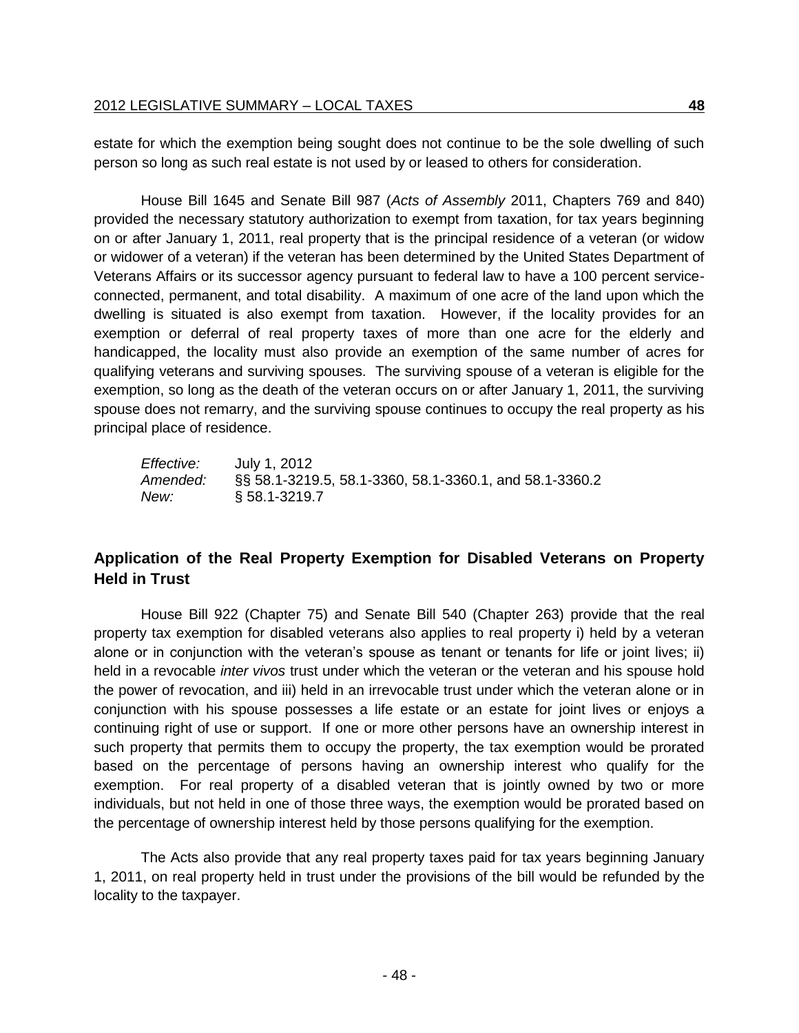estate for which the exemption being sought does not continue to be the sole dwelling of such person so long as such real estate is not used by or leased to others for consideration.

House Bill 1645 and Senate Bill 987 (*Acts of Assembly* 2011, Chapters 769 and 840) provided the necessary statutory authorization to exempt from taxation, for tax years beginning on or after January 1, 2011, real property that is the principal residence of a veteran (or widow or widower of a veteran) if the veteran has been determined by the United States Department of Veterans Affairs or its successor agency pursuant to federal law to have a 100 percent service-connected, permanent, and total disability. A maximum of one acre of the land upon which the dwelling is situated is also exempt from taxation. However, if the locality provides for an exemption or deferral of real property taxes of more than one acre for the elderly and handicapped, the locality must also provide an exemption of the same number of acres for qualifying veterans and surviving spouses. The surviving spouse of a veteran is eligible for the exemption, so long as the death of the veteran occurs on or after January 1, 2011, the surviving spouse does not remarry, and the surviving spouse continues to occupy the real property as his principal place of residence.

*Effective:* July 1, 2012
*Amended:* §§ 58.1-3219.5, 58.1-3360, 58.1-3360.1, and 58.1-3360.2
*New:* § 58.1-3219.7

## Application of the Real Property Exemption for Disabled Veterans on Property Held in Trust

House Bill 922 (Chapter 75) and Senate Bill 540 (Chapter 263) provide that the real property tax exemption for disabled veterans also applies to real property i) held by a veteran alone or in conjunction with the veteran's spouse as tenant or tenants for life or joint lives; ii) held in a revocable *inter vivos* trust under which the veteran or the veteran and his spouse hold the power of revocation, and iii) held in an irrevocable trust under which the veteran alone or in conjunction with his spouse possesses a life estate or an estate for joint lives or enjoys a continuing right of use or support. If one or more other persons have an ownership interest in such property that permits them to occupy the property, the tax exemption would be prorated based on the percentage of persons having an ownership interest who qualify for the exemption. For real property of a disabled veteran that is jointly owned by two or more individuals, but not held in one of those three ways, the exemption would be prorated based on the percentage of ownership interest held by those persons qualifying for the exemption.

The Acts also provide that any real property taxes paid for tax years beginning January 1, 2011, on real property held in trust under the provisions of the bill would be refunded by the locality to the taxpayer.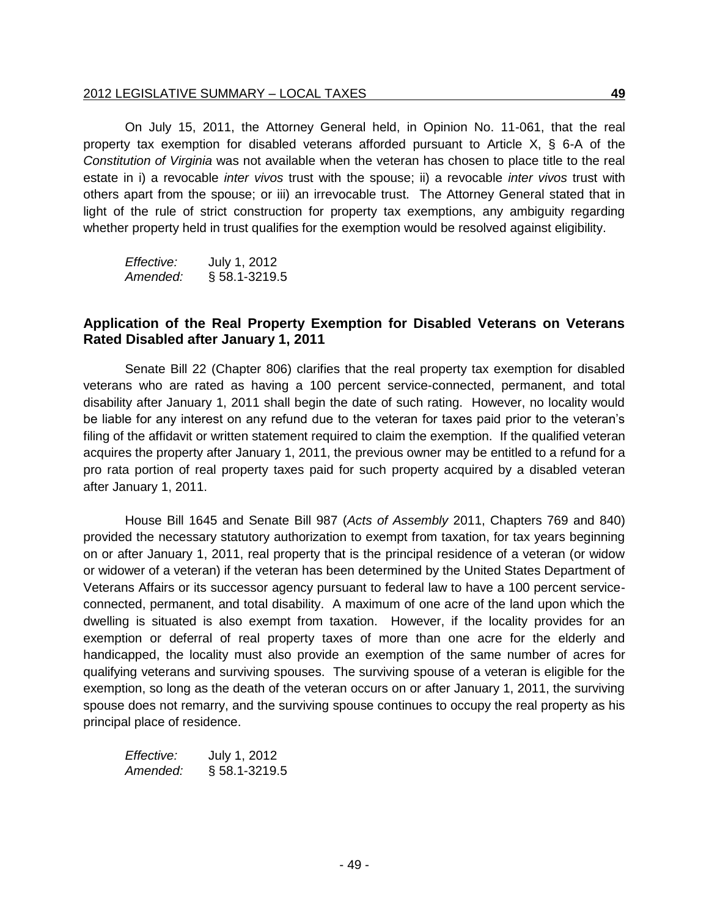On July 15, 2011, the Attorney General held, in Opinion No. 11-061, that the real property tax exemption for disabled veterans afforded pursuant to Article X, § 6-A of the *Constitution of Virginia* was not available when the veteran has chosen to place title to the real estate in i) a revocable *inter vivos* trust with the spouse; ii) a revocable *inter vivos* trust with others apart from the spouse; or iii) an irrevocable trust. The Attorney General stated that in light of the rule of strict construction for property tax exemptions, any ambiguity regarding whether property held in trust qualifies for the exemption would be resolved against eligibility.

*Effective:* July 1, 2012
*Amended:* § 58.1-3219.5

## Application of the Real Property Exemption for Disabled Veterans on Veterans Rated Disabled after January 1, 2011

Senate Bill 22 (Chapter 806) clarifies that the real property tax exemption for disabled veterans who are rated as having a 100 percent service-connected, permanent, and total disability after January 1, 2011 shall begin the date of such rating. However, no locality would be liable for any interest on any refund due to the veteran for taxes paid prior to the veteran's filing of the affidavit or written statement required to claim the exemption. If the qualified veteran acquires the property after January 1, 2011, the previous owner may be entitled to a refund for a pro rata portion of real property taxes paid for such property acquired by a disabled veteran after January 1, 2011.

House Bill 1645 and Senate Bill 987 (*Acts of Assembly* 2011, Chapters 769 and 840) provided the necessary statutory authorization to exempt from taxation, for tax years beginning on or after January 1, 2011, real property that is the principal residence of a veteran (or widow or widower of a veteran) if the veteran has been determined by the United States Department of Veterans Affairs or its successor agency pursuant to federal law to have a 100 percent service-connected, permanent, and total disability. A maximum of one acre of the land upon which the dwelling is situated is also exempt from taxation. However, if the locality provides for an exemption or deferral of real property taxes of more than one acre for the elderly and handicapped, the locality must also provide an exemption of the same number of acres for qualifying veterans and surviving spouses. The surviving spouse of a veteran is eligible for the exemption, so long as the death of the veteran occurs on or after January 1, 2011, the surviving spouse does not remarry, and the surviving spouse continues to occupy the real property as his principal place of residence.

*Effective:* July 1, 2012
*Amended:* § 58.1-3219.5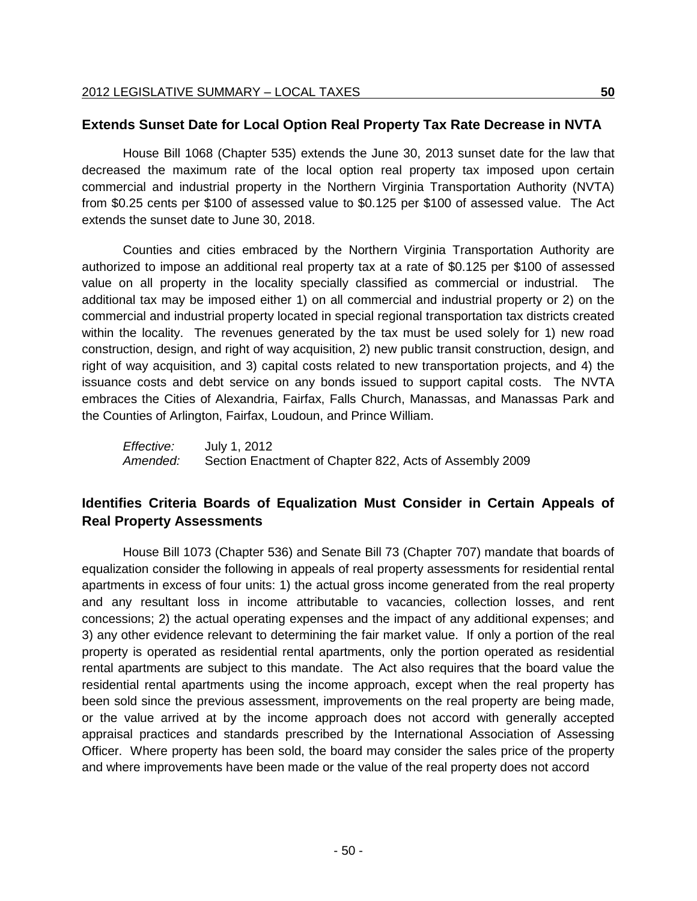## Extends Sunset Date for Local Option Real Property Tax Rate Decrease in NVTA

House Bill 1068 (Chapter 535) extends the June 30, 2013 sunset date for the law that decreased the maximum rate of the local option real property tax imposed upon certain commercial and industrial property in the Northern Virginia Transportation Authority (NVTA) from $0.25 cents per $100 of assessed value to $0.125 per $100 of assessed value. The Act extends the sunset date to June 30, 2018.

Counties and cities embraced by the Northern Virginia Transportation Authority are authorized to impose an additional real property tax at a rate of $0.125 per $100 of assessed value on all property in the locality specially classified as commercial or industrial. The additional tax may be imposed either 1) on all commercial and industrial property or 2) on the commercial and industrial property located in special regional transportation tax districts created within the locality. The revenues generated by the tax must be used solely for 1) new road construction, design, and right of way acquisition, 2) new public transit construction, design, and right of way acquisition, and 3) capital costs related to new transportation projects, and 4) the issuance costs and debt service on any bonds issued to support capital costs. The NVTA embraces the Cities of Alexandria, Fairfax, Falls Church, Manassas, and Manassas Park and the Counties of Arlington, Fairfax, Loudoun, and Prince William.

*Effective:* July 1, 2012
*Amended:* Section Enactment of Chapter 822, Acts of Assembly 2009

## Identifies Criteria Boards of Equalization Must Consider in Certain Appeals of Real Property Assessments

House Bill 1073 (Chapter 536) and Senate Bill 73 (Chapter 707) mandate that boards of equalization consider the following in appeals of real property assessments for residential rental apartments in excess of four units: 1) the actual gross income generated from the real property and any resultant loss in income attributable to vacancies, collection losses, and rent concessions; 2) the actual operating expenses and the impact of any additional expenses; and 3) any other evidence relevant to determining the fair market value. If only a portion of the real property is operated as residential rental apartments, only the portion operated as residential rental apartments are subject to this mandate. The Act also requires that the board value the residential rental apartments using the income approach, except when the real property has been sold since the previous assessment, improvements on the real property are being made, or the value arrived at by the income approach does not accord with generally accepted appraisal practices and standards prescribed by the International Association of Assessing Officer. Where property has been sold, the board may consider the sales price of the property and where improvements have been made or the value of the real property does not accord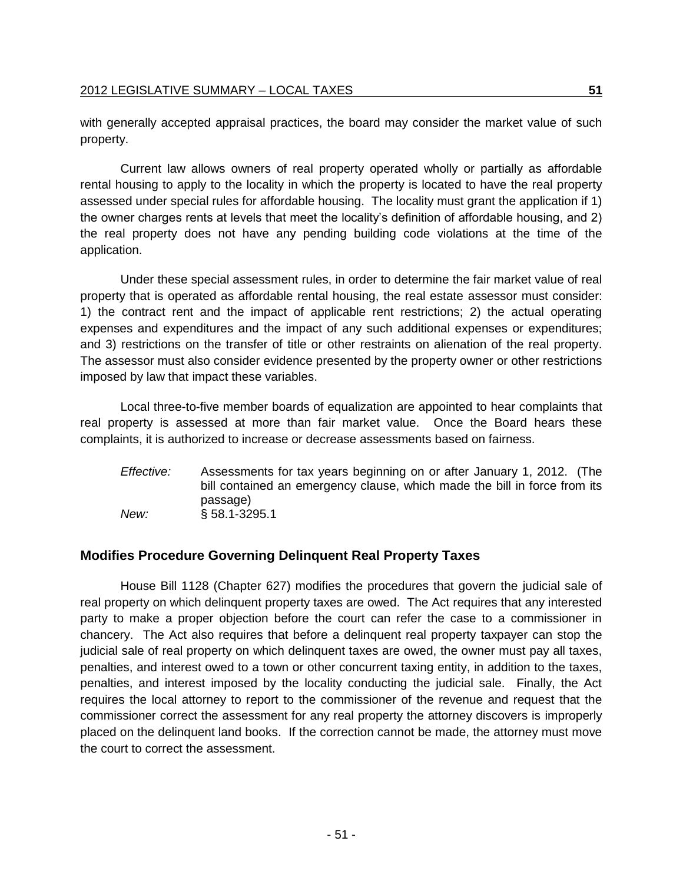with generally accepted appraisal practices, the board may consider the market value of such property.

Current law allows owners of real property operated wholly or partially as affordable rental housing to apply to the locality in which the property is located to have the real property assessed under special rules for affordable housing. The locality must grant the application if 1) the owner charges rents at levels that meet the locality's definition of affordable housing, and 2) the real property does not have any pending building code violations at the time of the application.

Under these special assessment rules, in order to determine the fair market value of real property that is operated as affordable rental housing, the real estate assessor must consider: 1) the contract rent and the impact of applicable rent restrictions; 2) the actual operating expenses and expenditures and the impact of any such additional expenses or expenditures; and 3) restrictions on the transfer of title or other restraints on alienation of the real property. The assessor must also consider evidence presented by the property owner or other restrictions imposed by law that impact these variables.

Local three-to-five member boards of equalization are appointed to hear complaints that real property is assessed at more than fair market value. Once the Board hears these complaints, it is authorized to increase or decrease assessments based on fairness.

*Effective:* Assessments for tax years beginning on or after January 1, 2012. (The bill contained an emergency clause, which made the bill in force from its passage)
*New:* § 58.1-3295.1

### Modifies Procedure Governing Delinquent Real Property Taxes

House Bill 1128 (Chapter 627) modifies the procedures that govern the judicial sale of real property on which delinquent property taxes are owed. The Act requires that any interested party to make a proper objection before the court can refer the case to a commissioner in chancery. The Act also requires that before a delinquent real property taxpayer can stop the judicial sale of real property on which delinquent taxes are owed, the owner must pay all taxes, penalties, and interest owed to a town or other concurrent taxing entity, in addition to the taxes, penalties, and interest imposed by the locality conducting the judicial sale. Finally, the Act requires the local attorney to report to the commissioner of the revenue and request that the commissioner correct the assessment for any real property the attorney discovers is improperly placed on the delinquent land books. If the correction cannot be made, the attorney must move the court to correct the assessment.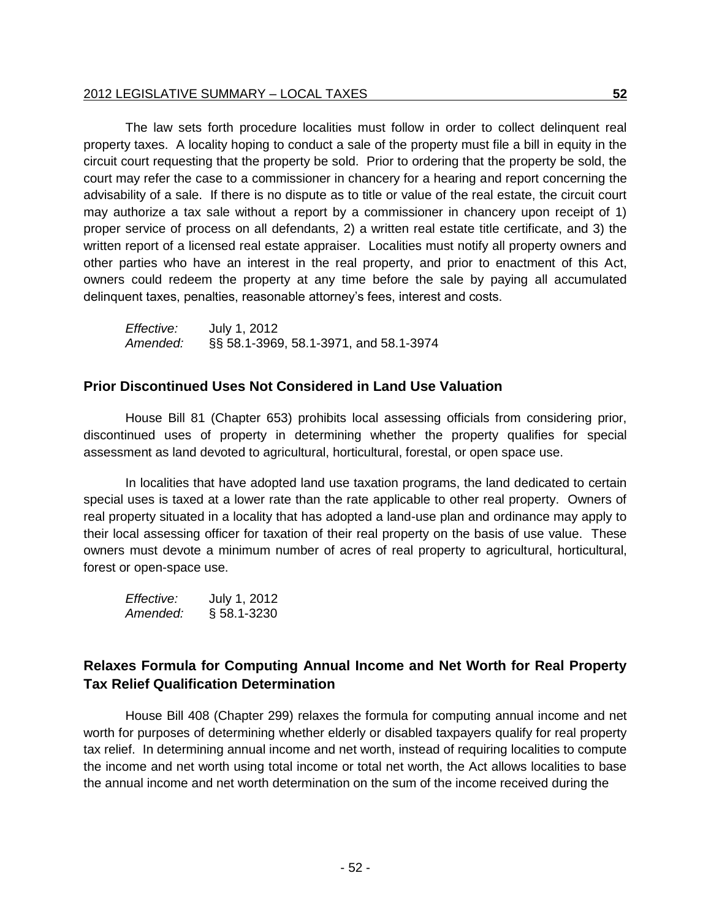The law sets forth procedure localities must follow in order to collect delinquent real property taxes. A locality hoping to conduct a sale of the property must file a bill in equity in the circuit court requesting that the property be sold. Prior to ordering that the property be sold, the court may refer the case to a commissioner in chancery for a hearing and report concerning the advisability of a sale. If there is no dispute as to title or value of the real estate, the circuit court may authorize a tax sale without a report by a commissioner in chancery upon receipt of 1) proper service of process on all defendants, 2) a written real estate title certificate, and 3) the written report of a licensed real estate appraiser. Localities must notify all property owners and other parties who have an interest in the real property, and prior to enactment of this Act, owners could redeem the property at any time before the sale by paying all accumulated delinquent taxes, penalties, reasonable attorney's fees, interest and costs.

*Effective:* July 1, 2012
*Amended:* §§ 58.1-3969, 58.1-3971, and 58.1-3974

## Prior Discontinued Uses Not Considered in Land Use Valuation

House Bill 81 (Chapter 653) prohibits local assessing officials from considering prior, discontinued uses of property in determining whether the property qualifies for special assessment as land devoted to agricultural, horticultural, forestal, or open space use.

In localities that have adopted land use taxation programs, the land dedicated to certain special uses is taxed at a lower rate than the rate applicable to other real property. Owners of real property situated in a locality that has adopted a land-use plan and ordinance may apply to their local assessing officer for taxation of their real property on the basis of use value. These owners must devote a minimum number of acres of real property to agricultural, horticultural, forest or open-space use.

*Effective:* July 1, 2012
*Amended:* § 58.1-3230

## Relaxes Formula for Computing Annual Income and Net Worth for Real Property Tax Relief Qualification Determination

House Bill 408 (Chapter 299) relaxes the formula for computing annual income and net worth for purposes of determining whether elderly or disabled taxpayers qualify for real property tax relief. In determining annual income and net worth, instead of requiring localities to compute the income and net worth using total income or total net worth, the Act allows localities to base the annual income and net worth determination on the sum of the income received during the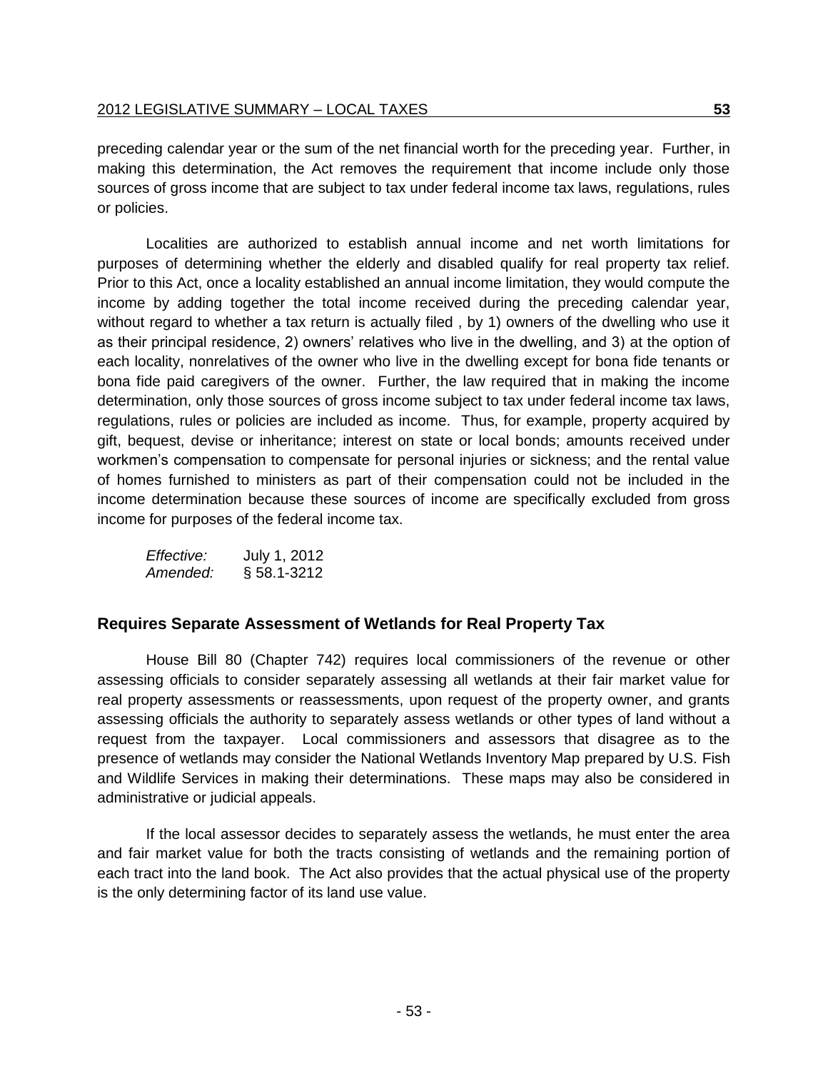preceding calendar year or the sum of the net financial worth for the preceding year. Further, in making this determination, the Act removes the requirement that income include only those sources of gross income that are subject to tax under federal income tax laws, regulations, rules or policies.

Localities are authorized to establish annual income and net worth limitations for purposes of determining whether the elderly and disabled qualify for real property tax relief. Prior to this Act, once a locality established an annual income limitation, they would compute the income by adding together the total income received during the preceding calendar year, without regard to whether a tax return is actually filed , by 1) owners of the dwelling who use it as their principal residence, 2) owners' relatives who live in the dwelling, and 3) at the option of each locality, nonrelatives of the owner who live in the dwelling except for bona fide tenants or bona fide paid caregivers of the owner. Further, the law required that in making the income determination, only those sources of gross income subject to tax under federal income tax laws, regulations, rules or policies are included as income. Thus, for example, property acquired by gift, bequest, devise or inheritance; interest on state or local bonds; amounts received under workmen's compensation to compensate for personal injuries or sickness; and the rental value of homes furnished to ministers as part of their compensation could not be included in the income determination because these sources of income are specifically excluded from gross income for purposes of the federal income tax.

*Effective:* July 1, 2012
*Amended:* § 58.1-3212

## Requires Separate Assessment of Wetlands for Real Property Tax

House Bill 80 (Chapter 742) requires local commissioners of the revenue or other assessing officials to consider separately assessing all wetlands at their fair market value for real property assessments or reassessments, upon request of the property owner, and grants assessing officials the authority to separately assess wetlands or other types of land without a request from the taxpayer. Local commissioners and assessors that disagree as to the presence of wetlands may consider the National Wetlands Inventory Map prepared by U.S. Fish and Wildlife Services in making their determinations. These maps may also be considered in administrative or judicial appeals.

If the local assessor decides to separately assess the wetlands, he must enter the area and fair market value for both the tracts consisting of wetlands and the remaining portion of each tract into the land book. The Act also provides that the actual physical use of the property is the only determining factor of its land use value.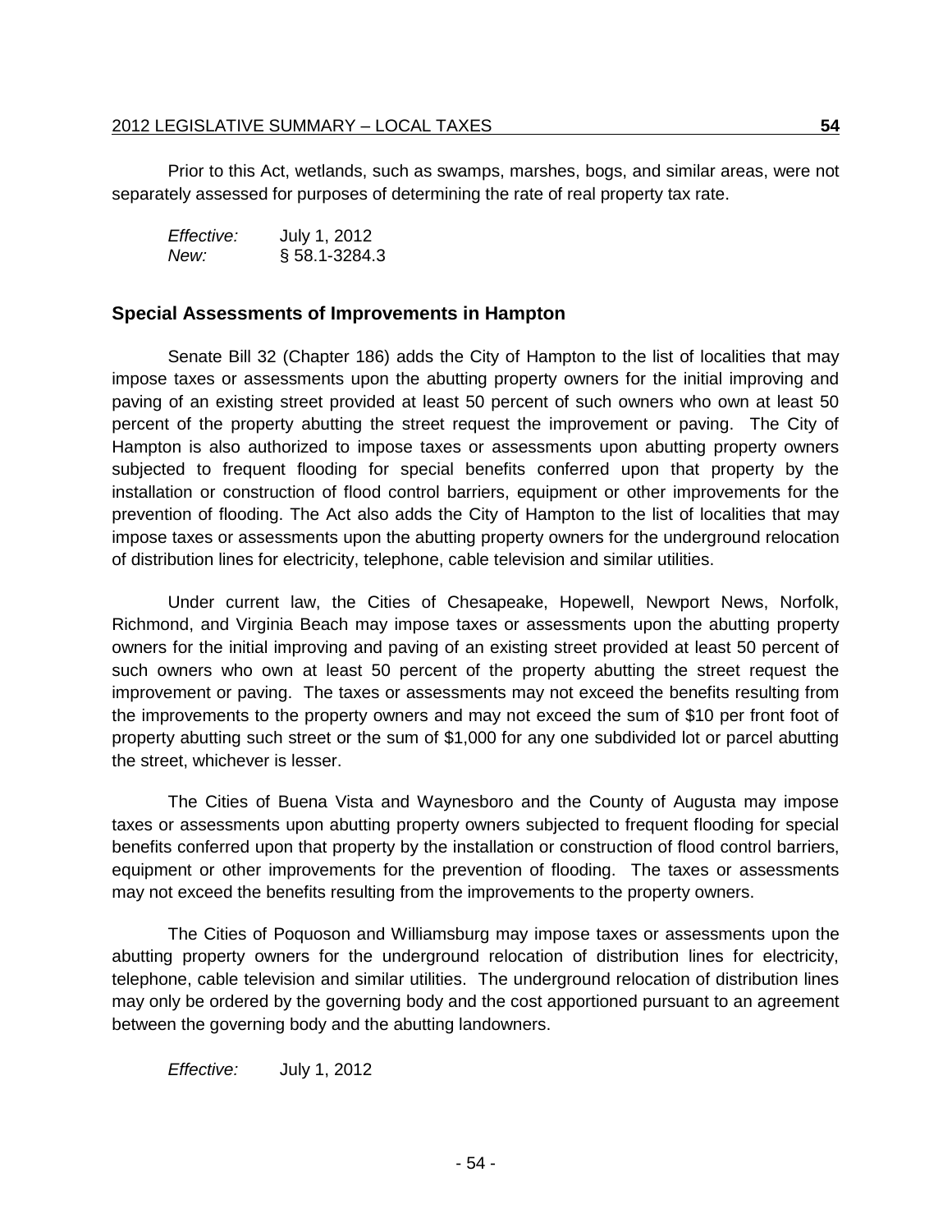Prior to this Act, wetlands, such as swamps, marshes, bogs, and similar areas, were not separately assessed for purposes of determining the rate of real property tax rate.

*Effective:* July 1, 2012
*New:* § 58.1-3284.3

## Special Assessments of Improvements in Hampton

Senate Bill 32 (Chapter 186) adds the City of Hampton to the list of localities that may impose taxes or assessments upon the abutting property owners for the initial improving and paving of an existing street provided at least 50 percent of such owners who own at least 50 percent of the property abutting the street request the improvement or paving. The City of Hampton is also authorized to impose taxes or assessments upon abutting property owners subjected to frequent flooding for special benefits conferred upon that property by the installation or construction of flood control barriers, equipment or other improvements for the prevention of flooding. The Act also adds the City of Hampton to the list of localities that may impose taxes or assessments upon the abutting property owners for the underground relocation of distribution lines for electricity, telephone, cable television and similar utilities.

Under current law, the Cities of Chesapeake, Hopewell, Newport News, Norfolk, Richmond, and Virginia Beach may impose taxes or assessments upon the abutting property owners for the initial improving and paving of an existing street provided at least 50 percent of such owners who own at least 50 percent of the property abutting the street request the improvement or paving. The taxes or assessments may not exceed the benefits resulting from the improvements to the property owners and may not exceed the sum of $10 per front foot of property abutting such street or the sum of $1,000 for any one subdivided lot or parcel abutting the street, whichever is lesser.

The Cities of Buena Vista and Waynesboro and the County of Augusta may impose taxes or assessments upon abutting property owners subjected to frequent flooding for special benefits conferred upon that property by the installation or construction of flood control barriers, equipment or other improvements for the prevention of flooding. The taxes or assessments may not exceed the benefits resulting from the improvements to the property owners.

The Cities of Poquoson and Williamsburg may impose taxes or assessments upon the abutting property owners for the underground relocation of distribution lines for electricity, telephone, cable television and similar utilities. The underground relocation of distribution lines may only be ordered by the governing body and the cost apportioned pursuant to an agreement between the governing body and the abutting landowners.

*Effective:* July 1, 2012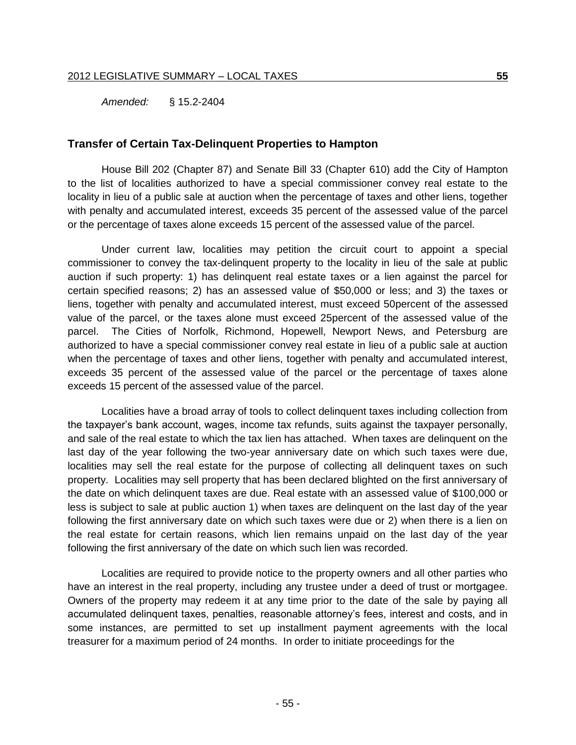*Amended:* § 15.2-2404

### Transfer of Certain Tax-Delinquent Properties to Hampton

House Bill 202 (Chapter 87) and Senate Bill 33 (Chapter 610) add the City of Hampton to the list of localities authorized to have a special commissioner convey real estate to the locality in lieu of a public sale at auction when the percentage of taxes and other liens, together with penalty and accumulated interest, exceeds 35 percent of the assessed value of the parcel or the percentage of taxes alone exceeds 15 percent of the assessed value of the parcel.

Under current law, localities may petition the circuit court to appoint a special commissioner to convey the tax-delinquent property to the locality in lieu of the sale at public auction if such property: 1) has delinquent real estate taxes or a lien against the parcel for certain specified reasons; 2) has an assessed value of $50,000 or less; and 3) the taxes or liens, together with penalty and accumulated interest, must exceed 50percent of the assessed value of the parcel, or the taxes alone must exceed 25percent of the assessed value of the parcel. The Cities of Norfolk, Richmond, Hopewell, Newport News, and Petersburg are authorized to have a special commissioner convey real estate in lieu of a public sale at auction when the percentage of taxes and other liens, together with penalty and accumulated interest, exceeds 35 percent of the assessed value of the parcel or the percentage of taxes alone exceeds 15 percent of the assessed value of the parcel.

Localities have a broad array of tools to collect delinquent taxes including collection from the taxpayer's bank account, wages, income tax refunds, suits against the taxpayer personally, and sale of the real estate to which the tax lien has attached. When taxes are delinquent on the last day of the year following the two-year anniversary date on which such taxes were due, localities may sell the real estate for the purpose of collecting all delinquent taxes on such property. Localities may sell property that has been declared blighted on the first anniversary of the date on which delinquent taxes are due. Real estate with an assessed value of $100,000 or less is subject to sale at public auction 1) when taxes are delinquent on the last day of the year following the first anniversary date on which such taxes were due or 2) when there is a lien on the real estate for certain reasons, which lien remains unpaid on the last day of the year following the first anniversary of the date on which such lien was recorded.

Localities are required to provide notice to the property owners and all other parties who have an interest in the real property, including any trustee under a deed of trust or mortgagee. Owners of the property may redeem it at any time prior to the date of the sale by paying all accumulated delinquent taxes, penalties, reasonable attorney's fees, interest and costs, and in some instances, are permitted to set up installment payment agreements with the local treasurer for a maximum period of 24 months. In order to initiate proceedings for the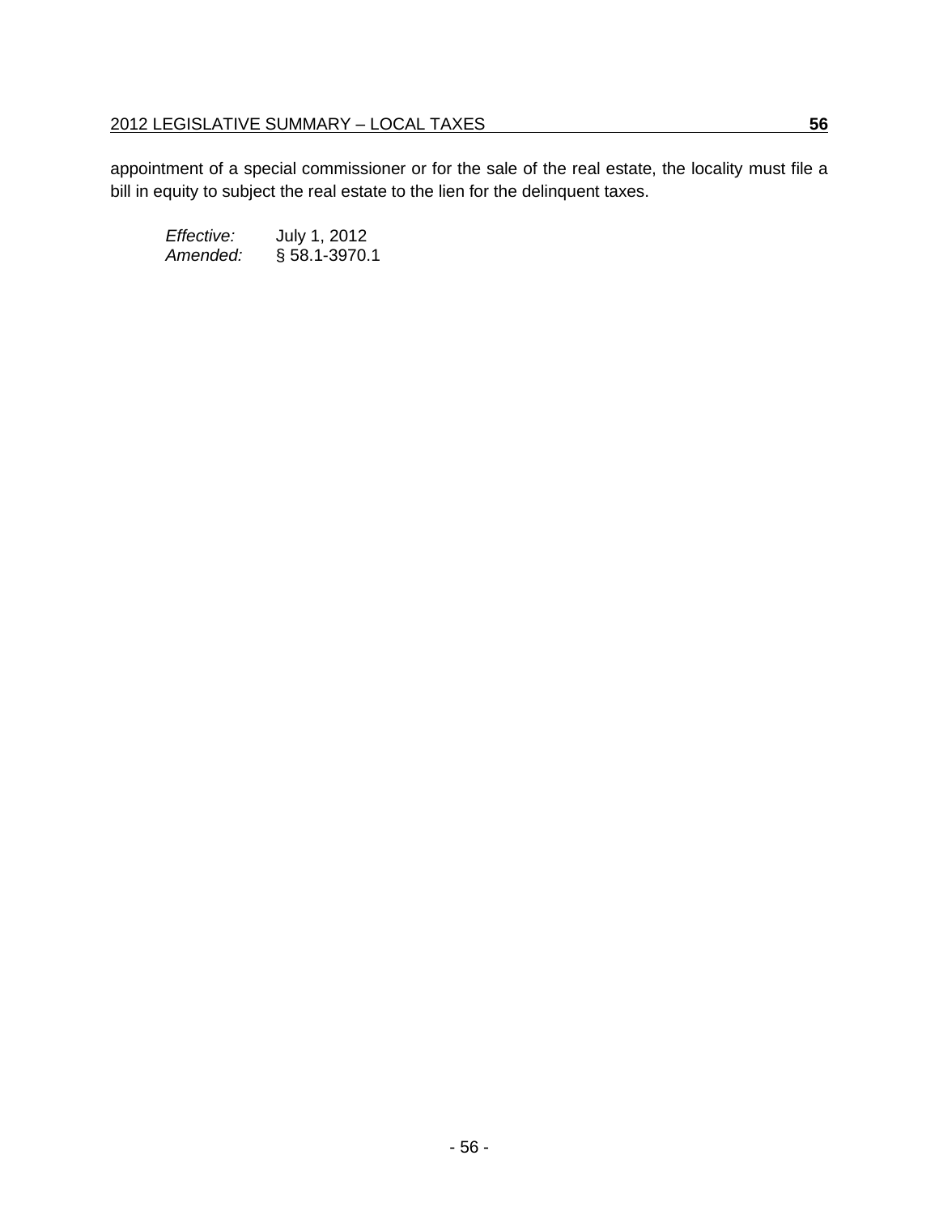appointment of a special commissioner or for the sale of the real estate, the locality must file a bill in equity to subject the real estate to the lien for the delinquent taxes.

*Effective:* July 1, 2012
*Amended:* § 58.1-3970.1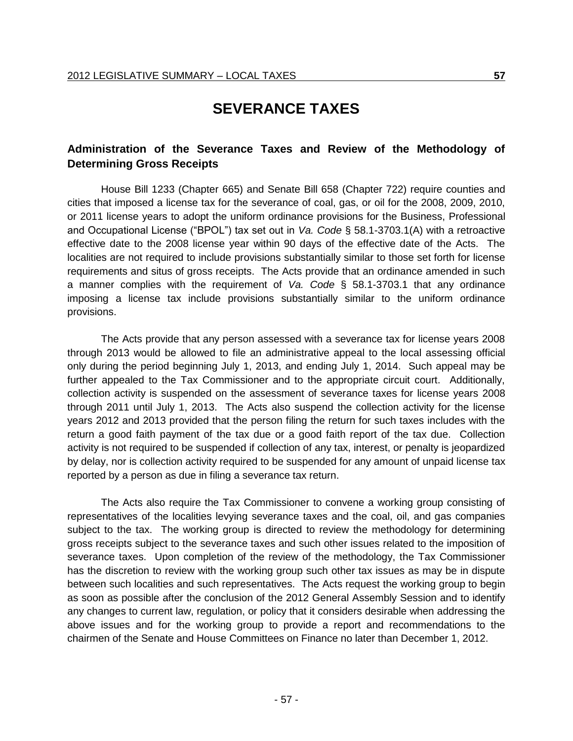# SEVERANCE TAXES

## Administration of the Severance Taxes and Review of the Methodology of Determining Gross Receipts

House Bill 1233 (Chapter 665) and Senate Bill 658 (Chapter 722) require counties and cities that imposed a license tax for the severance of coal, gas, or oil for the 2008, 2009, 2010, or 2011 license years to adopt the uniform ordinance provisions for the Business, Professional and Occupational License ("BPOL") tax set out in *Va. Code* § 58.1-3703.1(A) with a retroactive effective date to the 2008 license year within 90 days of the effective date of the Acts. The localities are not required to include provisions substantially similar to those set forth for license requirements and situs of gross receipts. The Acts provide that an ordinance amended in such a manner complies with the requirement of *Va. Code* § 58.1-3703.1 that any ordinance imposing a license tax include provisions substantially similar to the uniform ordinance provisions.

The Acts provide that any person assessed with a severance tax for license years 2008 through 2013 would be allowed to file an administrative appeal to the local assessing official only during the period beginning July 1, 2013, and ending July 1, 2014. Such appeal may be further appealed to the Tax Commissioner and to the appropriate circuit court. Additionally, collection activity is suspended on the assessment of severance taxes for license years 2008 through 2011 until July 1, 2013. The Acts also suspend the collection activity for the license years 2012 and 2013 provided that the person filing the return for such taxes includes with the return a good faith payment of the tax due or a good faith report of the tax due. Collection activity is not required to be suspended if collection of any tax, interest, or penalty is jeopardized by delay, nor is collection activity required to be suspended for any amount of unpaid license tax reported by a person as due in filing a severance tax return.

The Acts also require the Tax Commissioner to convene a working group consisting of representatives of the localities levying severance taxes and the coal, oil, and gas companies subject to the tax. The working group is directed to review the methodology for determining gross receipts subject to the severance taxes and such other issues related to the imposition of severance taxes. Upon completion of the review of the methodology, the Tax Commissioner has the discretion to review with the working group such other tax issues as may be in dispute between such localities and such representatives. The Acts request the working group to begin as soon as possible after the conclusion of the 2012 General Assembly Session and to identify any changes to current law, regulation, or policy that it considers desirable when addressing the above issues and for the working group to provide a report and recommendations to the chairmen of the Senate and House Committees on Finance no later than December 1, 2012.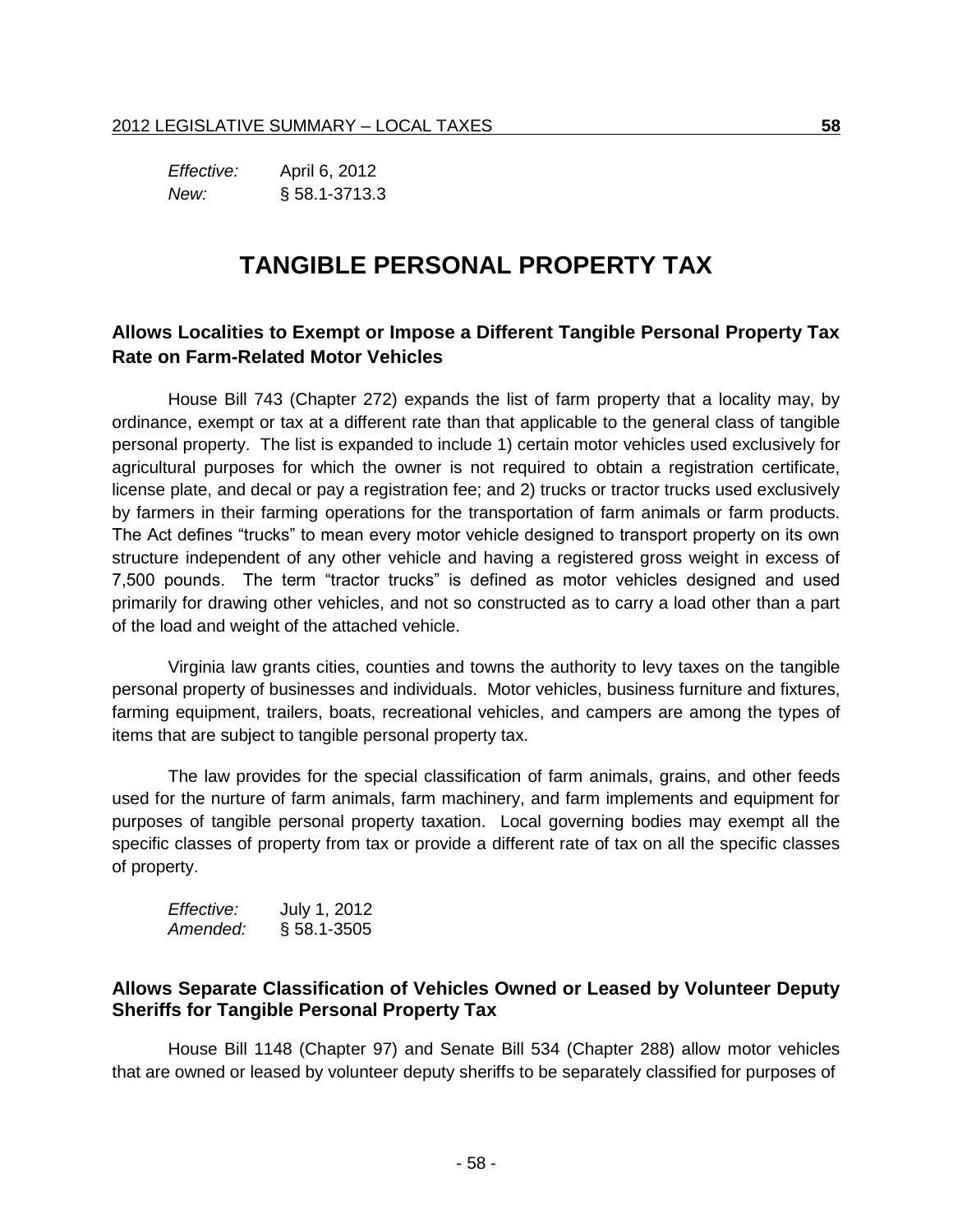*Effective:* April 6, 2012
*New:* § 58.1-3713.3

# TANGIBLE PERSONAL PROPERTY TAX

## Allows Localities to Exempt or Impose a Different Tangible Personal Property Tax Rate on Farm-Related Motor Vehicles

House Bill 743 (Chapter 272) expands the list of farm property that a locality may, by ordinance, exempt or tax at a different rate than that applicable to the general class of tangible personal property. The list is expanded to include 1) certain motor vehicles used exclusively for agricultural purposes for which the owner is not required to obtain a registration certificate, license plate, and decal or pay a registration fee; and 2) trucks or tractor trucks used exclusively by farmers in their farming operations for the transportation of farm animals or farm products. The Act defines "trucks" to mean every motor vehicle designed to transport property on its own structure independent of any other vehicle and having a registered gross weight in excess of 7,500 pounds. The term "tractor trucks" is defined as motor vehicles designed and used primarily for drawing other vehicles, and not so constructed as to carry a load other than a part of the load and weight of the attached vehicle.

Virginia law grants cities, counties and towns the authority to levy taxes on the tangible personal property of businesses and individuals. Motor vehicles, business furniture and fixtures, farming equipment, trailers, boats, recreational vehicles, and campers are among the types of items that are subject to tangible personal property tax.

The law provides for the special classification of farm animals, grains, and other feeds used for the nurture of farm animals, farm machinery, and farm implements and equipment for purposes of tangible personal property taxation. Local governing bodies may exempt all the specific classes of property from tax or provide a different rate of tax on all the specific classes of property.

*Effective:* July 1, 2012
*Amended:* § 58.1-3505

## Allows Separate Classification of Vehicles Owned or Leased by Volunteer Deputy Sheriffs for Tangible Personal Property Tax

House Bill 1148 (Chapter 97) and Senate Bill 534 (Chapter 288) allow motor vehicles that are owned or leased by volunteer deputy sheriffs to be separately classified for purposes of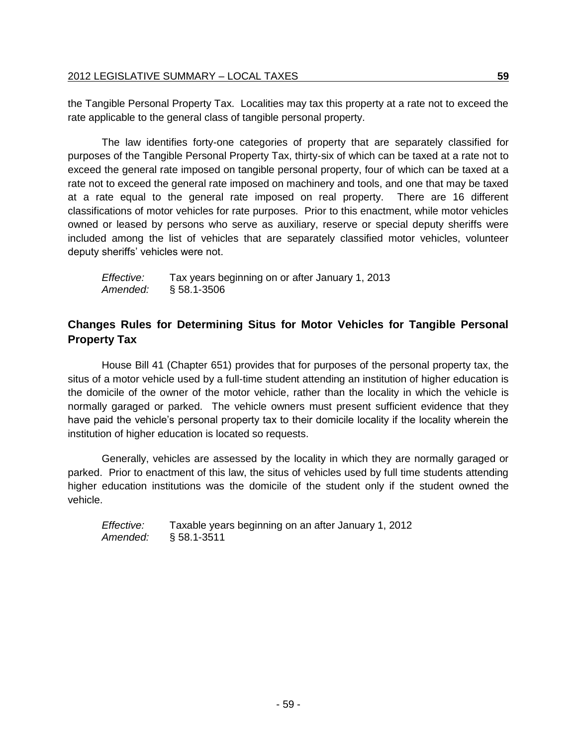the Tangible Personal Property Tax. Localities may tax this property at a rate not to exceed the rate applicable to the general class of tangible personal property.

The law identifies forty-one categories of property that are separately classified for purposes of the Tangible Personal Property Tax, thirty-six of which can be taxed at a rate not to exceed the general rate imposed on tangible personal property, four of which can be taxed at a rate not to exceed the general rate imposed on machinery and tools, and one that may be taxed at a rate equal to the general rate imposed on real property. There are 16 different classifications of motor vehicles for rate purposes. Prior to this enactment, while motor vehicles owned or leased by persons who serve as auxiliary, reserve or special deputy sheriffs were included among the list of vehicles that are separately classified motor vehicles, volunteer deputy sheriffs' vehicles were not.

*Effective:* Tax years beginning on or after January 1, 2013
*Amended:* § 58.1-3506

## Changes Rules for Determining Situs for Motor Vehicles for Tangible Personal Property Tax

House Bill 41 (Chapter 651) provides that for purposes of the personal property tax, the situs of a motor vehicle used by a full-time student attending an institution of higher education is the domicile of the owner of the motor vehicle, rather than the locality in which the vehicle is normally garaged or parked. The vehicle owners must present sufficient evidence that they have paid the vehicle's personal property tax to their domicile locality if the locality wherein the institution of higher education is located so requests.

Generally, vehicles are assessed by the locality in which they are normally garaged or parked. Prior to enactment of this law, the situs of vehicles used by full time students attending higher education institutions was the domicile of the student only if the student owned the vehicle.

*Effective:* Taxable years beginning on an after January 1, 2012
*Amended:* § 58.1-3511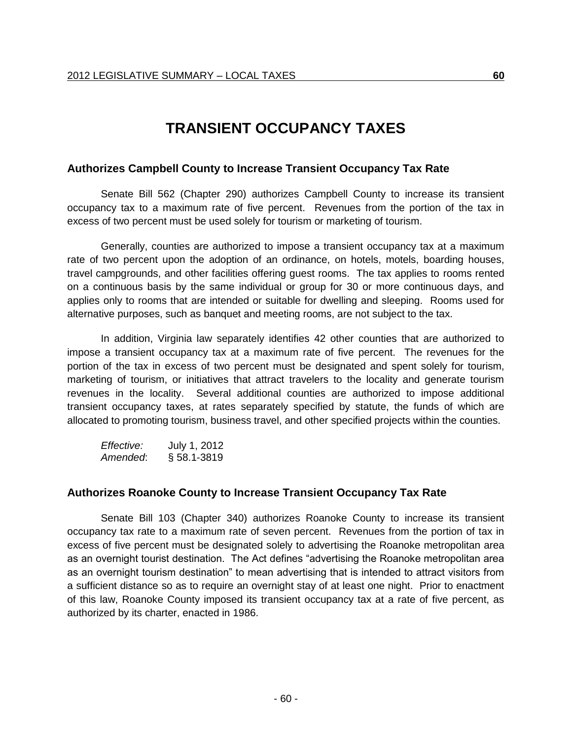# TRANSIENT OCCUPANCY TAXES

### Authorizes Campbell County to Increase Transient Occupancy Tax Rate

Senate Bill 562 (Chapter 290) authorizes Campbell County to increase its transient occupancy tax to a maximum rate of five percent. Revenues from the portion of the tax in excess of two percent must be used solely for tourism or marketing of tourism.

Generally, counties are authorized to impose a transient occupancy tax at a maximum rate of two percent upon the adoption of an ordinance, on hotels, motels, boarding houses, travel campgrounds, and other facilities offering guest rooms. The tax applies to rooms rented on a continuous basis by the same individual or group for 30 or more continuous days, and applies only to rooms that are intended or suitable for dwelling and sleeping. Rooms used for alternative purposes, such as banquet and meeting rooms, are not subject to the tax.

In addition, Virginia law separately identifies 42 other counties that are authorized to impose a transient occupancy tax at a maximum rate of five percent. The revenues for the portion of the tax in excess of two percent must be designated and spent solely for tourism, marketing of tourism, or initiatives that attract travelers to the locality and generate tourism revenues in the locality. Several additional counties are authorized to impose additional transient occupancy taxes, at rates separately specified by statute, the funds of which are allocated to promoting tourism, business travel, and other specified projects within the counties.

*Effective:* July 1, 2012
*Amended*: § 58.1-3819

### Authorizes Roanoke County to Increase Transient Occupancy Tax Rate

Senate Bill 103 (Chapter 340) authorizes Roanoke County to increase its transient occupancy tax rate to a maximum rate of seven percent. Revenues from the portion of tax in excess of five percent must be designated solely to advertising the Roanoke metropolitan area as an overnight tourist destination. The Act defines "advertising the Roanoke metropolitan area as an overnight tourism destination" to mean advertising that is intended to attract visitors from a sufficient distance so as to require an overnight stay of at least one night. Prior to enactment of this law, Roanoke County imposed its transient occupancy tax at a rate of five percent, as authorized by its charter, enacted in 1986.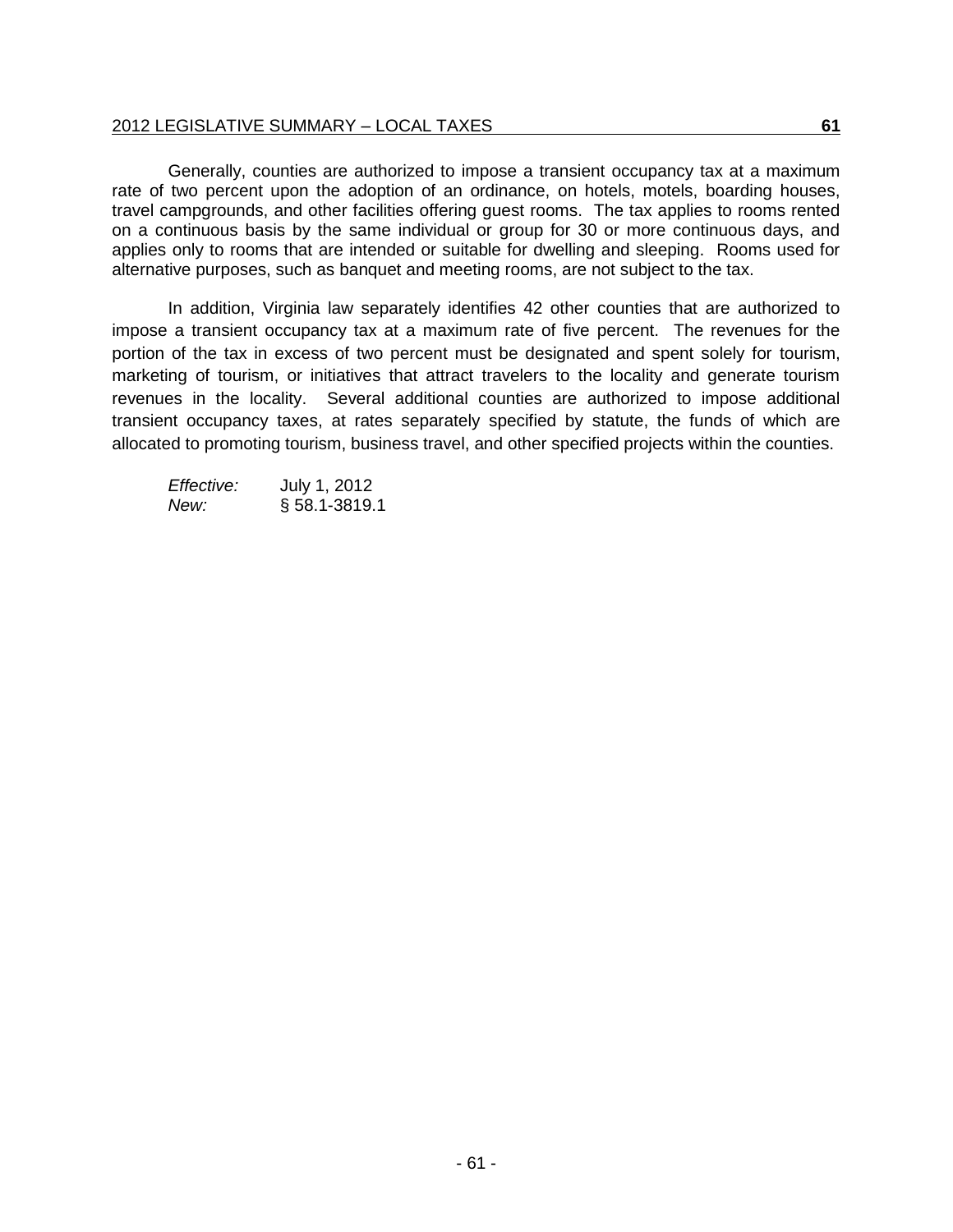Generally, counties are authorized to impose a transient occupancy tax at a maximum rate of two percent upon the adoption of an ordinance, on hotels, motels, boarding houses, travel campgrounds, and other facilities offering guest rooms. The tax applies to rooms rented on a continuous basis by the same individual or group for 30 or more continuous days, and applies only to rooms that are intended or suitable for dwelling and sleeping. Rooms used for alternative purposes, such as banquet and meeting rooms, are not subject to the tax.

In addition, Virginia law separately identifies 42 other counties that are authorized to impose a transient occupancy tax at a maximum rate of five percent. The revenues for the portion of the tax in excess of two percent must be designated and spent solely for tourism, marketing of tourism, or initiatives that attract travelers to the locality and generate tourism revenues in the locality. Several additional counties are authorized to impose additional transient occupancy taxes, at rates separately specified by statute, the funds of which are allocated to promoting tourism, business travel, and other specified projects within the counties.

*Effective:* July 1, 2012
*New:* § 58.1-3819.1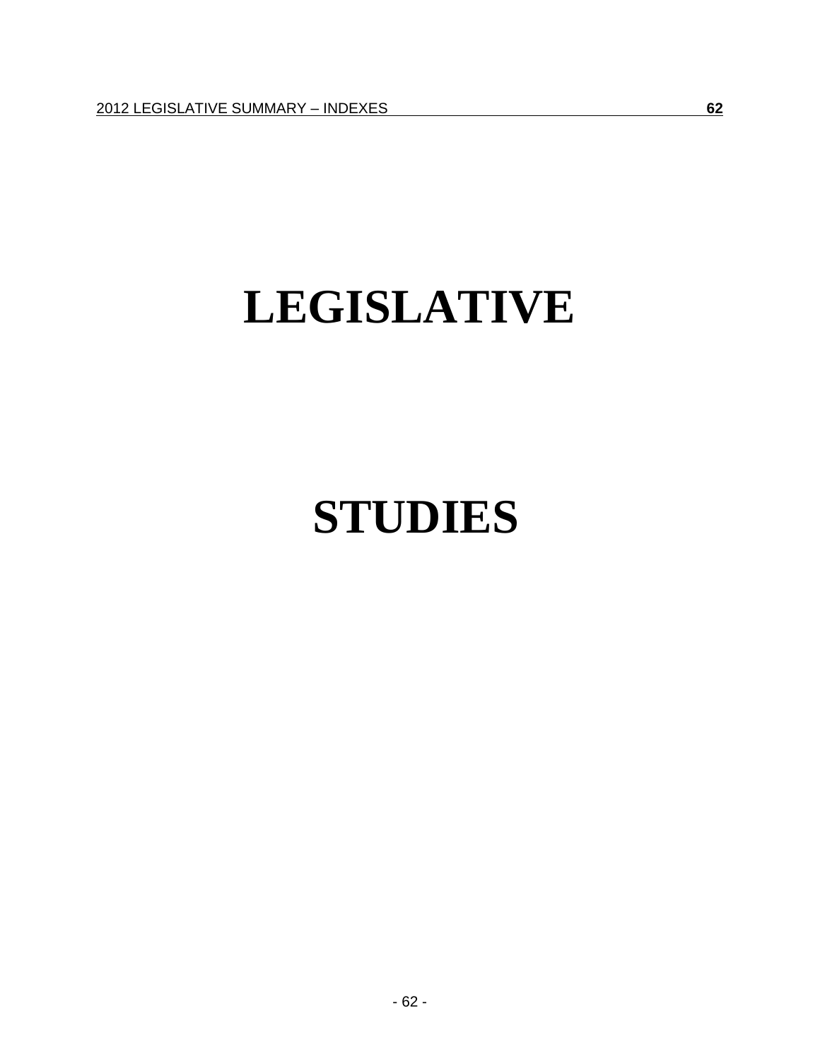# LEGISLATIVE

# STUDIES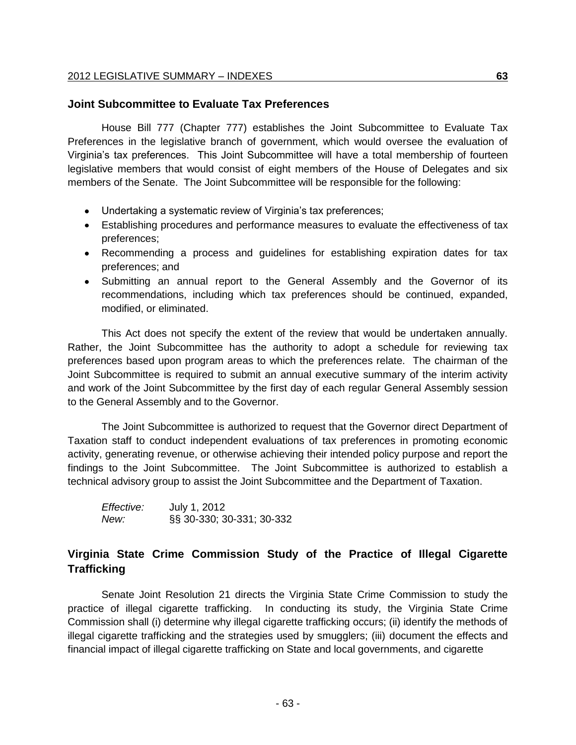## Joint Subcommittee to Evaluate Tax Preferences

House Bill 777 (Chapter 777) establishes the Joint Subcommittee to Evaluate Tax Preferences in the legislative branch of government, which would oversee the evaluation of Virginia's tax preferences. This Joint Subcommittee will have a total membership of fourteen legislative members that would consist of eight members of the House of Delegates and six members of the Senate. The Joint Subcommittee will be responsible for the following:

- Undertaking a systematic review of Virginia's tax preferences;
- Establishing procedures and performance measures to evaluate the effectiveness of tax preferences;
- Recommending a process and guidelines for establishing expiration dates for tax preferences; and
- Submitting an annual report to the General Assembly and the Governor of its recommendations, including which tax preferences should be continued, expanded, modified, or eliminated.

This Act does not specify the extent of the review that would be undertaken annually. Rather, the Joint Subcommittee has the authority to adopt a schedule for reviewing tax preferences based upon program areas to which the preferences relate. The chairman of the Joint Subcommittee is required to submit an annual executive summary of the interim activity and work of the Joint Subcommittee by the first day of each regular General Assembly session to the General Assembly and to the Governor.

The Joint Subcommittee is authorized to request that the Governor direct Department of Taxation staff to conduct independent evaluations of tax preferences in promoting economic activity, generating revenue, or otherwise achieving their intended policy purpose and report the findings to the Joint Subcommittee. The Joint Subcommittee is authorized to establish a technical advisory group to assist the Joint Subcommittee and the Department of Taxation.

*Effective:* July 1, 2012
*New:* §§ 30-330; 30-331; 30-332

## Virginia State Crime Commission Study of the Practice of Illegal Cigarette Trafficking

Senate Joint Resolution 21 directs the Virginia State Crime Commission to study the practice of illegal cigarette trafficking. In conducting its study, the Virginia State Crime Commission shall (i) determine why illegal cigarette trafficking occurs; (ii) identify the methods of illegal cigarette trafficking and the strategies used by smugglers; (iii) document the effects and financial impact of illegal cigarette trafficking on State and local governments, and cigarette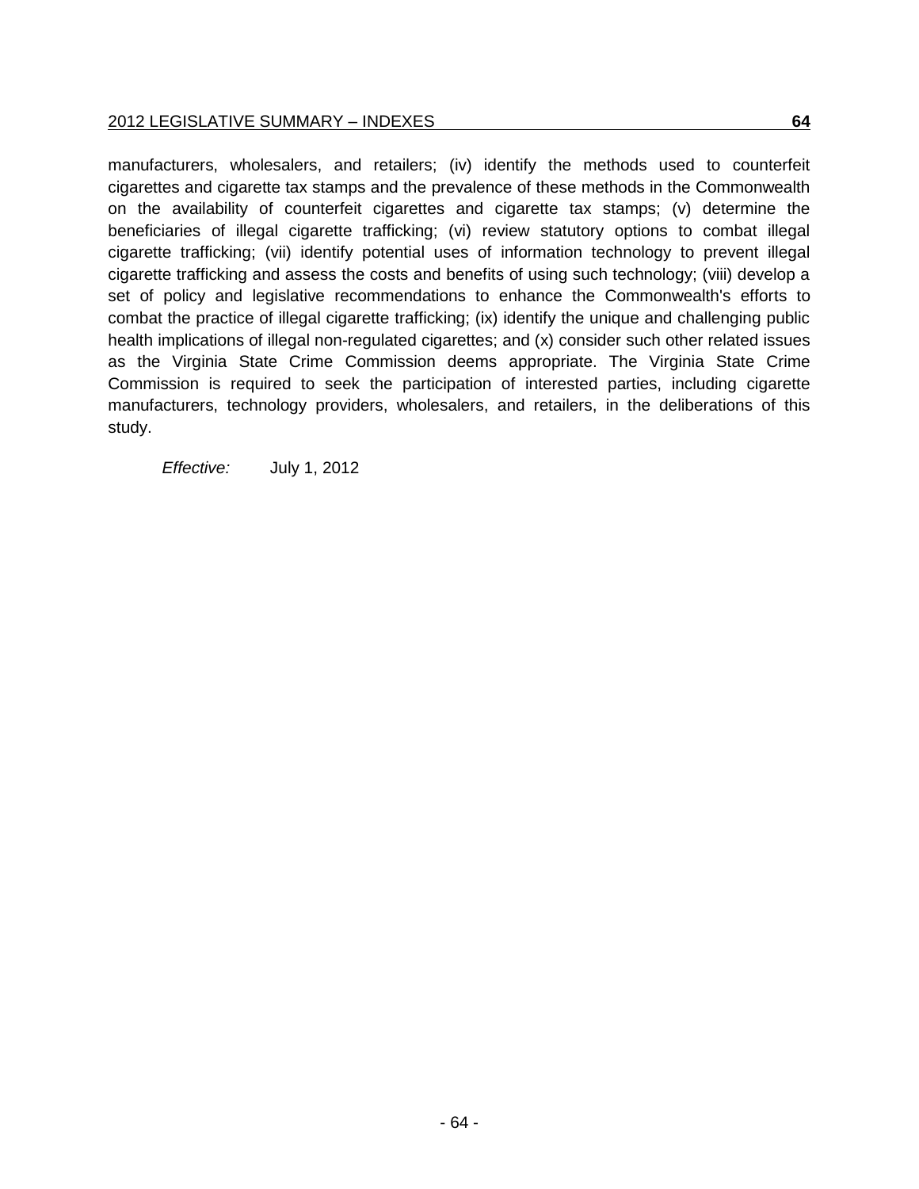manufacturers, wholesalers, and retailers; (iv) identify the methods used to counterfeit cigarettes and cigarette tax stamps and the prevalence of these methods in the Commonwealth on the availability of counterfeit cigarettes and cigarette tax stamps; (v) determine the beneficiaries of illegal cigarette trafficking; (vi) review statutory options to combat illegal cigarette trafficking; (vii) identify potential uses of information technology to prevent illegal cigarette trafficking and assess the costs and benefits of using such technology; (viii) develop a set of policy and legislative recommendations to enhance the Commonwealth's efforts to combat the practice of illegal cigarette trafficking; (ix) identify the unique and challenging public health implications of illegal non-regulated cigarettes; and (x) consider such other related issues as the Virginia State Crime Commission deems appropriate. The Virginia State Crime Commission is required to seek the participation of interested parties, including cigarette manufacturers, technology providers, wholesalers, and retailers, in the deliberations of this study.

*Effective:* July 1, 2012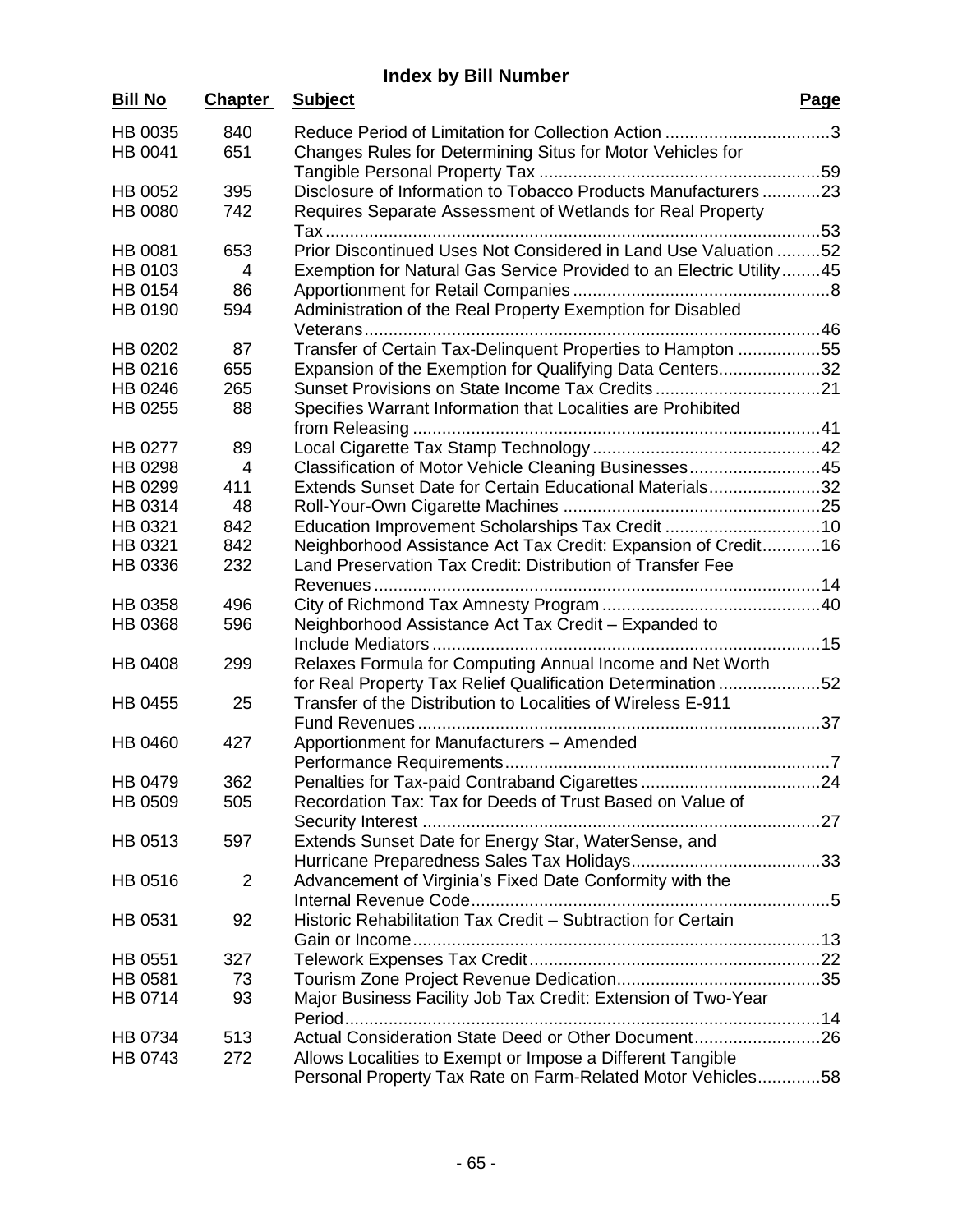## Index by Bill Number

| Bill No | Chapter | Subject | Page |
|---|---|---|---|
| HB 0035 | 840 | Reduce Period of Limitation for Collection Action | 3 |
| HB 0041 | 651 | Changes Rules for Determining Situs for Motor Vehicles for Tangible Personal Property Tax | 59 |
| HB 0052 | 395 | Disclosure of Information to Tobacco Products Manufacturers | 23 |
| HB 0080 | 742 | Requires Separate Assessment of Wetlands for Real Property Tax | 53 |
| HB 0081 | 653 | Prior Discontinued Uses Not Considered in Land Use Valuation | 52 |
| HB 0103 | 4 | Exemption for Natural Gas Service Provided to an Electric Utility | 45 |
| HB 0154 | 86 | Apportionment for Retail Companies | 8 |
| HB 0190 | 594 | Administration of the Real Property Exemption for Disabled Veterans | 46 |
| HB 0202 | 87 | Transfer of Certain Tax-Delinquent Properties to Hampton | 55 |
| HB 0216 | 655 | Expansion of the Exemption for Qualifying Data Centers | 32 |
| HB 0246 | 265 | Sunset Provisions on State Income Tax Credits | 21 |
| HB 0255 | 88 | Specifies Warrant Information that Localities are Prohibited from Releasing | 41 |
| HB 0277 | 89 | Local Cigarette Tax Stamp Technology | 42 |
| HB 0298 | 4 | Classification of Motor Vehicle Cleaning Businesses | 45 |
| HB 0299 | 411 | Extends Sunset Date for Certain Educational Materials | 32 |
| HB 0314 | 48 | Roll-Your-Own Cigarette Machines | 25 |
| HB 0321 | 842 | Education Improvement Scholarships Tax Credit | 10 |
| HB 0321 | 842 | Neighborhood Assistance Act Tax Credit: Expansion of Credit | 16 |
| HB 0336 | 232 | Land Preservation Tax Credit: Distribution of Transfer Fee Revenues | 14 |
| HB 0358 | 496 | City of Richmond Tax Amnesty Program | 40 |
| HB 0368 | 596 | Neighborhood Assistance Act Tax Credit – Expanded to Include Mediators | 15 |
| HB 0408 | 299 | Relaxes Formula for Computing Annual Income and Net Worth for Real Property Tax Relief Qualification Determination | 52 |
| HB 0455 | 25 | Transfer of the Distribution to Localities of Wireless E-911 Fund Revenues | 37 |
| HB 0460 | 427 | Apportionment for Manufacturers – Amended Performance Requirements | 7 |
| HB 0479 | 362 | Penalties for Tax-paid Contraband Cigarettes | 24 |
| HB 0509 | 505 | Recordation Tax: Tax for Deeds of Trust Based on Value of Security Interest | 27 |
| HB 0513 | 597 | Extends Sunset Date for Energy Star, WaterSense, and Hurricane Preparedness Sales Tax Holidays | 33 |
| HB 0516 | 2 | Advancement of Virginia's Fixed Date Conformity with the Internal Revenue Code | 5 |
| HB 0531 | 92 | Historic Rehabilitation Tax Credit – Subtraction for Certain Gain or Income | 13 |
| HB 0551 | 327 | Telework Expenses Tax Credit | 22 |
| HB 0581 | 73 | Tourism Zone Project Revenue Dedication | 35 |
| HB 0714 | 93 | Major Business Facility Job Tax Credit: Extension of Two-Year Period | 14 |
| HB 0734 | 513 | Actual Consideration State Deed or Other Document | 26 |
| HB 0743 | 272 | Allows Localities to Exempt or Impose a Different Tangible Personal Property Tax Rate on Farm-Related Motor Vehicles | 58 |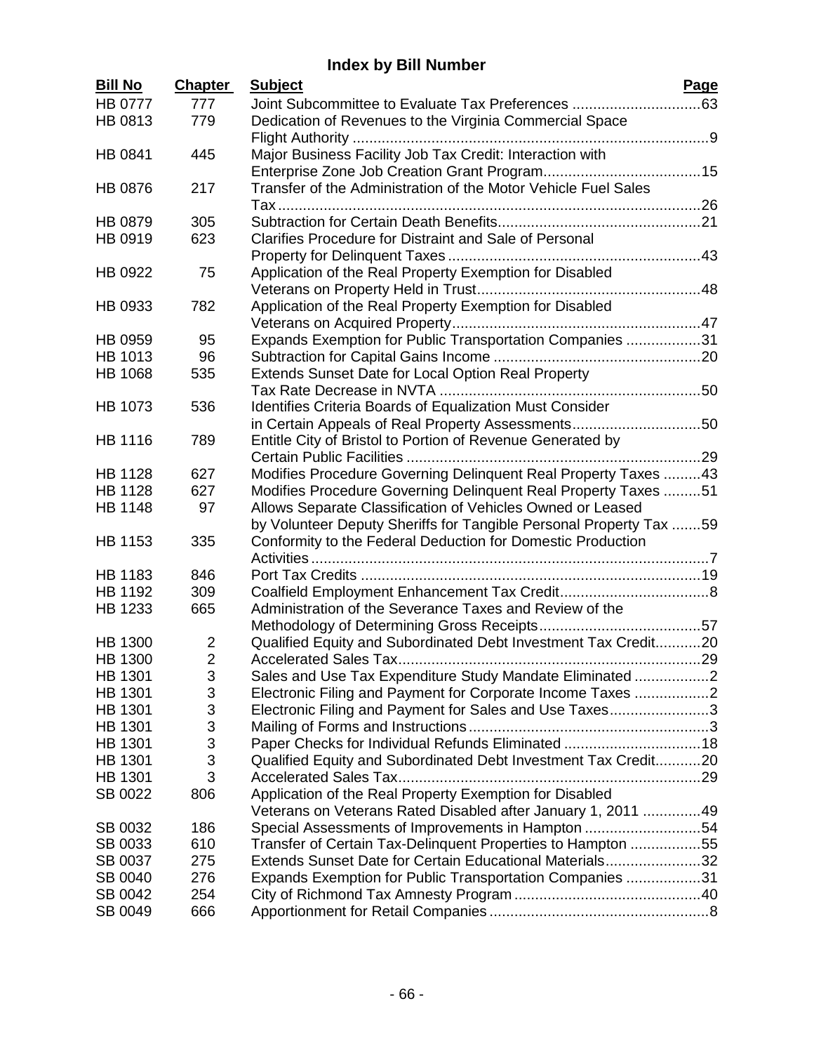## Index by Bill Number

| Bill No | Chapter | Subject | Page |
|---|---|---|---|
| HB 0777 | 777 | Joint Subcommittee to Evaluate Tax Preferences | 63 |
| HB 0813 | 779 | Dedication of Revenues to the Virginia Commercial Space Flight Authority | 9 |
| HB 0841 | 445 | Major Business Facility Job Tax Credit: Interaction with Enterprise Zone Job Creation Grant Program | 15 |
| HB 0876 | 217 | Transfer of the Administration of the Motor Vehicle Fuel Sales Tax | 26 |
| HB 0879 | 305 | Subtraction for Certain Death Benefits | 21 |
| HB 0919 | 623 | Clarifies Procedure for Distraint and Sale of Personal Property for Delinquent Taxes | 43 |
| HB 0922 | 75 | Application of the Real Property Exemption for Disabled Veterans on Property Held in Trust | 48 |
| HB 0933 | 782 | Application of the Real Property Exemption for Disabled Veterans on Acquired Property | 47 |
| HB 0959 | 95 | Expands Exemption for Public Transportation Companies | 31 |
| HB 1013 | 96 | Subtraction for Capital Gains Income | 20 |
| HB 1068 | 535 | Extends Sunset Date for Local Option Real Property Tax Rate Decrease in NVTA | 50 |
| HB 1073 | 536 | Identifies Criteria Boards of Equalization Must Consider in Certain Appeals of Real Property Assessments | 50 |
| HB 1116 | 789 | Entitle City of Bristol to Portion of Revenue Generated by Certain Public Facilities | 29 |
| HB 1128 | 627 | Modifies Procedure Governing Delinquent Real Property Taxes | 43 |
| HB 1128 | 627 | Modifies Procedure Governing Delinquent Real Property Taxes | 51 |
| HB 1148 | 97 | Allows Separate Classification of Vehicles Owned or Leased by Volunteer Deputy Sheriffs for Tangible Personal Property Tax | 59 |
| HB 1153 | 335 | Conformity to the Federal Deduction for Domestic Production Activities | 7 |
| HB 1183 | 846 | Port Tax Credits | 19 |
| HB 1192 | 309 | Coalfield Employment Enhancement Tax Credit | 8 |
| HB 1233 | 665 | Administration of the Severance Taxes and Review of the Methodology of Determining Gross Receipts | 57 |
| HB 1300 | 2 | Qualified Equity and Subordinated Debt Investment Tax Credit | 20 |
| HB 1300 | 2 | Accelerated Sales Tax | 29 |
| HB 1301 | 3 | Sales and Use Tax Expenditure Study Mandate Eliminated | 2 |
| HB 1301 | 3 | Electronic Filing and Payment for Corporate Income Taxes | 2 |
| HB 1301 | 3 | Electronic Filing and Payment for Sales and Use Taxes | 3 |
| HB 1301 | 3 | Mailing of Forms and Instructions | 3 |
| HB 1301 | 3 | Paper Checks for Individual Refunds Eliminated | 18 |
| HB 1301 | 3 | Qualified Equity and Subordinated Debt Investment Tax Credit | 20 |
| HB 1301 | 3 | Accelerated Sales Tax | 29 |
| SB 0022 | 806 | Application of the Real Property Exemption for Disabled Veterans on Veterans Rated Disabled after January 1, 2011 | 49 |
| SB 0032 | 186 | Special Assessments of Improvements in Hampton | 54 |
| SB 0033 | 610 | Transfer of Certain Tax-Delinquent Properties to Hampton | 55 |
| SB 0037 | 275 | Extends Sunset Date for Certain Educational Materials | 32 |
| SB 0040 | 276 | Expands Exemption for Public Transportation Companies | 31 |
| SB 0042 | 254 | City of Richmond Tax Amnesty Program | 40 |
| SB 0049 | 666 | Apportionment for Retail Companies | 8 |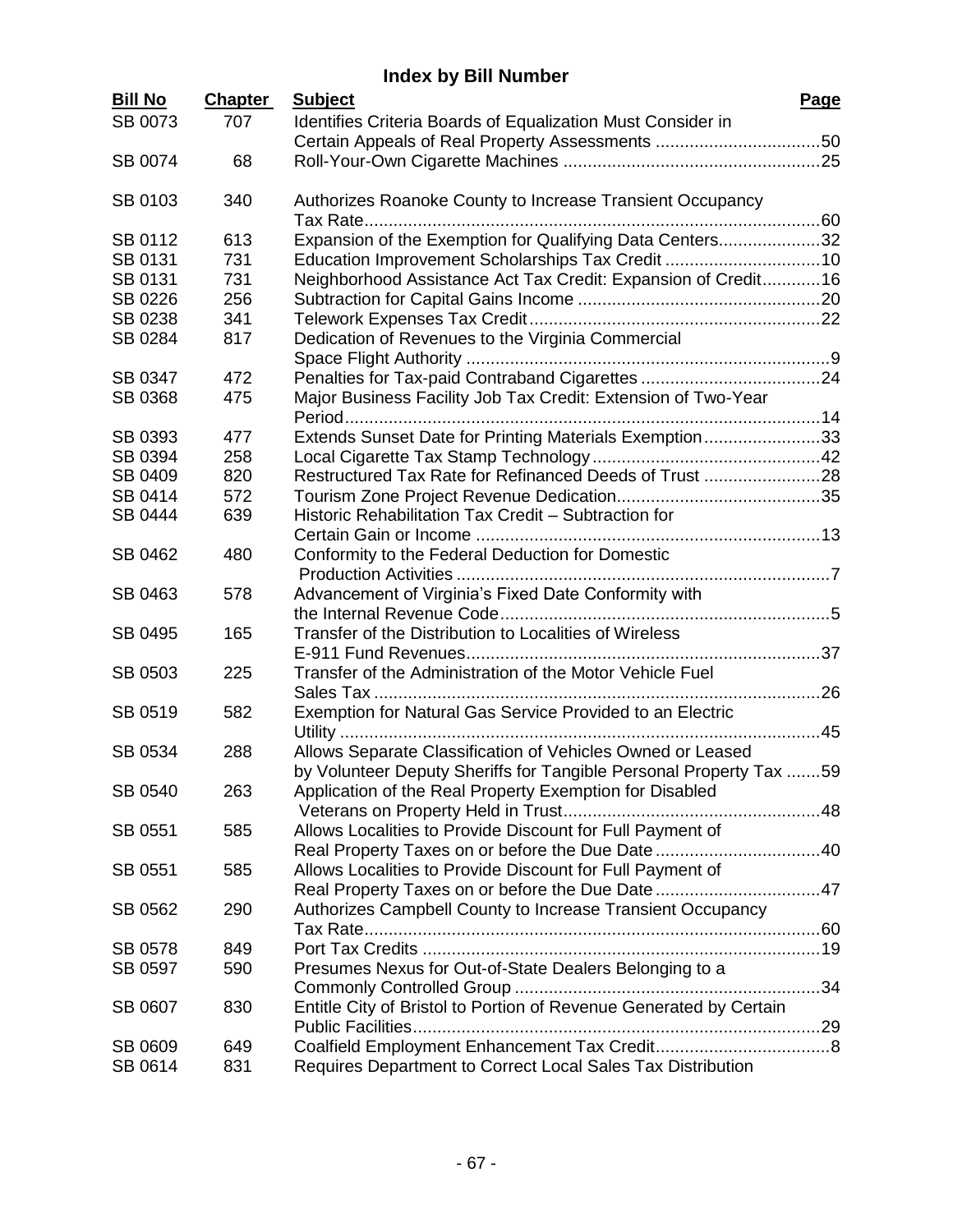## Index by Bill Number

| Bill No | Chapter | Subject | Page |
|---|---|---|---|
| SB 0073 | 707 | Identifies Criteria Boards of Equalization Must Consider in Certain Appeals of Real Property Assessments | 50 |
| SB 0074 | 68 | Roll-Your-Own Cigarette Machines | 25 |
| SB 0103 | 340 | Authorizes Roanoke County to Increase Transient Occupancy Tax Rate | 60 |
| SB 0112 | 613 | Expansion of the Exemption for Qualifying Data Centers | 32 |
| SB 0131 | 731 | Education Improvement Scholarships Tax Credit | 10 |
| SB 0131 | 731 | Neighborhood Assistance Act Tax Credit: Expansion of Credit | 16 |
| SB 0226 | 256 | Subtraction for Capital Gains Income | 20 |
| SB 0238 | 341 | Telework Expenses Tax Credit | 22 |
| SB 0284 | 817 | Dedication of Revenues to the Virginia Commercial Space Flight Authority | 9 |
| SB 0347 | 472 | Penalties for Tax-paid Contraband Cigarettes | 24 |
| SB 0368 | 475 | Major Business Facility Job Tax Credit: Extension of Two-Year Period | 14 |
| SB 0393 | 477 | Extends Sunset Date for Printing Materials Exemption | 33 |
| SB 0394 | 258 | Local Cigarette Tax Stamp Technology | 42 |
| SB 0409 | 820 | Restructured Tax Rate for Refinanced Deeds of Trust | 28 |
| SB 0414 | 572 | Tourism Zone Project Revenue Dedication | 35 |
| SB 0444 | 639 | Historic Rehabilitation Tax Credit – Subtraction for Certain Gain or Income | 13 |
| SB 0462 | 480 | Conformity to the Federal Deduction for Domestic Production Activities | 7 |
| SB 0463 | 578 | Advancement of Virginia's Fixed Date Conformity with the Internal Revenue Code | 5 |
| SB 0495 | 165 | Transfer of the Distribution to Localities of Wireless E-911 Fund Revenues | 37 |
| SB 0503 | 225 | Transfer of the Administration of the Motor Vehicle Fuel Sales Tax | 26 |
| SB 0519 | 582 | Exemption for Natural Gas Service Provided to an Electric Utility | 45 |
| SB 0534 | 288 | Allows Separate Classification of Vehicles Owned or Leased by Volunteer Deputy Sheriffs for Tangible Personal Property Tax | 59 |
| SB 0540 | 263 | Application of the Real Property Exemption for Disabled Veterans on Property Held in Trust | 48 |
| SB 0551 | 585 | Allows Localities to Provide Discount for Full Payment of Real Property Taxes on or before the Due Date | 40 |
| SB 0551 | 585 | Allows Localities to Provide Discount for Full Payment of Real Property Taxes on or before the Due Date | 47 |
| SB 0562 | 290 | Authorizes Campbell County to Increase Transient Occupancy Tax Rate | 60 |
| SB 0578 | 849 | Port Tax Credits | 19 |
| SB 0597 | 590 | Presumes Nexus for Out-of-State Dealers Belonging to a Commonly Controlled Group | 34 |
| SB 0607 | 830 | Entitle City of Bristol to Portion of Revenue Generated by Certain Public Facilities | 29 |
| SB 0609 | 649 | Coalfield Employment Enhancement Tax Credit | 8 |
| SB 0614 | 831 | Requires Department to Correct Local Sales Tax Distribution | |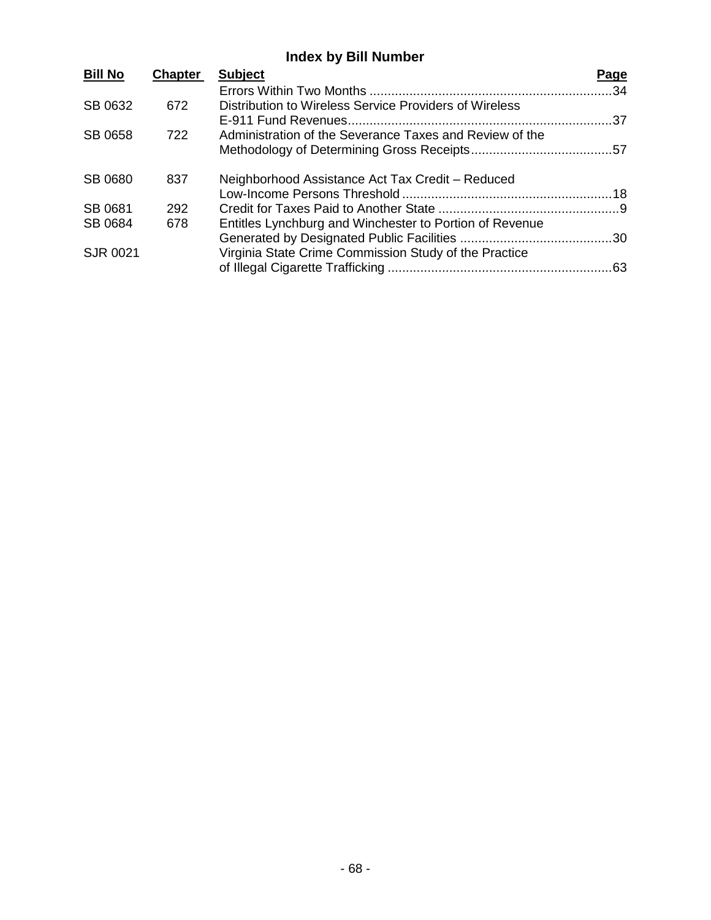## Index by Bill Number

| Bill No | Chapter | Subject | Page |
|---|---|---|---|
| | | Errors Within Two Months | 34 |
| SB 0632 | 672 | Distribution to Wireless Service Providers of Wireless E-911 Fund Revenues | 37 |
| SB 0658 | 722 | Administration of the Severance Taxes and Review of the Methodology of Determining Gross Receipts | 57 |
| SB 0680 | 837 | Neighborhood Assistance Act Tax Credit – Reduced Low-Income Persons Threshold | 18 |
| SB 0681 | 292 | Credit for Taxes Paid to Another State | 9 |
| SB 0684 | 678 | Entitles Lynchburg and Winchester to Portion of Revenue Generated by Designated Public Facilities | 30 |
| SJR 0021 | | Virginia State Crime Commission Study of the Practice of Illegal Cigarette Trafficking | 63 |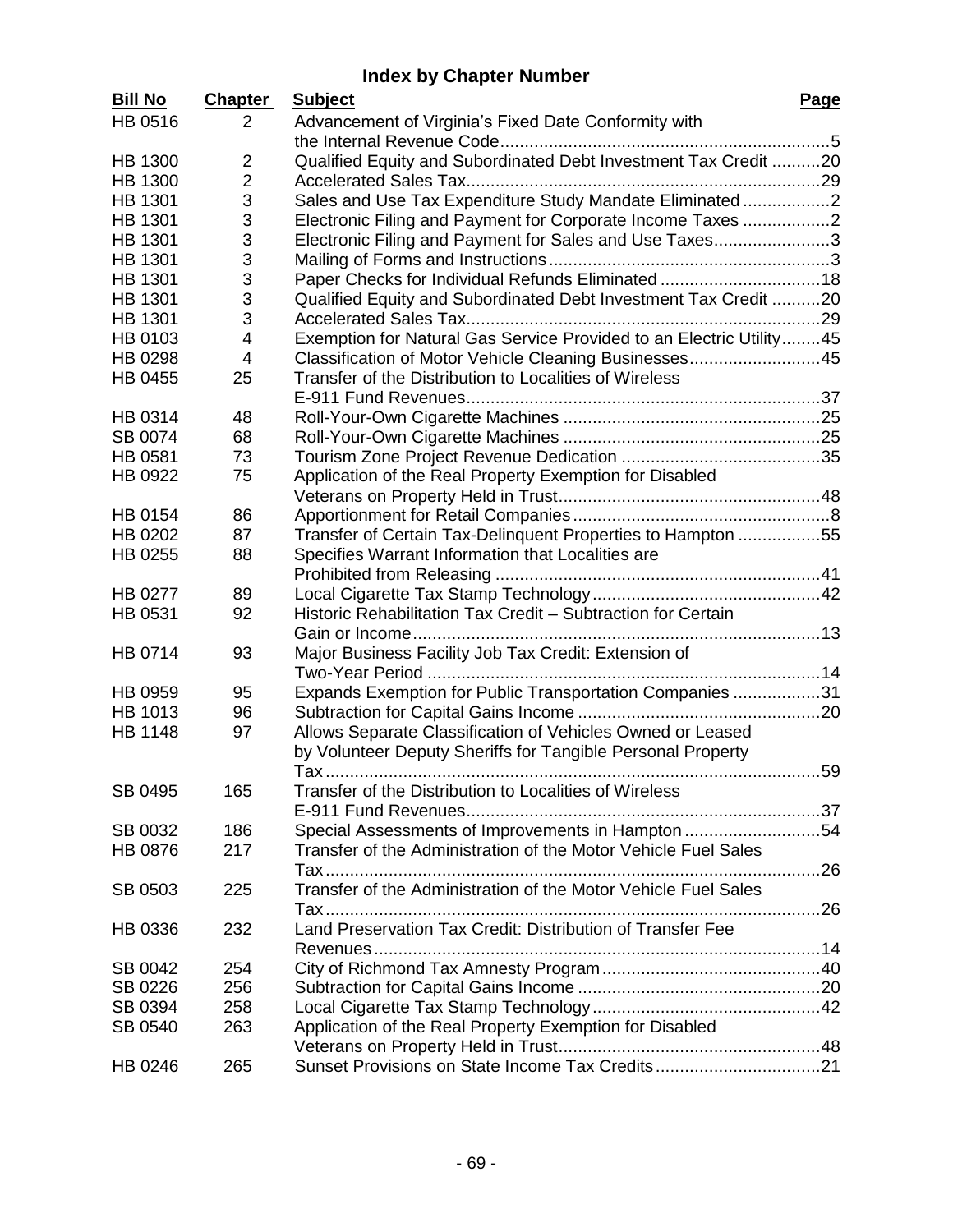## Index by Chapter Number

| Bill No | Chapter | Subject | Page |
|---|---|---|---|
| HB 0516 | 2 | Advancement of Virginia's Fixed Date Conformity with the Internal Revenue Code | 5 |
| HB 1300 | 2 | Qualified Equity and Subordinated Debt Investment Tax Credit | 20 |
| HB 1300 | 2 | Accelerated Sales Tax | 29 |
| HB 1301 | 3 | Sales and Use Tax Expenditure Study Mandate Eliminated | 2 |
| HB 1301 | 3 | Electronic Filing and Payment for Corporate Income Taxes | 2 |
| HB 1301 | 3 | Electronic Filing and Payment for Sales and Use Taxes | 3 |
| HB 1301 | 3 | Mailing of Forms and Instructions | 3 |
| HB 1301 | 3 | Paper Checks for Individual Refunds Eliminated | 18 |
| HB 1301 | 3 | Qualified Equity and Subordinated Debt Investment Tax Credit | 20 |
| HB 1301 | 3 | Accelerated Sales Tax | 29 |
| HB 0103 | 4 | Exemption for Natural Gas Service Provided to an Electric Utility | 45 |
| HB 0298 | 4 | Classification of Motor Vehicle Cleaning Businesses | 45 |
| HB 0455 | 25 | Transfer of the Distribution to Localities of Wireless E-911 Fund Revenues | 37 |
| HB 0314 | 48 | Roll-Your-Own Cigarette Machines | 25 |
| SB 0074 | 68 | Roll-Your-Own Cigarette Machines | 25 |
| HB 0581 | 73 | Tourism Zone Project Revenue Dedication | 35 |
| HB 0922 | 75 | Application of the Real Property Exemption for Disabled Veterans on Property Held in Trust | 48 |
| HB 0154 | 86 | Apportionment for Retail Companies | 8 |
| HB 0202 | 87 | Transfer of Certain Tax-Delinquent Properties to Hampton | 55 |
| HB 0255 | 88 | Specifies Warrant Information that Localities are Prohibited from Releasing | 41 |
| HB 0277 | 89 | Local Cigarette Tax Stamp Technology | 42 |
| HB 0531 | 92 | Historic Rehabilitation Tax Credit – Subtraction for Certain Gain or Income | 13 |
| HB 0714 | 93 | Major Business Facility Job Tax Credit: Extension of Two-Year Period | 14 |
| HB 0959 | 95 | Expands Exemption for Public Transportation Companies | 31 |
| HB 1013 | 96 | Subtraction for Capital Gains Income | 20 |
| HB 1148 | 97 | Allows Separate Classification of Vehicles Owned or Leased by Volunteer Deputy Sheriffs for Tangible Personal Property Tax | 59 |
| SB 0495 | 165 | Transfer of the Distribution to Localities of Wireless E-911 Fund Revenues | 37 |
| SB 0032 | 186 | Special Assessments of Improvements in Hampton | 54 |
| HB 0876 | 217 | Transfer of the Administration of the Motor Vehicle Fuel Sales Tax | 26 |
| SB 0503 | 225 | Transfer of the Administration of the Motor Vehicle Fuel Sales Tax | 26 |
| HB 0336 | 232 | Land Preservation Tax Credit: Distribution of Transfer Fee Revenues | 14 |
| SB 0042 | 254 | City of Richmond Tax Amnesty Program | 40 |
| SB 0226 | 256 | Subtraction for Capital Gains Income | 20 |
| SB 0394 | 258 | Local Cigarette Tax Stamp Technology | 42 |
| SB 0540 | 263 | Application of the Real Property Exemption for Disabled Veterans on Property Held in Trust | 48 |
| HB 0246 | 265 | Sunset Provisions on State Income Tax Credits | 21 |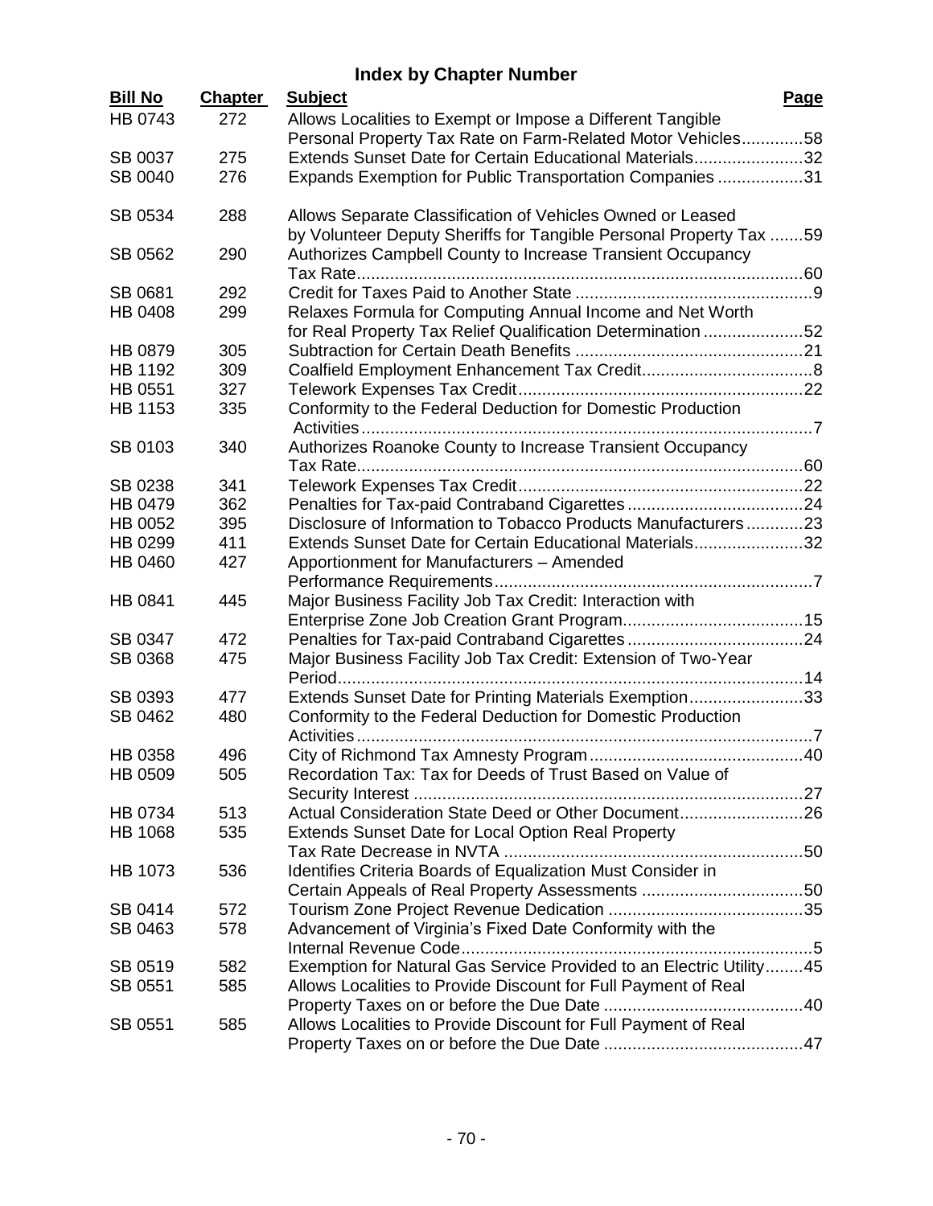## Index by Chapter Number

| Bill No | Chapter | Subject | Page |
|---|---|---|---|
| HB 0743 | 272 | Allows Localities to Exempt or Impose a Different Tangible Personal Property Tax Rate on Farm-Related Motor Vehicles | 58 |
| SB 0037 | 275 | Extends Sunset Date for Certain Educational Materials | 32 |
| SB 0040 | 276 | Expands Exemption for Public Transportation Companies | 31 |
| SB 0534 | 288 | Allows Separate Classification of Vehicles Owned or Leased by Volunteer Deputy Sheriffs for Tangible Personal Property Tax | 59 |
| SB 0562 | 290 | Authorizes Campbell County to Increase Transient Occupancy Tax Rate | 60 |
| SB 0681 | 292 | Credit for Taxes Paid to Another State | 9 |
| HB 0408 | 299 | Relaxes Formula for Computing Annual Income and Net Worth for Real Property Tax Relief Qualification Determination | 52 |
| HB 0879 | 305 | Subtraction for Certain Death Benefits | 21 |
| HB 1192 | 309 | Coalfield Employment Enhancement Tax Credit | 8 |
| HB 0551 | 327 | Telework Expenses Tax Credit | 22 |
| HB 1153 | 335 | Conformity to the Federal Deduction for Domestic Production Activities | 7 |
| SB 0103 | 340 | Authorizes Roanoke County to Increase Transient Occupancy Tax Rate | 60 |
| SB 0238 | 341 | Telework Expenses Tax Credit | 22 |
| HB 0479 | 362 | Penalties for Tax-paid Contraband Cigarettes | 24 |
| HB 0052 | 395 | Disclosure of Information to Tobacco Products Manufacturers | 23 |
| HB 0299 | 411 | Extends Sunset Date for Certain Educational Materials | 32 |
| HB 0460 | 427 | Apportionment for Manufacturers – Amended Performance Requirements | 7 |
| HB 0841 | 445 | Major Business Facility Job Tax Credit: Interaction with Enterprise Zone Job Creation Grant Program | 15 |
| SB 0347 | 472 | Penalties for Tax-paid Contraband Cigarettes | 24 |
| SB 0368 | 475 | Major Business Facility Job Tax Credit: Extension of Two-Year Period | 14 |
| SB 0393 | 477 | Extends Sunset Date for Printing Materials Exemption | 33 |
| SB 0462 | 480 | Conformity to the Federal Deduction for Domestic Production Activities | 7 |
| HB 0358 | 496 | City of Richmond Tax Amnesty Program | 40 |
| HB 0509 | 505 | Recordation Tax: Tax for Deeds of Trust Based on Value of Security Interest | 27 |
| HB 0734 | 513 | Actual Consideration State Deed or Other Document | 26 |
| HB 1068 | 535 | Extends Sunset Date for Local Option Real Property Tax Rate Decrease in NVTA | 50 |
| HB 1073 | 536 | Identifies Criteria Boards of Equalization Must Consider in Certain Appeals of Real Property Assessments | 50 |
| SB 0414 | 572 | Tourism Zone Project Revenue Dedication | 35 |
| SB 0463 | 578 | Advancement of Virginia's Fixed Date Conformity with the Internal Revenue Code | 5 |
| SB 0519 | 582 | Exemption for Natural Gas Service Provided to an Electric Utility | 45 |
| SB 0551 | 585 | Allows Localities to Provide Discount for Full Payment of Real Property Taxes on or before the Due Date | 40 |
| SB 0551 | 585 | Allows Localities to Provide Discount for Full Payment of Real Property Taxes on or before the Due Date | 47 |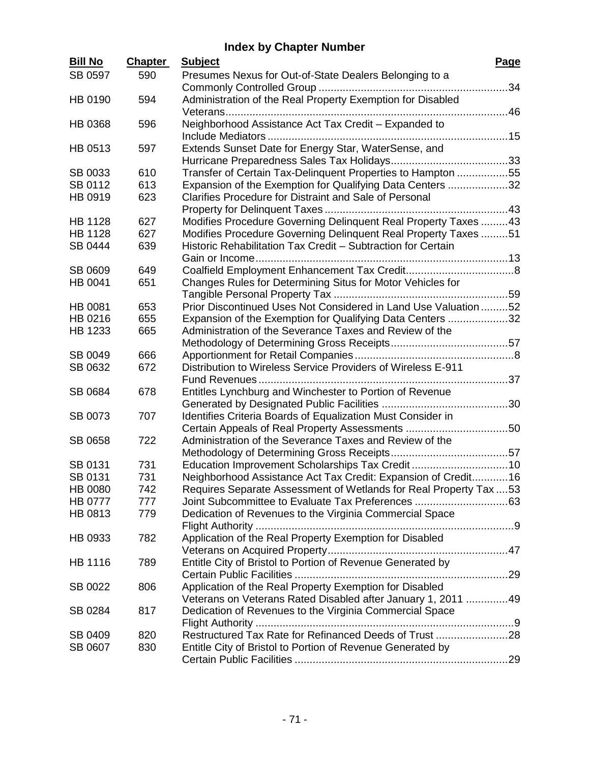## Index by Chapter Number

| Bill No | Chapter | Subject | Page |
|---|---|---|---|
| SB 0597 | 590 | Presumes Nexus for Out-of-State Dealers Belonging to a Commonly Controlled Group | 34 |
| HB 0190 | 594 | Administration of the Real Property Exemption for Disabled Veterans | 46 |
| HB 0368 | 596 | Neighborhood Assistance Act Tax Credit – Expanded to Include Mediators | 15 |
| HB 0513 | 597 | Extends Sunset Date for Energy Star, WaterSense, and Hurricane Preparedness Sales Tax Holidays | 33 |
| SB 0033 | 610 | Transfer of Certain Tax-Delinquent Properties to Hampton | 55 |
| SB 0112 | 613 | Expansion of the Exemption for Qualifying Data Centers | 32 |
| HB 0919 | 623 | Clarifies Procedure for Distraint and Sale of Personal Property for Delinquent Taxes | 43 |
| HB 1128 | 627 | Modifies Procedure Governing Delinquent Real Property Taxes | 43 |
| HB 1128 | 627 | Modifies Procedure Governing Delinquent Real Property Taxes | 51 |
| SB 0444 | 639 | Historic Rehabilitation Tax Credit – Subtraction for Certain Gain or Income | 13 |
| SB 0609 | 649 | Coalfield Employment Enhancement Tax Credit | 8 |
| HB 0041 | 651 | Changes Rules for Determining Situs for Motor Vehicles for Tangible Personal Property Tax | 59 |
| HB 0081 | 653 | Prior Discontinued Uses Not Considered in Land Use Valuation | 52 |
| HB 0216 | 655 | Expansion of the Exemption for Qualifying Data Centers | 32 |
| HB 1233 | 665 | Administration of the Severance Taxes and Review of the Methodology of Determining Gross Receipts | 57 |
| SB 0049 | 666 | Apportionment for Retail Companies | 8 |
| SB 0632 | 672 | Distribution to Wireless Service Providers of Wireless E-911 Fund Revenues | 37 |
| SB 0684 | 678 | Entitles Lynchburg and Winchester to Portion of Revenue Generated by Designated Public Facilities | 30 |
| SB 0073 | 707 | Identifies Criteria Boards of Equalization Must Consider in Certain Appeals of Real Property Assessments | 50 |
| SB 0658 | 722 | Administration of the Severance Taxes and Review of the Methodology of Determining Gross Receipts | 57 |
| SB 0131 | 731 | Education Improvement Scholarships Tax Credit | 10 |
| SB 0131 | 731 | Neighborhood Assistance Act Tax Credit: Expansion of Credit | 16 |
| HB 0080 | 742 | Requires Separate Assessment of Wetlands for Real Property Tax | 53 |
| HB 0777 | 777 | Joint Subcommittee to Evaluate Tax Preferences | 63 |
| HB 0813 | 779 | Dedication of Revenues to the Virginia Commercial Space Flight Authority | 9 |
| HB 0933 | 782 | Application of the Real Property Exemption for Disabled Veterans on Acquired Property | 47 |
| HB 1116 | 789 | Entitle City of Bristol to Portion of Revenue Generated by Certain Public Facilities | 29 |
| SB 0022 | 806 | Application of the Real Property Exemption for Disabled Veterans on Veterans Rated Disabled after January 1, 2011 | 49 |
| SB 0284 | 817 | Dedication of Revenues to the Virginia Commercial Space Flight Authority | 9 |
| SB 0409 | 820 | Restructured Tax Rate for Refinanced Deeds of Trust | 28 |
| SB 0607 | 830 | Entitle City of Bristol to Portion of Revenue Generated by Certain Public Facilities | 29 |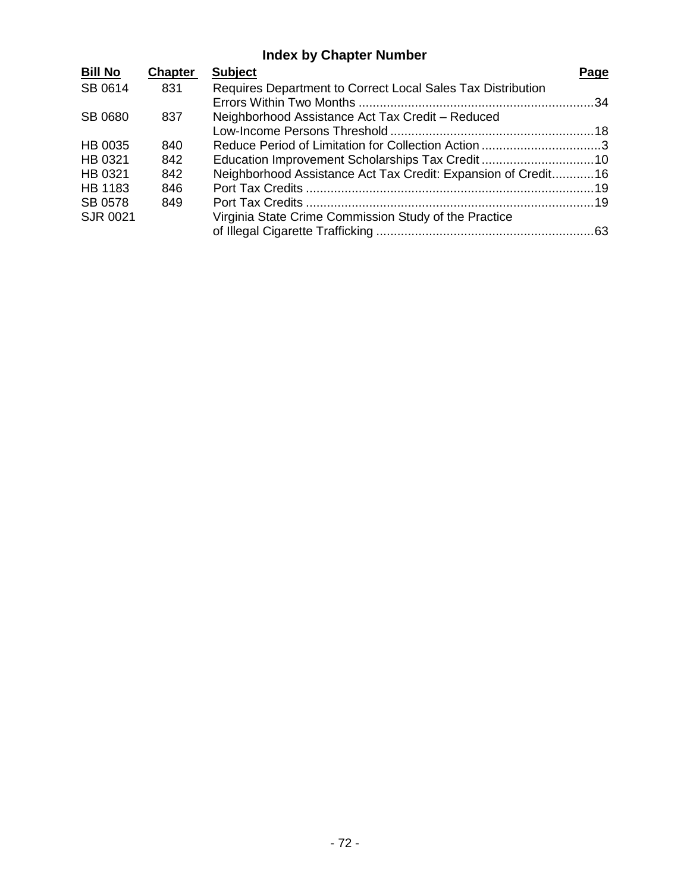## Index by Chapter Number

| Bill No | Chapter | Subject | Page |
|---|---|---|---|
| SB 0614 | 831 | Requires Department to Correct Local Sales Tax Distribution Errors Within Two Months | 34 |
| SB 0680 | 837 | Neighborhood Assistance Act Tax Credit – Reduced Low-Income Persons Threshold | 18 |
| HB 0035 | 840 | Reduce Period of Limitation for Collection Action | 3 |
| HB 0321 | 842 | Education Improvement Scholarships Tax Credit | 10 |
| HB 0321 | 842 | Neighborhood Assistance Act Tax Credit: Expansion of Credit | 16 |
| HB 1183 | 846 | Port Tax Credits | 19 |
| SB 0578 | 849 | Port Tax Credits | 19 |
| SJR 0021 | | Virginia State Crime Commission Study of the Practice of Illegal Cigarette Trafficking | 63 |